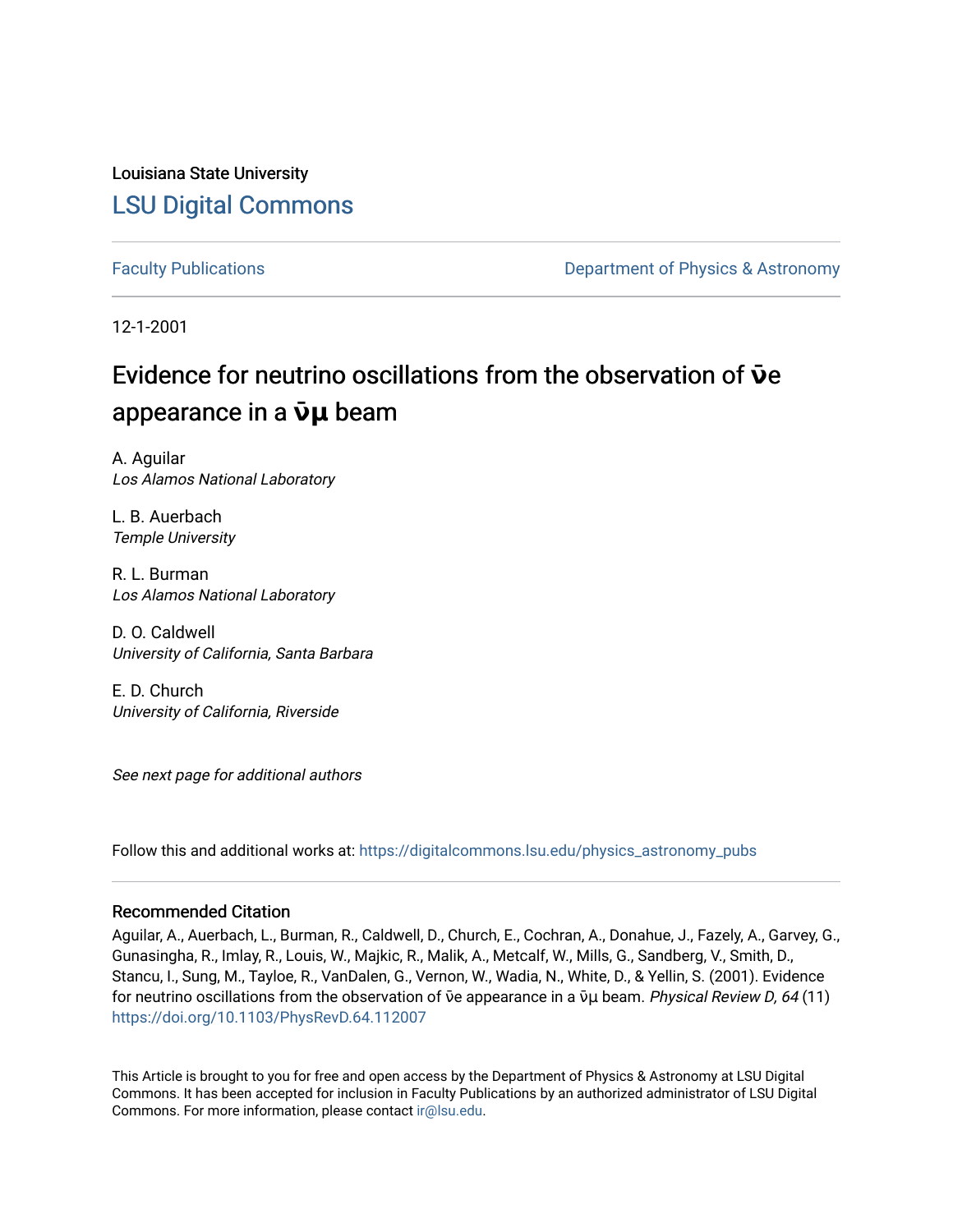Louisiana State University

# LSU Digital Commons

Faculty Publications

Department of Physics & Astronomy

12-1-2001

## Evidence for neutrino oscillations from the observation of $\bar{\nu}_e$ appearance in a $\bar{\nu}_\mu$ beam

A. Aguilar
*Los Alamos National Laboratory*

L. B. Auerbach
*Temple University*

R. L. Burman
*Los Alamos National Laboratory*

D. O. Caldwell
*University of California, Santa Barbara*

E. D. Church
*University of California, Riverside*

*See next page for additional authors*

Follow this and additional works at: https://digitalcommons.lsu.edu/physics_astronomy_pubs

### Recommended Citation

Aguilar, A., Auerbach, L., Burman, R., Caldwell, D., Church, E., Cochran, A., Donahue, J., Fazely, A., Garvey, G., Gunasingha, R., Imlay, R., Louis, W., Majkic, R., Malik, A., Metcalf, W., Mills, G., Sandberg, V., Smith, D., Stancu, I., Sung, M., Tayloe, R., VanDalen, G., Vernon, W., Wadia, N., White, D., & Yellin, S. (2001). Evidence for neutrino oscillations from the observation of $\bar{\nu}$e appearance in a $\bar{\nu}\mu$ beam. *Physical Review D, 64* (11) https://doi.org/10.1103/PhysRevD.64.112007

This Article is brought to you for free and open access by the Department of Physics & Astronomy at LSU Digital Commons. It has been accepted for inclusion in Faculty Publications by an authorized administrator of LSU Digital Commons. For more information, please contact ir@lsu.edu.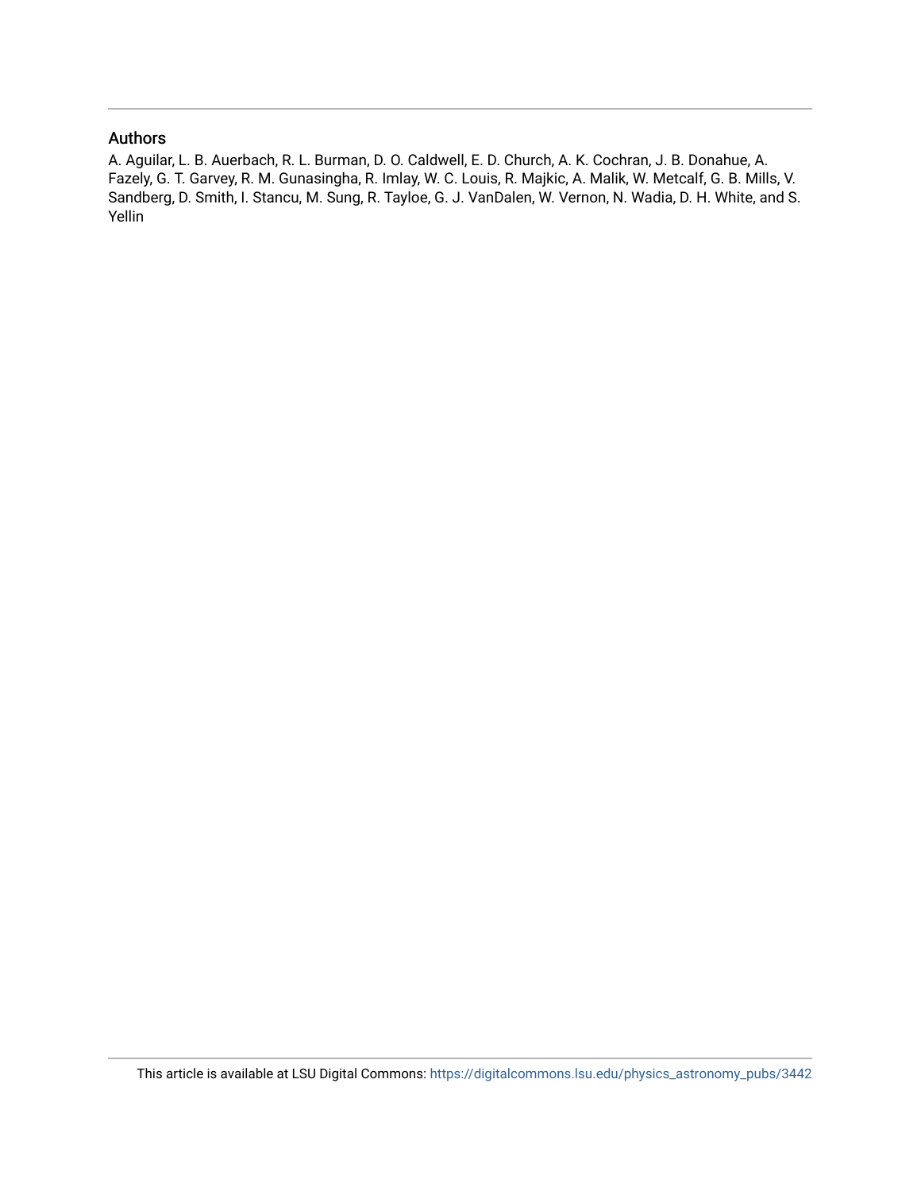## Authors

A. Aguilar, L. B. Auerbach, R. L. Burman, D. O. Caldwell, E. D. Church, A. K. Cochran, J. B. Donahue, A. Fazely, G. T. Garvey, R. M. Gunasingha, R. Imlay, W. C. Louis, R. Majkic, A. Malik, W. Metcalf, G. B. Mills, V. Sandberg, D. Smith, I. Stancu, M. Sung, R. Tayloe, G. J. VanDalen, W. Vernon, N. Wadia, D. H. White, and S. Yellin

This article is available at LSU Digital Commons: https://digitalcommons.lsu.edu/physics_astronomy_pubs/3442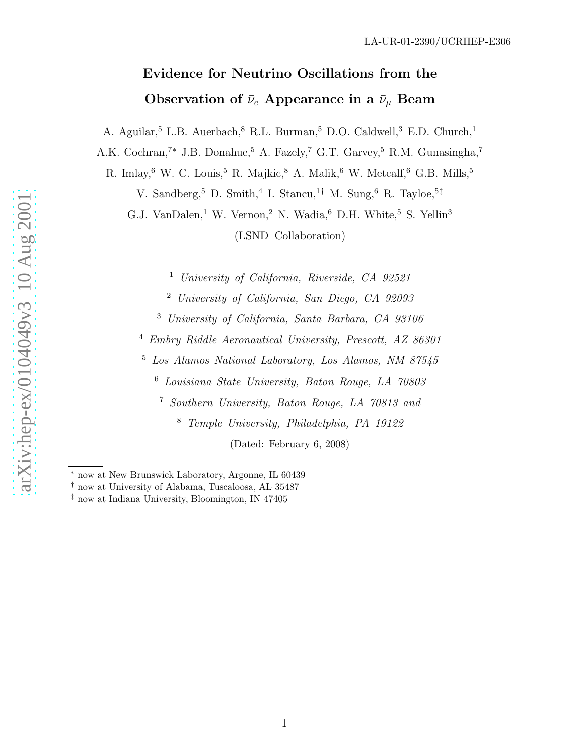LA-UR-01-2390/UCRHEP-E306

# Evidence for Neutrino Oscillations from the Observation of $\bar{\nu}_e$ Appearance in a $\bar{\nu}_\mu$ Beam

A. Aguilar,[5] L.B. Auerbach,[8] R.L. Burman,[5] D.O. Caldwell,[3] E.D. Church,[1] A.K. Cochran,[7,*] J.B. Donahue,[5] A. Fazely,[7] G.T. Garvey,[5] R.M. Gunasingha,[7] R. Imlay,[6] W. C. Louis,[5] R. Majkic,[8] A. Malik,[6] W. Metcalf,[6] G.B. Mills,[5] V. Sandberg,[5] D. Smith,[4] I. Stancu,[1,†] M. Sung,[6] R. Tayloe,[5,‡] G.J. VanDalen,[1] W. Vernon,[2] N. Wadia,[6] D.H. White,[5] S. Yellin[3]

(LSND Collaboration)

[1] *University of California, Riverside, CA 92521*

[2] *University of California, San Diego, CA 92093*

[3] *University of California, Santa Barbara, CA 93106*

[4] *Embry Riddle Aeronautical University, Prescott, AZ 86301*

[5] *Los Alamos National Laboratory, Los Alamos, NM 87545*

[6] *Louisiana State University, Baton Rouge, LA 70803*

[7] *Southern University, Baton Rouge, LA 70813 and*

[8] *Temple University, Philadelphia, PA 19122*

(Dated: February 6, 2008)

---

[*] now at New Brunswick Laboratory, Argonne, IL 60439

[†] now at University of Alabama, Tuscaloosa, AL 35487

[‡] now at Indiana University, Bloomington, IN 47405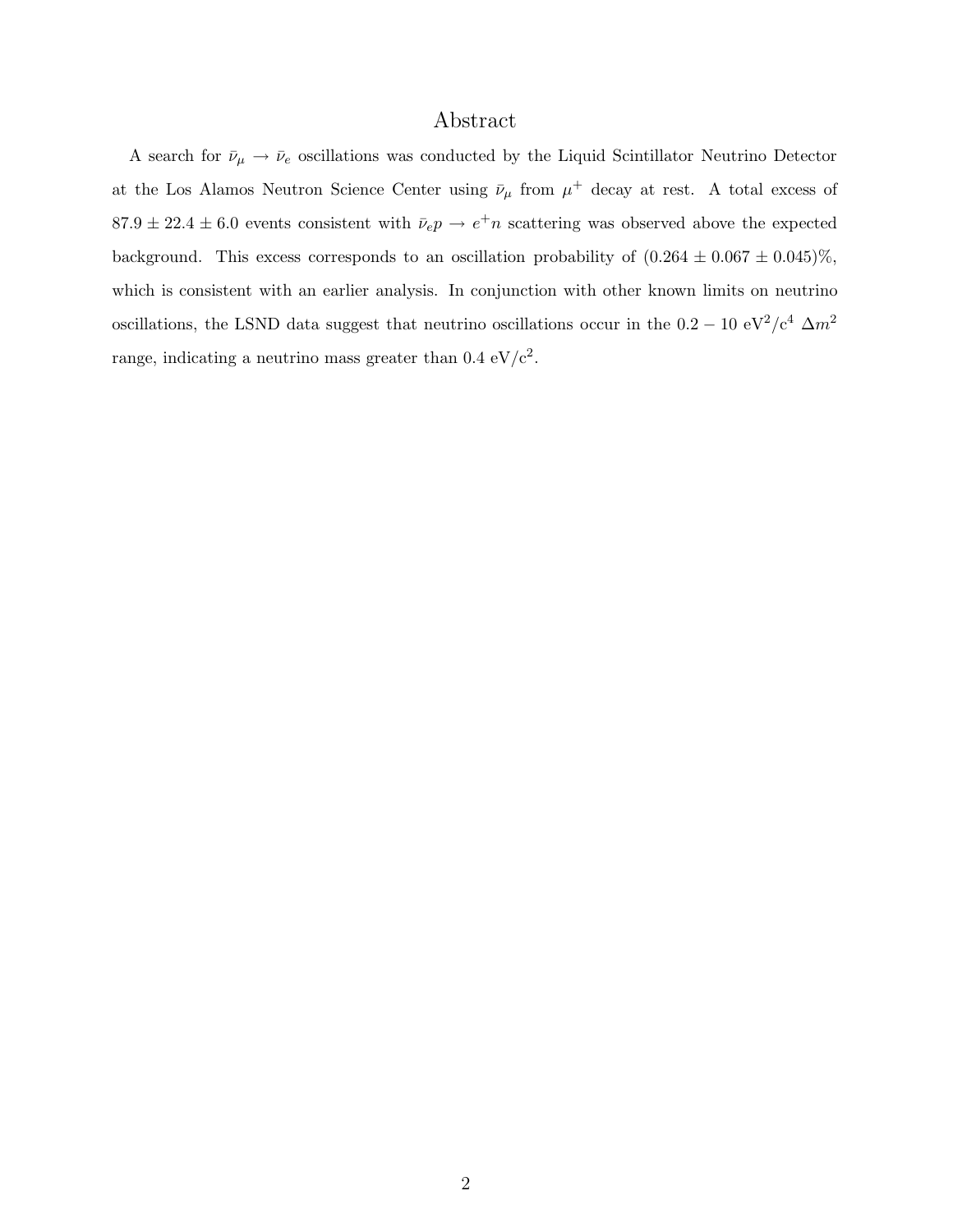## Abstract

A search for $\bar{\nu}_\mu \rightarrow \bar{\nu}_e$ oscillations was conducted by the Liquid Scintillator Neutrino Detector at the Los Alamos Neutron Science Center using $\bar{\nu}_\mu$ from $\mu^+$ decay at rest. A total excess of $87.9 \pm 22.4 \pm 6.0$ events consistent with $\bar{\nu}_e p \rightarrow e^+ n$ scattering was observed above the expected background. This excess corresponds to an oscillation probability of $(0.264 \pm 0.067 \pm 0.045)\%$, which is consistent with an earlier analysis. In conjunction with other known limits on neutrino oscillations, the LSND data suggest that neutrino oscillations occur in the $0.2 - 10$ eV$^2$/c$^4$ $\Delta m^2$ range, indicating a neutrino mass greater than 0.4 eV/c$^2$.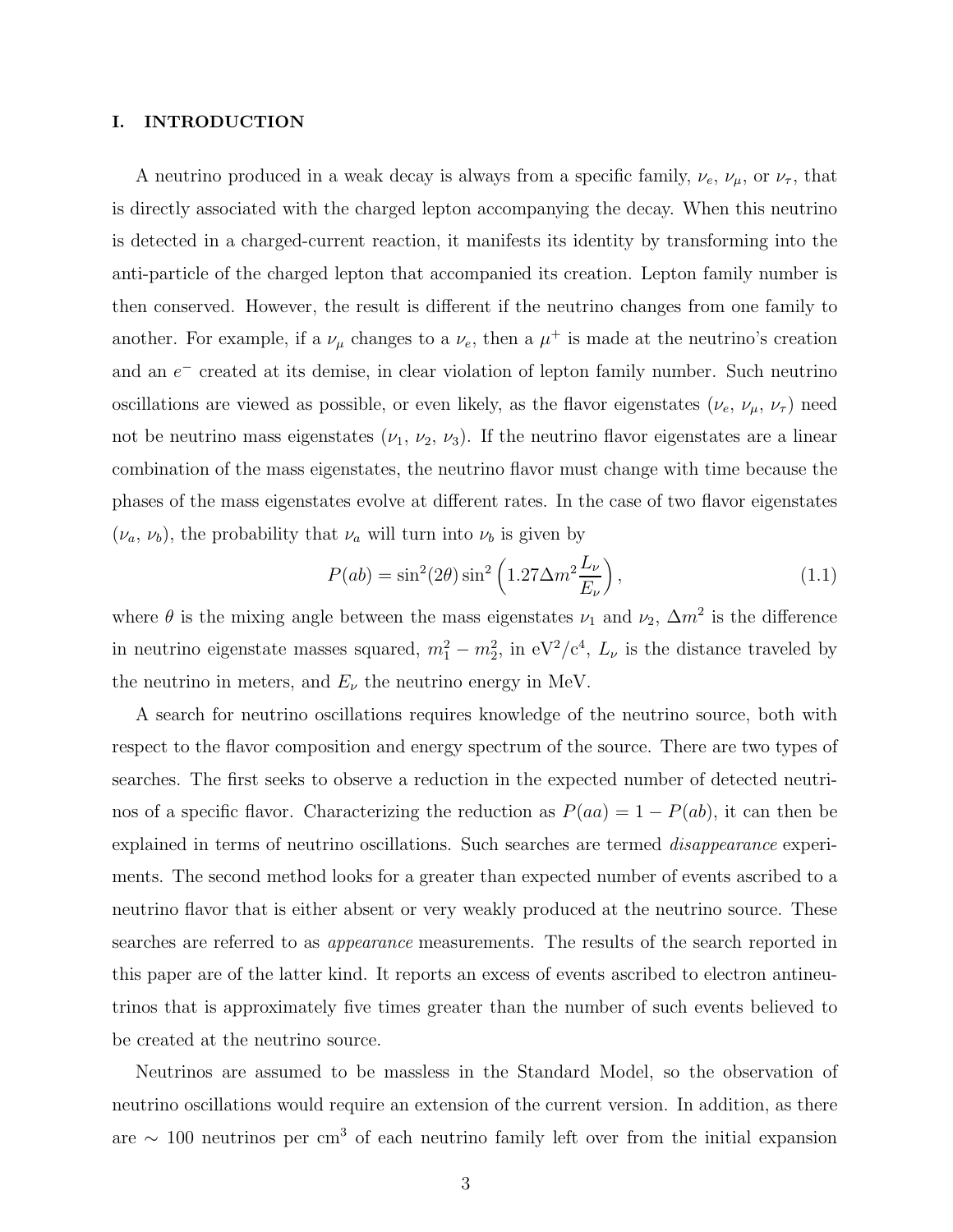## I. INTRODUCTION

A neutrino produced in a weak decay is always from a specific family, $\nu_e$, $\nu_\mu$, or $\nu_\tau$, that is directly associated with the charged lepton accompanying the decay. When this neutrino is detected in a charged-current reaction, it manifests its identity by transforming into the anti-particle of the charged lepton that accompanied its creation. Lepton family number is then conserved. However, the result is different if the neutrino changes from one family to another. For example, if a $\nu_\mu$ changes to a $\nu_e$, then a $\mu^+$ is made at the neutrino's creation and an $e^-$ created at its demise, in clear violation of lepton family number. Such neutrino oscillations are viewed as possible, or even likely, as the flavor eigenstates ($\nu_e$, $\nu_\mu$, $\nu_\tau$) need not be neutrino mass eigenstates ($\nu_1$, $\nu_2$, $\nu_3$). If the neutrino flavor eigenstates are a linear combination of the mass eigenstates, the neutrino flavor must change with time because the phases of the mass eigenstates evolve at different rates. In the case of two flavor eigenstates ($\nu_a$, $\nu_b$), the probability that $\nu_a$ will turn into $\nu_b$ is given by

$$P(ab) = \sin^2(2\theta)\sin^2\left(1.27\Delta m^2 \frac{L_\nu}{E_\nu}\right), \tag{1.1}$$

where $\theta$ is the mixing angle between the mass eigenstates $\nu_1$ and $\nu_2$, $\Delta m^2$ is the difference in neutrino eigenstate masses squared, $m_1^2 - m_2^2$, in $\mathrm{eV}^2/\mathrm{c}^4$, $L_\nu$ is the distance traveled by the neutrino in meters, and $E_\nu$ the neutrino energy in MeV.

A search for neutrino oscillations requires knowledge of the neutrino source, both with respect to the flavor composition and energy spectrum of the source. There are two types of searches. The first seeks to observe a reduction in the expected number of detected neutrinos of a specific flavor. Characterizing the reduction as $P(aa) = 1 - P(ab)$, it can then be explained in terms of neutrino oscillations. Such searches are termed *disappearance* experiments. The second method looks for a greater than expected number of events ascribed to a neutrino flavor that is either absent or very weakly produced at the neutrino source. These searches are referred to as *appearance* measurements. The results of the search reported in this paper are of the latter kind. It reports an excess of events ascribed to electron antineutrinos that is approximately five times greater than the number of such events believed to be created at the neutrino source.

Neutrinos are assumed to be massless in the Standard Model, so the observation of neutrino oscillations would require an extension of the current version. In addition, as there are $\sim 100$ neutrinos per $\mathrm{cm}^3$ of each neutrino family left over from the initial expansion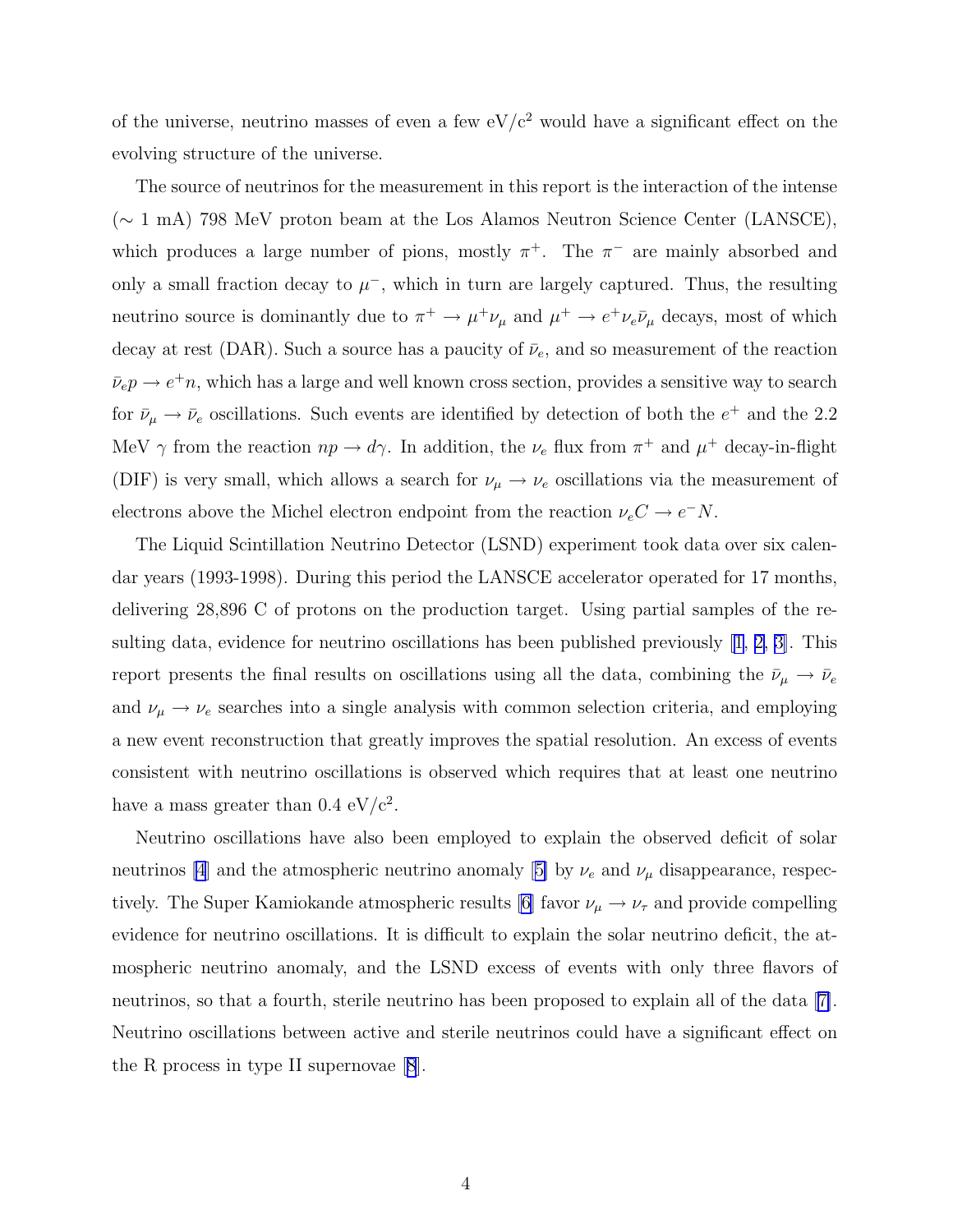of the universe, neutrino masses of even a few eV/c$^2$ would have a significant effect on the evolving structure of the universe.

The source of neutrinos for the measurement in this report is the interaction of the intense ($\sim$ 1 mA) 798 MeV proton beam at the Los Alamos Neutron Science Center (LANSCE), which produces a large number of pions, mostly $\pi^+$. The $\pi^-$ are mainly absorbed and only a small fraction decay to $\mu^-$, which in turn are largely captured. Thus, the resulting neutrino source is dominantly due to $\pi^+ \rightarrow \mu^+ \nu_\mu$ and $\mu^+ \rightarrow e^+ \nu_e \bar{\nu}_\mu$ decays, most of which decay at rest (DAR). Such a source has a paucity of $\bar{\nu}_e$, and so measurement of the reaction $\bar{\nu}_e p \rightarrow e^+ n$, which has a large and well known cross section, provides a sensitive way to search for $\bar{\nu}_\mu \rightarrow \bar{\nu}_e$ oscillations. Such events are identified by detection of both the $e^+$ and the 2.2 MeV $\gamma$ from the reaction $np \rightarrow d\gamma$. In addition, the $\nu_e$ flux from $\pi^+$ and $\mu^+$ decay-in-flight (DIF) is very small, which allows a search for $\nu_\mu \rightarrow \nu_e$ oscillations via the measurement of electrons above the Michel electron endpoint from the reaction $\nu_e C \rightarrow e^- N$.

The Liquid Scintillation Neutrino Detector (LSND) experiment took data over six calendar years (1993-1998). During this period the LANSCE accelerator operated for 17 months, delivering 28,896 C of protons on the production target. Using partial samples of the resulting data, evidence for neutrino oscillations has been published previously [1, 2, 3]. This report presents the final results on oscillations using all the data, combining the $\bar{\nu}_\mu \rightarrow \bar{\nu}_e$ and $\nu_\mu \rightarrow \nu_e$ searches into a single analysis with common selection criteria, and employing a new event reconstruction that greatly improves the spatial resolution. An excess of events consistent with neutrino oscillations is observed which requires that at least one neutrino have a mass greater than 0.4 eV/c$^2$.

Neutrino oscillations have also been employed to explain the observed deficit of solar neutrinos [4] and the atmospheric neutrino anomaly [5] by $\nu_e$ and $\nu_\mu$ disappearance, respectively. The Super Kamiokande atmospheric results [6] favor $\nu_\mu \rightarrow \nu_\tau$ and provide compelling evidence for neutrino oscillations. It is difficult to explain the solar neutrino deficit, the atmospheric neutrino anomaly, and the LSND excess of events with only three flavors of neutrinos, so that a fourth, sterile neutrino has been proposed to explain all of the data [7]. Neutrino oscillations between active and sterile neutrinos could have a significant effect on the R process in type II supernovae [8].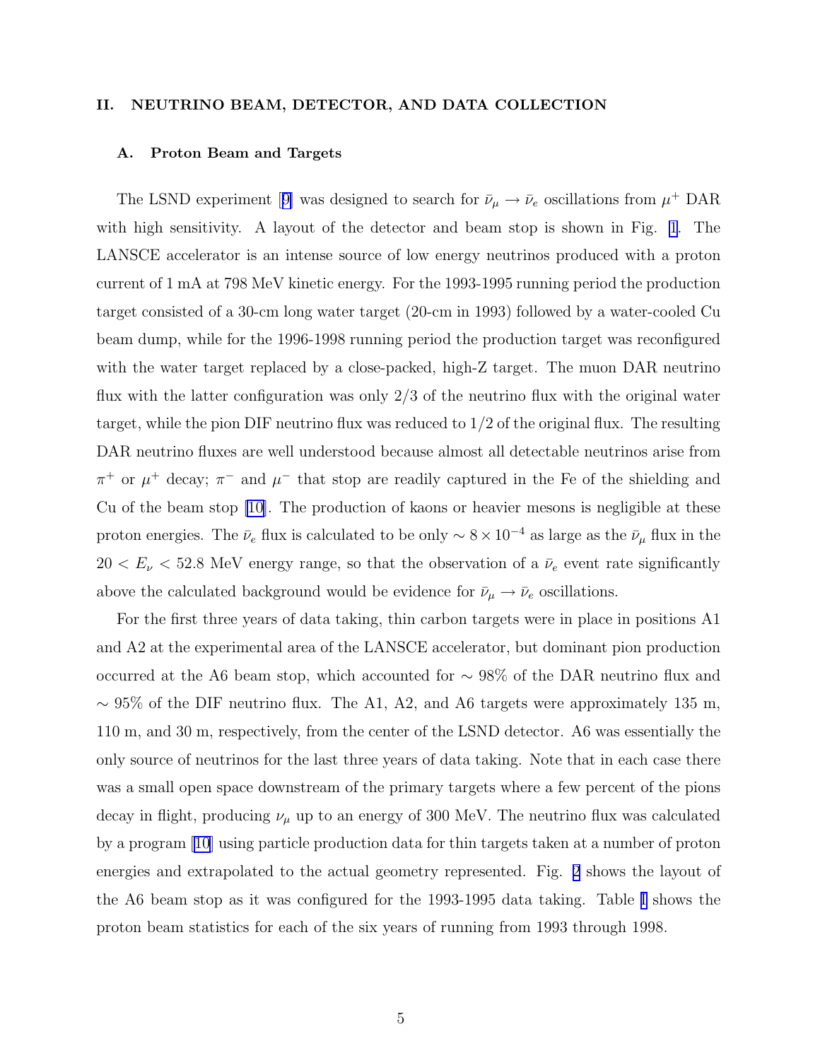## II. NEUTRINO BEAM, DETECTOR, AND DATA COLLECTION

### A. Proton Beam and Targets

The LSND experiment [9] was designed to search for $\bar{\nu}_\mu \rightarrow \bar{\nu}_e$ oscillations from $\mu^+$ DAR with high sensitivity. A layout of the detector and beam stop is shown in Fig. 1. The LANSCE accelerator is an intense source of low energy neutrinos produced with a proton current of 1 mA at 798 MeV kinetic energy. For the 1993-1995 running period the production target consisted of a 30-cm long water target (20-cm in 1993) followed by a water-cooled Cu beam dump, while for the 1996-1998 running period the production target was reconfigured with the water target replaced by a close-packed, high-Z target. The muon DAR neutrino flux with the latter configuration was only 2/3 of the neutrino flux with the original water target, while the pion DIF neutrino flux was reduced to 1/2 of the original flux. The resulting DAR neutrino fluxes are well understood because almost all detectable neutrinos arise from $\pi^+$ or $\mu^+$ decay; $\pi^-$ and $\mu^-$ that stop are readily captured in the Fe of the shielding and Cu of the beam stop [10]. The production of kaons or heavier mesons is negligible at these proton energies. The $\bar{\nu}_e$ flux is calculated to be only $\sim 8 \times 10^{-4}$ as large as the $\bar{\nu}_\mu$ flux in the $20 < E_\nu < 52.8$ MeV energy range, so that the observation of a $\bar{\nu}_e$ event rate significantly above the calculated background would be evidence for $\bar{\nu}_\mu \rightarrow \bar{\nu}_e$ oscillations.

For the first three years of data taking, thin carbon targets were in place in positions A1 and A2 at the experimental area of the LANSCE accelerator, but dominant pion production occurred at the A6 beam stop, which accounted for $\sim 98\%$ of the DAR neutrino flux and $\sim 95\%$ of the DIF neutrino flux. The A1, A2, and A6 targets were approximately 135 m, 110 m, and 30 m, respectively, from the center of the LSND detector. A6 was essentially the only source of neutrinos for the last three years of data taking. Note that in each case there was a small open space downstream of the primary targets where a few percent of the pions decay in flight, producing $\nu_\mu$ up to an energy of 300 MeV. The neutrino flux was calculated by a program [10] using particle production data for thin targets taken at a number of proton energies and extrapolated to the actual geometry represented. Fig. 2 shows the layout of the A6 beam stop as it was configured for the 1993-1995 data taking. Table I shows the proton beam statistics for each of the six years of running from 1993 through 1998.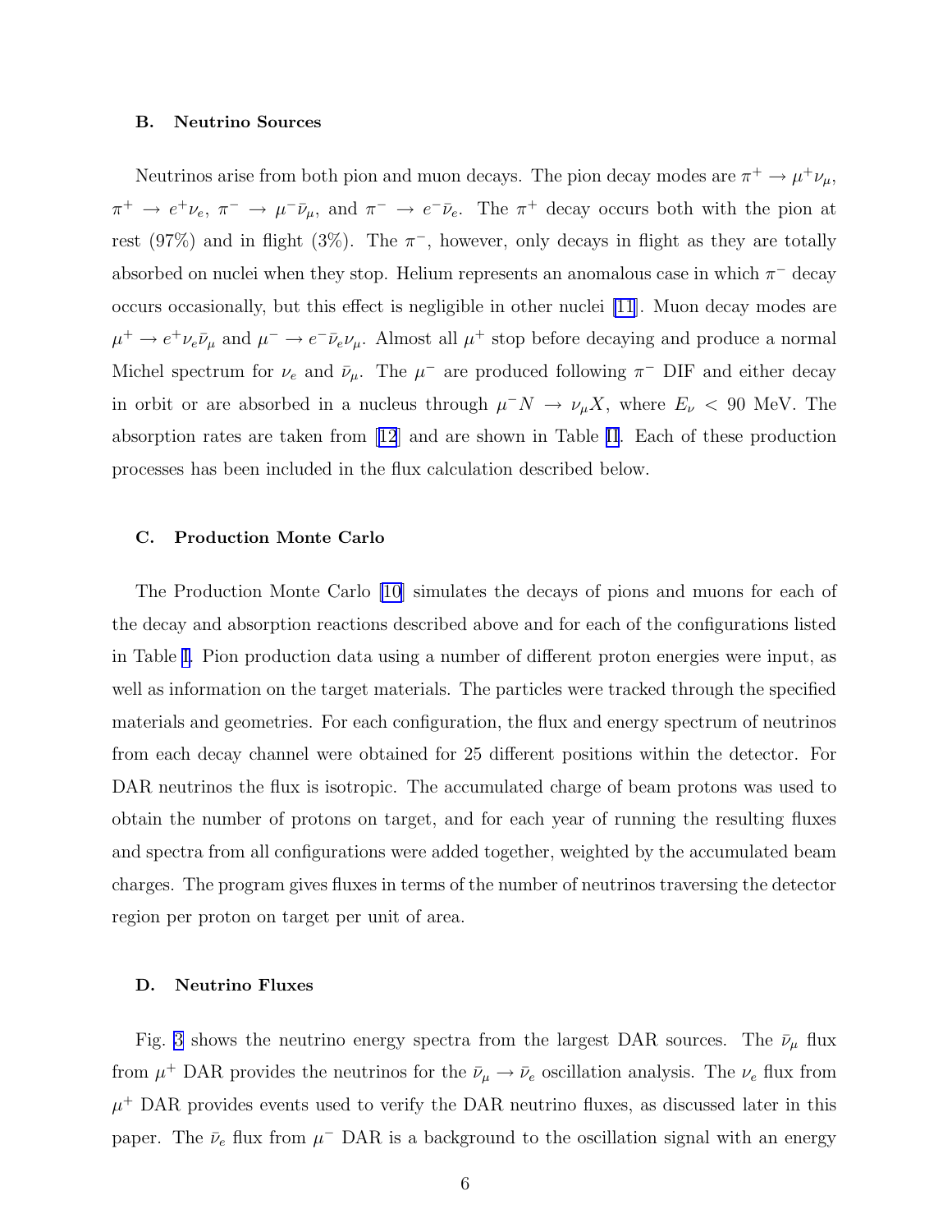### B. Neutrino Sources

Neutrinos arise from both pion and muon decays. The pion decay modes are $\pi^+ \rightarrow \mu^+\nu_\mu$, $\pi^+ \rightarrow e^+\nu_e$, $\pi^- \rightarrow \mu^-\bar{\nu}_\mu$, and $\pi^- \rightarrow e^-\bar{\nu}_e$. The $\pi^+$ decay occurs both with the pion at rest (97%) and in flight (3%). The $\pi^-$, however, only decays in flight as they are totally absorbed on nuclei when they stop. Helium represents an anomalous case in which $\pi^-$ decay occurs occasionally, but this effect is negligible in other nuclei [11]. Muon decay modes are $\mu^+ \rightarrow e^+\nu_e\bar{\nu}_\mu$ and $\mu^- \rightarrow e^-\bar{\nu}_e\nu_\mu$. Almost all $\mu^+$ stop before decaying and produce a normal Michel spectrum for $\nu_e$ and $\bar{\nu}_\mu$. The $\mu^-$ are produced following $\pi^-$ DIF and either decay in orbit or are absorbed in a nucleus through $\mu^- N \rightarrow \nu_\mu X$, where $E_\nu < 90$ MeV. The absorption rates are taken from [12] and are shown in Table II. Each of these production processes has been included in the flux calculation described below.

### C. Production Monte Carlo

The Production Monte Carlo [10] simulates the decays of pions and muons for each of the decay and absorption reactions described above and for each of the configurations listed in Table I. Pion production data using a number of different proton energies were input, as well as information on the target materials. The particles were tracked through the specified materials and geometries. For each configuration, the flux and energy spectrum of neutrinos from each decay channel were obtained for 25 different positions within the detector. For DAR neutrinos the flux is isotropic. The accumulated charge of beam protons was used to obtain the number of protons on target, and for each year of running the resulting fluxes and spectra from all configurations were added together, weighted by the accumulated beam charges. The program gives fluxes in terms of the number of neutrinos traversing the detector region per proton on target per unit of area.

### D. Neutrino Fluxes

Fig. 3 shows the neutrino energy spectra from the largest DAR sources. The $\bar{\nu}_\mu$ flux from $\mu^+$ DAR provides the neutrinos for the $\bar{\nu}_\mu \rightarrow \bar{\nu}_e$ oscillation analysis. The $\nu_e$ flux from $\mu^+$ DAR provides events used to verify the DAR neutrino fluxes, as discussed later in this paper. The $\bar{\nu}_e$ flux from $\mu^-$ DAR is a background to the oscillation signal with an energy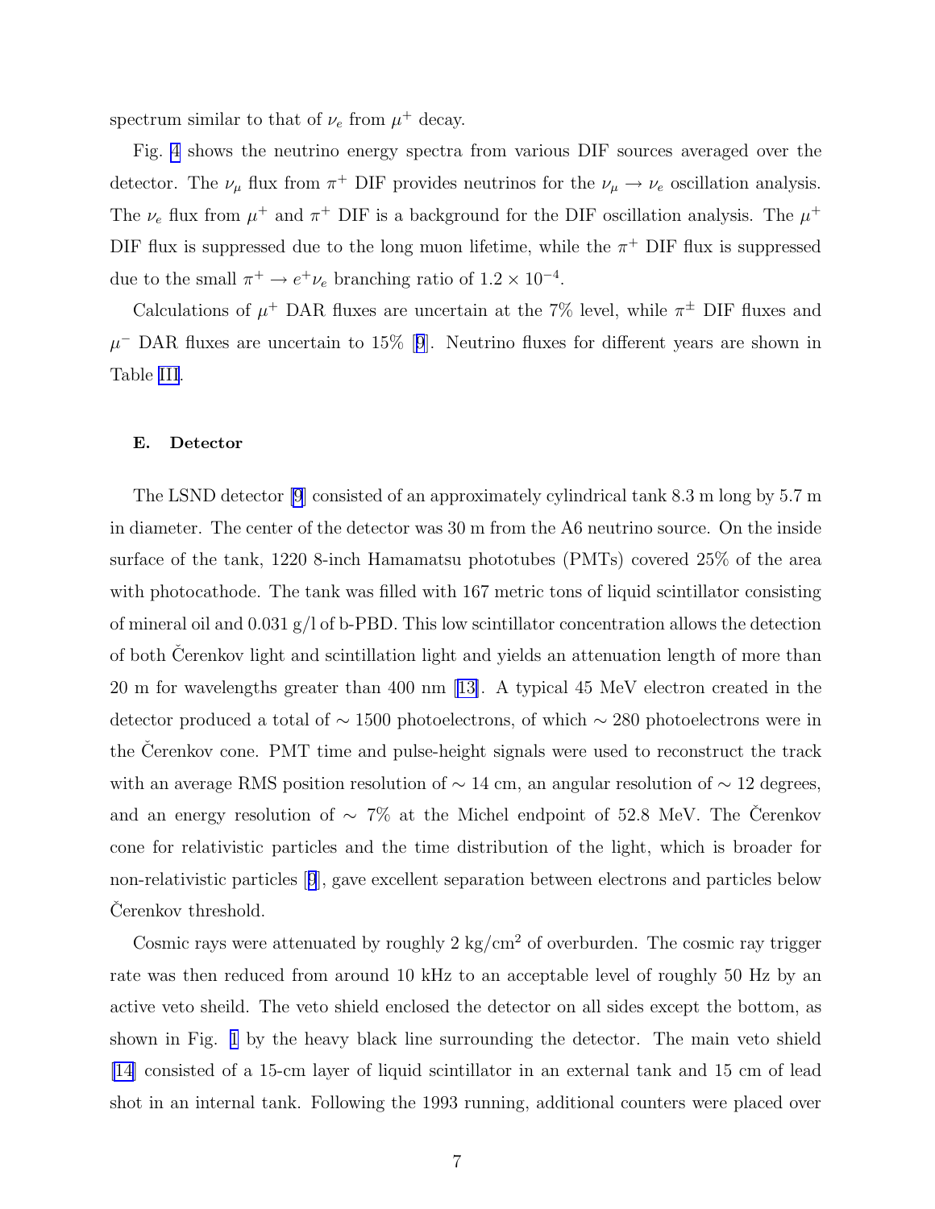spectrum similar to that of $\nu_e$ from $\mu^+$ decay.

Fig. 4 shows the neutrino energy spectra from various DIF sources averaged over the detector. The $\nu_\mu$ flux from $\pi^+$ DIF provides neutrinos for the $\nu_\mu \rightarrow \nu_e$ oscillation analysis. The $\nu_e$ flux from $\mu^+$ and $\pi^+$ DIF is a background for the DIF oscillation analysis. The $\mu^+$ DIF flux is suppressed due to the long muon lifetime, while the $\pi^+$ DIF flux is suppressed due to the small $\pi^+ \rightarrow e^+\nu_e$ branching ratio of $1.2 \times 10^{-4}$.

Calculations of $\mu^+$ DAR fluxes are uncertain at the 7% level, while $\pi^\pm$ DIF fluxes and $\mu^-$ DAR fluxes are uncertain to 15% [9]. Neutrino fluxes for different years are shown in Table III.

### E. Detector

The LSND detector [9] consisted of an approximately cylindrical tank 8.3 m long by 5.7 m in diameter. The center of the detector was 30 m from the A6 neutrino source. On the inside surface of the tank, 1220 8-inch Hamamatsu phototubes (PMTs) covered 25% of the area with photocathode. The tank was filled with 167 metric tons of liquid scintillator consisting of mineral oil and 0.031 g/l of b-PBD. This low scintillator concentration allows the detection of both Čerenkov light and scintillation light and yields an attenuation length of more than 20 m for wavelengths greater than 400 nm [13]. A typical 45 MeV electron created in the detector produced a total of $\sim 1500$ photoelectrons, of which $\sim 280$ photoelectrons were in the Čerenkov cone. PMT time and pulse-height signals were used to reconstruct the track with an average RMS position resolution of $\sim 14$ cm, an angular resolution of $\sim 12$ degrees, and an energy resolution of $\sim 7\%$ at the Michel endpoint of 52.8 MeV. The Čerenkov cone for relativistic particles and the time distribution of the light, which is broader for non-relativistic particles [9], gave excellent separation between electrons and particles below Čerenkov threshold.

Cosmic rays were attenuated by roughly 2 kg/cm$^2$ of overburden. The cosmic ray trigger rate was then reduced from around 10 kHz to an acceptable level of roughly 50 Hz by an active veto sheild. The veto shield enclosed the detector on all sides except the bottom, as shown in Fig. 1 by the heavy black line surrounding the detector. The main veto shield [14] consisted of a 15-cm layer of liquid scintillator in an external tank and 15 cm of lead shot in an internal tank. Following the 1993 running, additional counters were placed over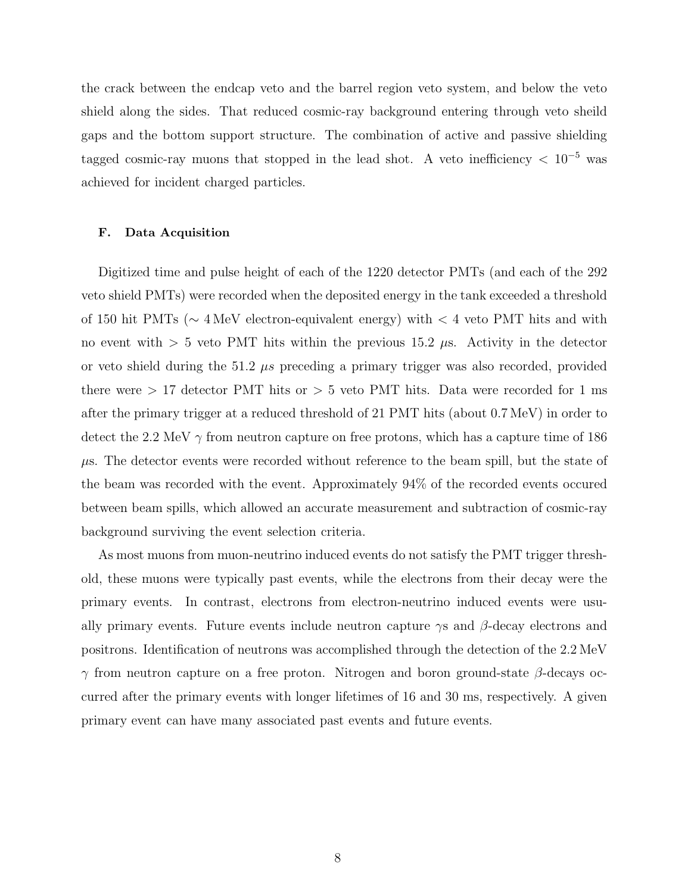the crack between the endcap veto and the barrel region veto system, and below the veto shield along the sides. That reduced cosmic-ray background entering through veto sheild gaps and the bottom support structure. The combination of active and passive shielding tagged cosmic-ray muons that stopped in the lead shot. A veto inefficiency $< 10^{-5}$ was achieved for incident charged particles.

### F. Data Acquisition

Digitized time and pulse height of each of the 1220 detector PMTs (and each of the 292 veto shield PMTs) were recorded when the deposited energy in the tank exceeded a threshold of 150 hit PMTs ($\sim 4\,\text{MeV}$ electron-equivalent energy) with $< 4$ veto PMT hits and with no event with $> 5$ veto PMT hits within the previous 15.2 $\mu$s. Activity in the detector or veto shield during the 51.2 $\mu s$ preceding a primary trigger was also recorded, provided there were $> 17$ detector PMT hits or $> 5$ veto PMT hits. Data were recorded for 1 ms after the primary trigger at a reduced threshold of 21 PMT hits (about 0.7 MeV) in order to detect the 2.2 MeV $\gamma$ from neutron capture on free protons, which has a capture time of 186 $\mu$s. The detector events were recorded without reference to the beam spill, but the state of the beam was recorded with the event. Approximately 94% of the recorded events occured between beam spills, which allowed an accurate measurement and subtraction of cosmic-ray background surviving the event selection criteria.

As most muons from muon-neutrino induced events do not satisfy the PMT trigger threshold, these muons were typically past events, while the electrons from their decay were the primary events. In contrast, electrons from electron-neutrino induced events were usually primary events. Future events include neutron capture $\gamma$s and $\beta$-decay electrons and positrons. Identification of neutrons was accomplished through the detection of the 2.2 MeV $\gamma$ from neutron capture on a free proton. Nitrogen and boron ground-state $\beta$-decays occurred after the primary events with longer lifetimes of 16 and 30 ms, respectively. A given primary event can have many associated past events and future events.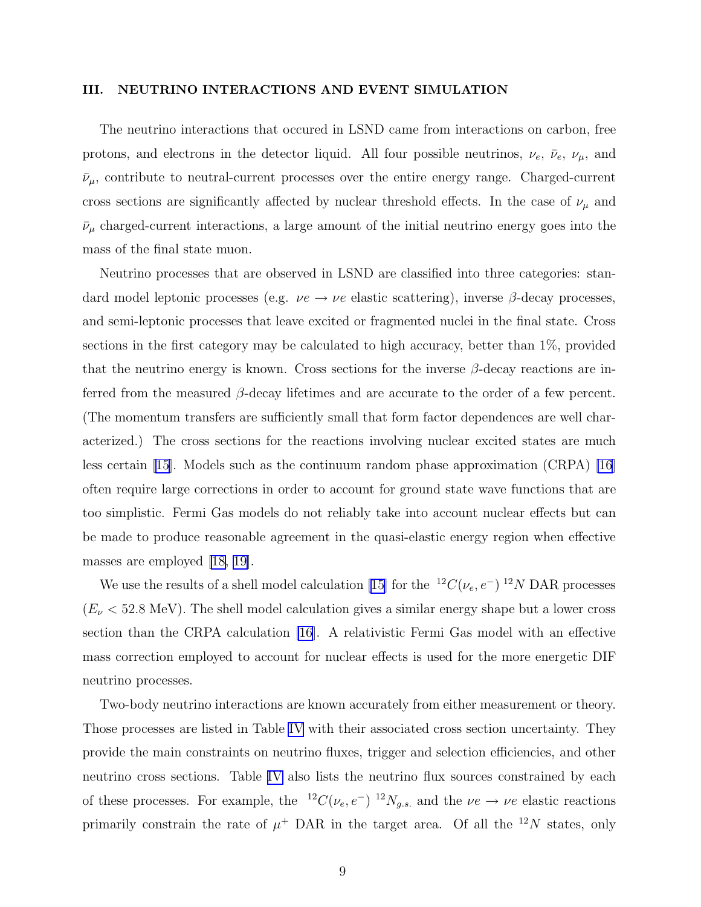## III. NEUTRINO INTERACTIONS AND EVENT SIMULATION

The neutrino interactions that occured in LSND came from interactions on carbon, free protons, and electrons in the detector liquid. All four possible neutrinos, $\nu_e$, $\bar{\nu}_e$, $\nu_\mu$, and $\bar{\nu}_\mu$, contribute to neutral-current processes over the entire energy range. Charged-current cross sections are significantly affected by nuclear threshold effects. In the case of $\nu_\mu$ and $\bar{\nu}_\mu$ charged-current interactions, a large amount of the initial neutrino energy goes into the mass of the final state muon.

Neutrino processes that are observed in LSND are classified into three categories: standard model leptonic processes (e.g. $\nu e \rightarrow \nu e$ elastic scattering), inverse $\beta$-decay processes, and semi-leptonic processes that leave excited or fragmented nuclei in the final state. Cross sections in the first category may be calculated to high accuracy, better than 1%, provided that the neutrino energy is known. Cross sections for the inverse $\beta$-decay reactions are inferred from the measured $\beta$-decay lifetimes and are accurate to the order of a few percent. (The momentum transfers are sufficiently small that form factor dependences are well characterized.) The cross sections for the reactions involving nuclear excited states are much less certain [15]. Models such as the continuum random phase approximation (CRPA) [16] often require large corrections in order to account for ground state wave functions that are too simplistic. Fermi Gas models do not reliably take into account nuclear effects but can be made to produce reasonable agreement in the quasi-elastic energy region when effective masses are employed [18, 19].

We use the results of a shell model calculation [15] for the $^{12}C(\nu_e, e^-)\,^{12}N$ DAR processes ($E_\nu < 52.8$ MeV). The shell model calculation gives a similar energy shape but a lower cross section than the CRPA calculation [16]. A relativistic Fermi Gas model with an effective mass correction employed to account for nuclear effects is used for the more energetic DIF neutrino processes.

Two-body neutrino interactions are known accurately from either measurement or theory. Those processes are listed in Table IV with their associated cross section uncertainty. They provide the main constraints on neutrino fluxes, trigger and selection efficiencies, and other neutrino cross sections. Table IV also lists the neutrino flux sources constrained by each of these processes. For example, the $^{12}C(\nu_e, e^-)\,^{12}N_{g.s.}$ and the $\nu e \rightarrow \nu e$ elastic reactions primarily constrain the rate of $\mu^+$ DAR in the target area. Of all the $^{12}N$ states, only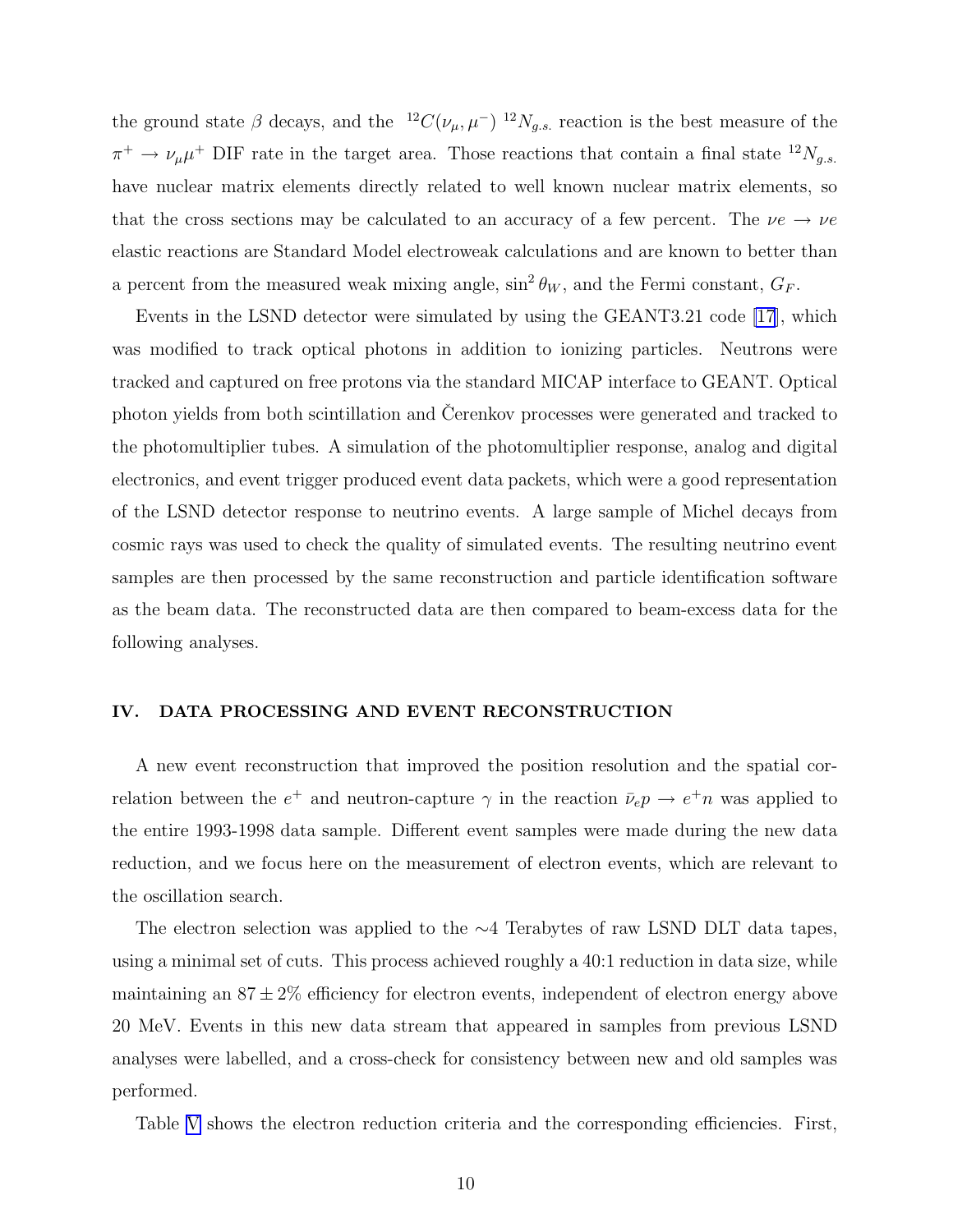the ground state $\beta$ decays, and the $^{12}C(\nu_\mu, \mu^-)\ ^{12}N_{g.s.}$ reaction is the best measure of the $\pi^+ \to \nu_\mu \mu^+$ DIF rate in the target area. Those reactions that contain a final state $^{12}N_{g.s.}$ have nuclear matrix elements directly related to well known nuclear matrix elements, so that the cross sections may be calculated to an accuracy of a few percent. The $\nu e \to \nu e$ elastic reactions are Standard Model electroweak calculations and are known to better than a percent from the measured weak mixing angle, $\sin^2\theta_W$, and the Fermi constant, $G_F$.

Events in the LSND detector were simulated by using the GEANT3.21 code [17], which was modified to track optical photons in addition to ionizing particles. Neutrons were tracked and captured on free protons via the standard MICAP interface to GEANT. Optical photon yields from both scintillation and Čerenkov processes were generated and tracked to the photomultiplier tubes. A simulation of the photomultiplier response, analog and digital electronics, and event trigger produced event data packets, which were a good representation of the LSND detector response to neutrino events. A large sample of Michel decays from cosmic rays was used to check the quality of simulated events. The resulting neutrino event samples are then processed by the same reconstruction and particle identification software as the beam data. The reconstructed data are then compared to beam-excess data for the following analyses.

## IV. DATA PROCESSING AND EVENT RECONSTRUCTION

A new event reconstruction that improved the position resolution and the spatial correlation between the $e^+$ and neutron-capture $\gamma$ in the reaction $\bar{\nu}_e p \to e^+ n$ was applied to the entire 1993-1998 data sample. Different event samples were made during the new data reduction, and we focus here on the measurement of electron events, which are relevant to the oscillation search.

The electron selection was applied to the $\sim$4 Terabytes of raw LSND DLT data tapes, using a minimal set of cuts. This process achieved roughly a 40:1 reduction in data size, while maintaining an $87 \pm 2\%$ efficiency for electron events, independent of electron energy above 20 MeV. Events in this new data stream that appeared in samples from previous LSND analyses were labelled, and a cross-check for consistency between new and old samples was performed.

Table V shows the electron reduction criteria and the corresponding efficiencies. First,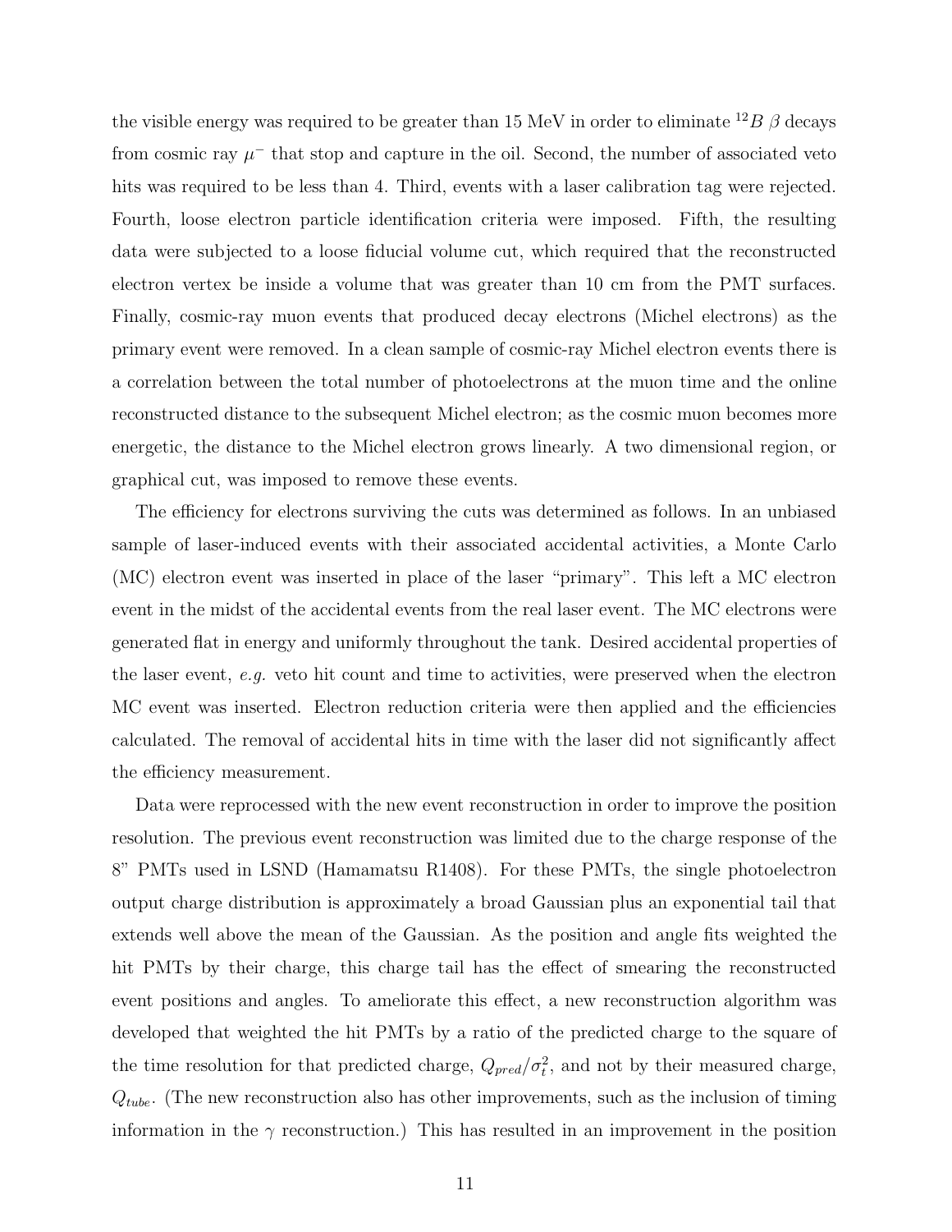the visible energy was required to be greater than 15 MeV in order to eliminate $^{12}B$ $\beta$ decays from cosmic ray $\mu^-$ that stop and capture in the oil. Second, the number of associated veto hits was required to be less than 4. Third, events with a laser calibration tag were rejected. Fourth, loose electron particle identification criteria were imposed. Fifth, the resulting data were subjected to a loose fiducial volume cut, which required that the reconstructed electron vertex be inside a volume that was greater than 10 cm from the PMT surfaces. Finally, cosmic-ray muon events that produced decay electrons (Michel electrons) as the primary event were removed. In a clean sample of cosmic-ray Michel electron events there is a correlation between the total number of photoelectrons at the muon time and the online reconstructed distance to the subsequent Michel electron; as the cosmic muon becomes more energetic, the distance to the Michel electron grows linearly. A two dimensional region, or graphical cut, was imposed to remove these events.

The efficiency for electrons surviving the cuts was determined as follows. In an unbiased sample of laser-induced events with their associated accidental activities, a Monte Carlo (MC) electron event was inserted in place of the laser "primary". This left a MC electron event in the midst of the accidental events from the real laser event. The MC electrons were generated flat in energy and uniformly throughout the tank. Desired accidental properties of the laser event, *e.g.* veto hit count and time to activities, were preserved when the electron MC event was inserted. Electron reduction criteria were then applied and the efficiencies calculated. The removal of accidental hits in time with the laser did not significantly affect the efficiency measurement.

Data were reprocessed with the new event reconstruction in order to improve the position resolution. The previous event reconstruction was limited due to the charge response of the 8" PMTs used in LSND (Hamamatsu R1408). For these PMTs, the single photoelectron output charge distribution is approximately a broad Gaussian plus an exponential tail that extends well above the mean of the Gaussian. As the position and angle fits weighted the hit PMTs by their charge, this charge tail has the effect of smearing the reconstructed event positions and angles. To ameliorate this effect, a new reconstruction algorithm was developed that weighted the hit PMTs by a ratio of the predicted charge to the square of the time resolution for that predicted charge, $Q_{pred}/\sigma_t^2$, and not by their measured charge, $Q_{tube}$. (The new reconstruction also has other improvements, such as the inclusion of timing information in the $\gamma$ reconstruction.) This has resulted in an improvement in the position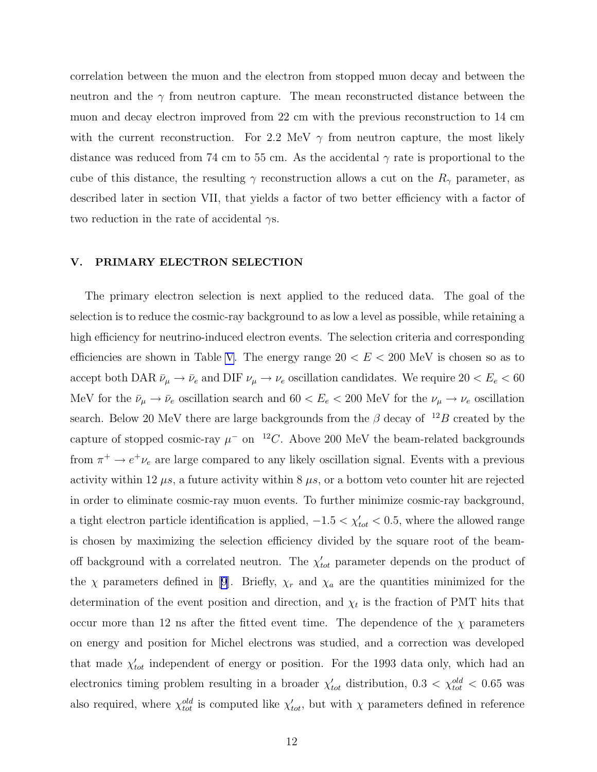correlation between the muon and the electron from stopped muon decay and between the neutron and the $\gamma$ from neutron capture. The mean reconstructed distance between the muon and decay electron improved from 22 cm with the previous reconstruction to 14 cm with the current reconstruction. For 2.2 MeV $\gamma$ from neutron capture, the most likely distance was reduced from 74 cm to 55 cm. As the accidental $\gamma$ rate is proportional to the cube of this distance, the resulting $\gamma$ reconstruction allows a cut on the $R_\gamma$ parameter, as described later in section VII, that yields a factor of two better efficiency with a factor of two reduction in the rate of accidental $\gamma$s.

## V. PRIMARY ELECTRON SELECTION

The primary electron selection is next applied to the reduced data. The goal of the selection is to reduce the cosmic-ray background to as low a level as possible, while retaining a high efficiency for neutrino-induced electron events. The selection criteria and corresponding efficiencies are shown in Table V. The energy range $20 < E < 200$ MeV is chosen so as to accept both DAR $\bar{\nu}_\mu \rightarrow \bar{\nu}_e$ and DIF $\nu_\mu \rightarrow \nu_e$ oscillation candidates. We require $20 < E_e < 60$ MeV for the $\bar{\nu}_\mu \rightarrow \bar{\nu}_e$ oscillation search and $60 < E_e < 200$ MeV for the $\nu_\mu \rightarrow \nu_e$ oscillation search. Below 20 MeV there are large backgrounds from the $\beta$ decay of $^{12}B$ created by the capture of stopped cosmic-ray $\mu^-$ on $^{12}C$. Above 200 MeV the beam-related backgrounds from $\pi^+ \rightarrow e^+\nu_e$ are large compared to any likely oscillation signal. Events with a previous activity within 12 $\mu s$, a future activity within 8 $\mu s$, or a bottom veto counter hit are rejected in order to eliminate cosmic-ray muon events. To further minimize cosmic-ray background, a tight electron particle identification is applied, $-1.5 < \chi'_{tot} < 0.5$, where the allowed range is chosen by maximizing the selection efficiency divided by the square root of the beam-off background with a correlated neutron. The $\chi'_{tot}$ parameter depends on the product of the $\chi$ parameters defined in [9]. Briefly, $\chi_r$ and $\chi_a$ are the quantities minimized for the determination of the event position and direction, and $\chi_t$ is the fraction of PMT hits that occur more than 12 ns after the fitted event time. The dependence of the $\chi$ parameters on energy and position for Michel electrons was studied, and a correction was developed that made $\chi'_{tot}$ independent of energy or position. For the 1993 data only, which had an electronics timing problem resulting in a broader $\chi'_{tot}$ distribution, $0.3 < \chi^{old}_{tot} < 0.65$ was also required, where $\chi^{old}_{tot}$ is computed like $\chi'_{tot}$, but with $\chi$ parameters defined in reference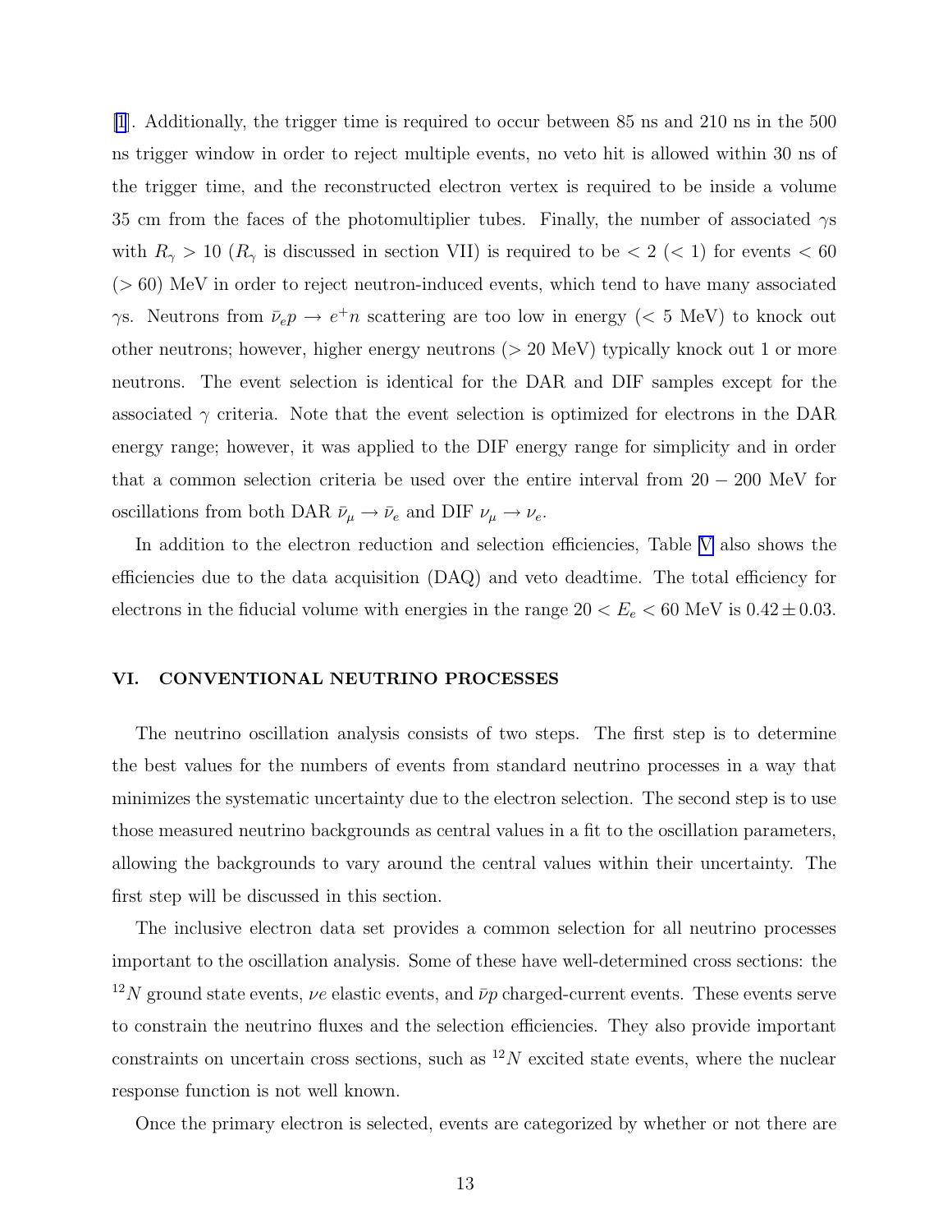[1]. Additionally, the trigger time is required to occur between 85 ns and 210 ns in the 500 ns trigger window in order to reject multiple events, no veto hit is allowed within 30 ns of the trigger time, and the reconstructed electron vertex is required to be inside a volume 35 cm from the faces of the photomultiplier tubes. Finally, the number of associated $\gamma$s with $R_\gamma > 10$ ($R_\gamma$ is discussed in section VII) is required to be $< 2$ ($< 1$) for events $< 60$ ($> 60$) MeV in order to reject neutron-induced events, which tend to have many associated $\gamma$s. Neutrons from $\bar{\nu}_e p \rightarrow e^+ n$ scattering are too low in energy ($< 5$ MeV) to knock out other neutrons; however, higher energy neutrons ($> 20$ MeV) typically knock out 1 or more neutrons. The event selection is identical for the DAR and DIF samples except for the associated $\gamma$ criteria. Note that the event selection is optimized for electrons in the DAR energy range; however, it was applied to the DIF energy range for simplicity and in order that a common selection criteria be used over the entire interval from $20 - 200$ MeV for oscillations from both DAR $\bar{\nu}_\mu \rightarrow \bar{\nu}_e$ and DIF $\nu_\mu \rightarrow \nu_e$.

In addition to the electron reduction and selection efficiencies, Table V also shows the efficiencies due to the data acquisition (DAQ) and veto deadtime. The total efficiency for electrons in the fiducial volume with energies in the range $20 < E_e < 60$ MeV is $0.42 \pm 0.03$.

## VI. CONVENTIONAL NEUTRINO PROCESSES

The neutrino oscillation analysis consists of two steps. The first step is to determine the best values for the numbers of events from standard neutrino processes in a way that minimizes the systematic uncertainty due to the electron selection. The second step is to use those measured neutrino backgrounds as central values in a fit to the oscillation parameters, allowing the backgrounds to vary around the central values within their uncertainty. The first step will be discussed in this section.

The inclusive electron data set provides a common selection for all neutrino processes important to the oscillation analysis. Some of these have well-determined cross sections: the $^{12}N$ ground state events, $\nu e$ elastic events, and $\bar{\nu} p$ charged-current events. These events serve to constrain the neutrino fluxes and the selection efficiencies. They also provide important constraints on uncertain cross sections, such as $^{12}N$ excited state events, where the nuclear response function is not well known.

Once the primary electron is selected, events are categorized by whether or not there are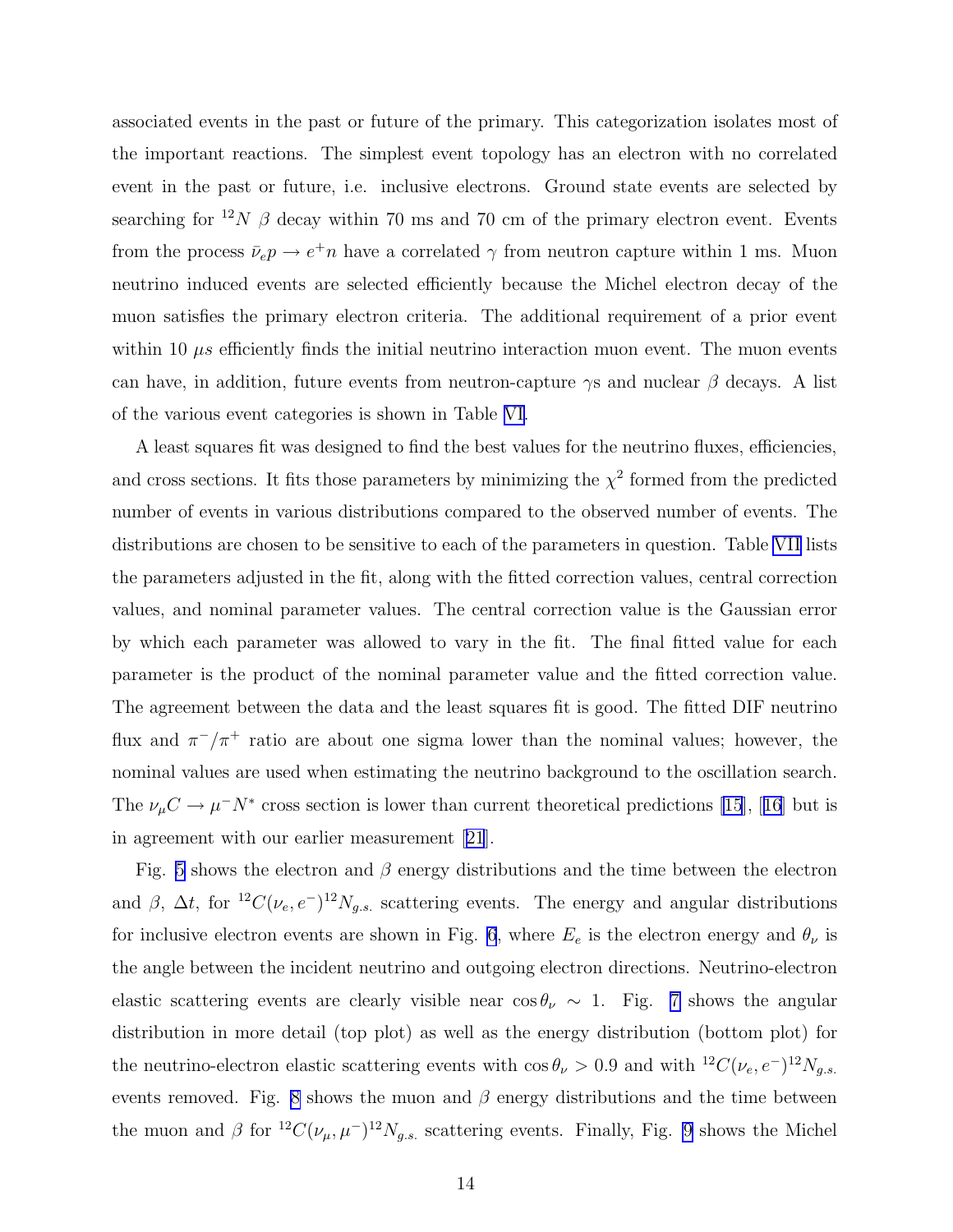associated events in the past or future of the primary. This categorization isolates most of the important reactions. The simplest event topology has an electron with no correlated event in the past or future, i.e. inclusive electrons. Ground state events are selected by searching for $^{12}N$ $\beta$ decay within 70 ms and 70 cm of the primary electron event. Events from the process $\bar{\nu}_e p \rightarrow e^+ n$ have a correlated $\gamma$ from neutron capture within 1 ms. Muon neutrino induced events are selected efficiently because the Michel electron decay of the muon satisfies the primary electron criteria. The additional requirement of a prior event within 10 $\mu s$ efficiently finds the initial neutrino interaction muon event. The muon events can have, in addition, future events from neutron-capture $\gamma$s and nuclear $\beta$ decays. A list of the various event categories is shown in Table VI.

A least squares fit was designed to find the best values for the neutrino fluxes, efficiencies, and cross sections. It fits those parameters by minimizing the $\chi^2$ formed from the predicted number of events in various distributions compared to the observed number of events. The distributions are chosen to be sensitive to each of the parameters in question. Table VII lists the parameters adjusted in the fit, along with the fitted correction values, central correction values, and nominal parameter values. The central correction value is the Gaussian error by which each parameter was allowed to vary in the fit. The final fitted value for each parameter is the product of the nominal parameter value and the fitted correction value. The agreement between the data and the least squares fit is good. The fitted DIF neutrino flux and $\pi^-/\pi^+$ ratio are about one sigma lower than the nominal values; however, the nominal values are used when estimating the neutrino background to the oscillation search. The $\nu_\mu C \rightarrow \mu^- N^*$ cross section is lower than current theoretical predictions [15], [16] but is in agreement with our earlier measurement [21].

Fig. 5 shows the electron and $\beta$ energy distributions and the time between the electron and $\beta$, $\Delta t$, for $^{12}C(\nu_e, e^-)^{12}N_{g.s.}$ scattering events. The energy and angular distributions for inclusive electron events are shown in Fig. 6, where $E_e$ is the electron energy and $\theta_\nu$ is the angle between the incident neutrino and outgoing electron directions. Neutrino-electron elastic scattering events are clearly visible near $\cos\theta_\nu \sim 1$. Fig. 7 shows the angular distribution in more detail (top plot) as well as the energy distribution (bottom plot) for the neutrino-electron elastic scattering events with $\cos\theta_\nu > 0.9$ and with $^{12}C(\nu_e, e^-)^{12}N_{g.s.}$ events removed. Fig. 8 shows the muon and $\beta$ energy distributions and the time between the muon and $\beta$ for $^{12}C(\nu_\mu, \mu^-)^{12}N_{g.s.}$ scattering events. Finally, Fig. 9 shows the Michel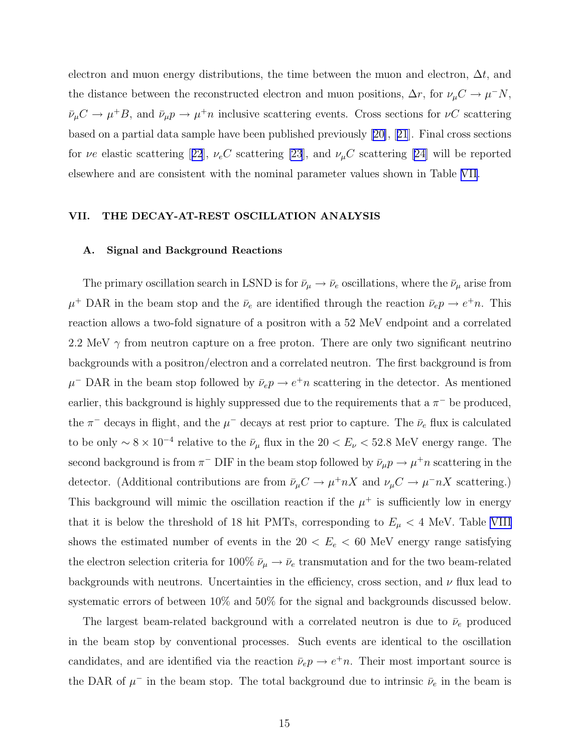electron and muon energy distributions, the time between the muon and electron, $\Delta t$, and the distance between the reconstructed electron and muon positions, $\Delta r$, for $\nu_\mu C \rightarrow \mu^- N$, $\bar{\nu}_\mu C \rightarrow \mu^+ B$, and $\bar{\nu}_\mu p \rightarrow \mu^+ n$ inclusive scattering events. Cross sections for $\nu C$ scattering based on a partial data sample have been published previously [20], [21]. Final cross sections for $\nu e$ elastic scattering [22], $\nu_e C$ scattering [23], and $\nu_\mu C$ scattering [24] will be reported elsewhere and are consistent with the nominal parameter values shown in Table VII.

## VII. THE DECAY-AT-REST OSCILLATION ANALYSIS

### A. Signal and Background Reactions

The primary oscillation search in LSND is for $\bar{\nu}_\mu \rightarrow \bar{\nu}_e$ oscillations, where the $\bar{\nu}_\mu$ arise from $\mu^+$ DAR in the beam stop and the $\bar{\nu}_e$ are identified through the reaction $\bar{\nu}_e p \rightarrow e^+ n$. This reaction allows a two-fold signature of a positron with a 52 MeV endpoint and a correlated 2.2 MeV $\gamma$ from neutron capture on a free proton. There are only two significant neutrino backgrounds with a positron/electron and a correlated neutron. The first background is from $\mu^-$ DAR in the beam stop followed by $\bar{\nu}_e p \rightarrow e^+ n$ scattering in the detector. As mentioned earlier, this background is highly suppressed due to the requirements that a $\pi^-$ be produced, the $\pi^-$ decays in flight, and the $\mu^-$ decays at rest prior to capture. The $\bar{\nu}_e$ flux is calculated to be only $\sim 8 \times 10^{-4}$ relative to the $\bar{\nu}_\mu$ flux in the $20 < E_\nu < 52.8$ MeV energy range. The second background is from $\pi^-$ DIF in the beam stop followed by $\bar{\nu}_\mu p \rightarrow \mu^+ n$ scattering in the detector. (Additional contributions are from $\bar{\nu}_\mu C \rightarrow \mu^+ n X$ and $\nu_\mu C \rightarrow \mu^- n X$ scattering.) This background will mimic the oscillation reaction if the $\mu^+$ is sufficiently low in energy that it is below the threshold of 18 hit PMTs, corresponding to $E_\mu < 4$ MeV. Table VIII shows the estimated number of events in the $20 < E_e < 60$ MeV energy range satisfying the electron selection criteria for 100% $\bar{\nu}_\mu \rightarrow \bar{\nu}_e$ transmutation and for the two beam-related backgrounds with neutrons. Uncertainties in the efficiency, cross section, and $\nu$ flux lead to systematic errors of between 10% and 50% for the signal and backgrounds discussed below.

The largest beam-related background with a correlated neutron is due to $\bar{\nu}_e$ produced in the beam stop by conventional processes. Such events are identical to the oscillation candidates, and are identified via the reaction $\bar{\nu}_e p \rightarrow e^+ n$. Their most important source is the DAR of $\mu^-$ in the beam stop. The total background due to intrinsic $\bar{\nu}_e$ in the beam is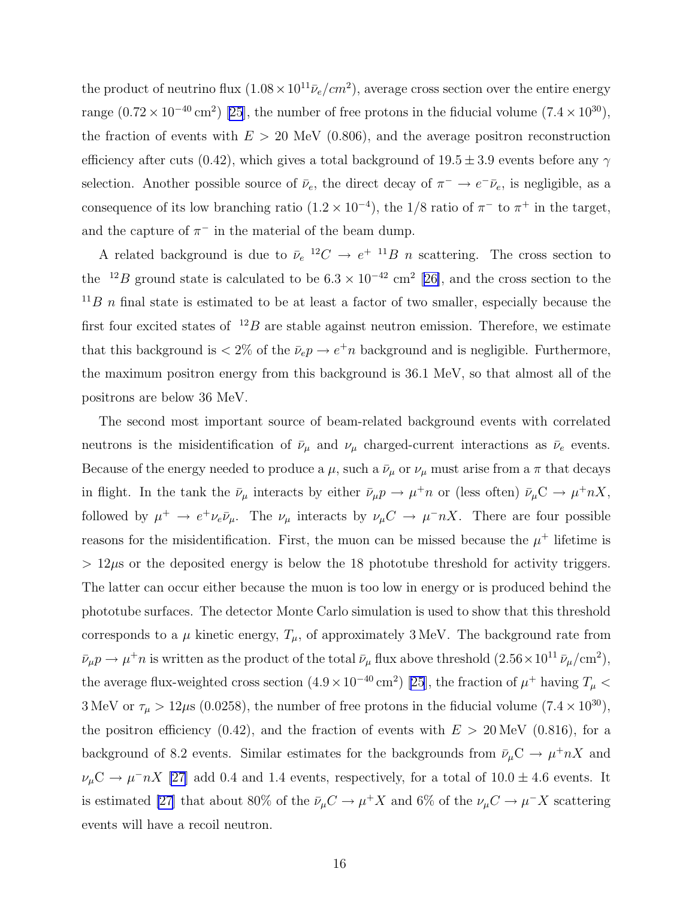the product of neutrino flux ($1.08 \times 10^{11} \bar{\nu}_e/cm^2$), average cross section over the entire energy range ($0.72 \times 10^{-40}$ cm$^2$) [25], the number of free protons in the fiducial volume ($7.4 \times 10^{30}$), the fraction of events with $E > 20$ MeV (0.806), and the average positron reconstruction efficiency after cuts (0.42), which gives a total background of $19.5 \pm 3.9$ events before any $\gamma$ selection. Another possible source of $\bar{\nu}_e$, the direct decay of $\pi^- \to e^- \bar{\nu}_e$, is negligible, as a consequence of its low branching ratio ($1.2 \times 10^{-4}$), the 1/8 ratio of $\pi^-$ to $\pi^+$ in the target, and the capture of $\pi^-$ in the material of the beam dump.

A related background is due to $\bar{\nu}_e\ {}^{12}C \to e^+\ {}^{11}B\ n$ scattering. The cross section to the ${}^{12}B$ ground state is calculated to be $6.3 \times 10^{-42}$ cm$^2$ [26], and the cross section to the ${}^{11}B\ n$ final state is estimated to be at least a factor of two smaller, especially because the first four excited states of ${}^{12}B$ are stable against neutron emission. Therefore, we estimate that this background is $< 2\%$ of the $\bar{\nu}_e p \to e^+ n$ background and is negligible. Furthermore, the maximum positron energy from this background is 36.1 MeV, so that almost all of the positrons are below 36 MeV.

The second most important source of beam-related background events with correlated neutrons is the misidentification of $\bar{\nu}_\mu$ and $\nu_\mu$ charged-current interactions as $\bar{\nu}_e$ events. Because of the energy needed to produce a $\mu$, such a $\bar{\nu}_\mu$ or $\nu_\mu$ must arise from a $\pi$ that decays in flight. In the tank the $\bar{\nu}_\mu$ interacts by either $\bar{\nu}_\mu p \to \mu^+ n$ or (less often) $\bar{\nu}_\mu \mathrm{C} \to \mu^+ n X$, followed by $\mu^+ \to e^+ \nu_e \bar{\nu}_\mu$. The $\nu_\mu$ interacts by $\nu_\mu C \to \mu^- n X$. There are four possible reasons for the misidentification. First, the muon can be missed because the $\mu^+$ lifetime is $> 12\mu$s or the deposited energy is below the 18 phototube threshold for activity triggers. The latter can occur either because the muon is too low in energy or is produced behind the phototube surfaces. The detector Monte Carlo simulation is used to show that this threshold corresponds to a $\mu$ kinetic energy, $T_\mu$, of approximately 3 MeV. The background rate from $\bar{\nu}_\mu p \to \mu^+ n$ is written as the product of the total $\bar{\nu}_\mu$ flux above threshold ($2.56 \times 10^{11}\ \bar{\nu}_\mu/\mathrm{cm}^2$), the average flux-weighted cross section ($4.9 \times 10^{-40}$ cm$^2$) [25], the fraction of $\mu^+$ having $T_\mu <$ 3 MeV or $\tau_\mu > 12\mu$s (0.0258), the number of free protons in the fiducial volume ($7.4 \times 10^{30}$), the positron efficiency (0.42), and the fraction of events with $E > 20$ MeV (0.816), for a background of 8.2 events. Similar estimates for the backgrounds from $\bar{\nu}_\mu \mathrm{C} \to \mu^+ n X$ and $\nu_\mu \mathrm{C} \to \mu^- n X$ [27] add 0.4 and 1.4 events, respectively, for a total of $10.0 \pm 4.6$ events. It is estimated [27] that about 80% of the $\bar{\nu}_\mu C \to \mu^+ X$ and 6% of the $\nu_\mu C \to \mu^- X$ scattering events will have a recoil neutron.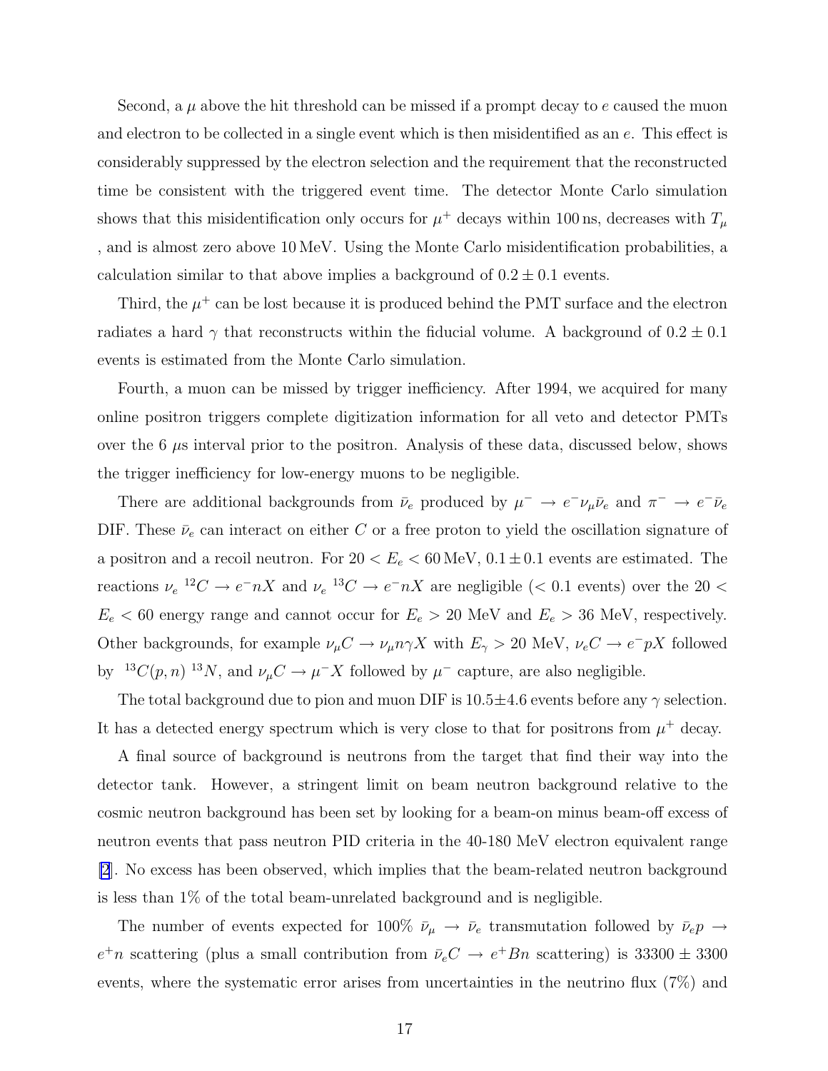Second, a $\mu$ above the hit threshold can be missed if a prompt decay to $e$ caused the muon and electron to be collected in a single event which is then misidentified as an $e$. This effect is considerably suppressed by the electron selection and the requirement that the reconstructed time be consistent with the triggered event time. The detector Monte Carlo simulation shows that this misidentification only occurs for $\mu^+$ decays within 100 ns, decreases with $T_\mu$ , and is almost zero above 10 MeV. Using the Monte Carlo misidentification probabilities, a calculation similar to that above implies a background of $0.2 \pm 0.1$ events.

Third, the $\mu^+$ can be lost because it is produced behind the PMT surface and the electron radiates a hard $\gamma$ that reconstructs within the fiducial volume. A background of $0.2 \pm 0.1$ events is estimated from the Monte Carlo simulation.

Fourth, a muon can be missed by trigger inefficiency. After 1994, we acquired for many online positron triggers complete digitization information for all veto and detector PMTs over the 6 $\mu$s interval prior to the positron. Analysis of these data, discussed below, shows the trigger inefficiency for low-energy muons to be negligible.

There are additional backgrounds from $\bar{\nu}_e$ produced by $\mu^- \to e^- \nu_\mu \bar{\nu}_e$ and $\pi^- \to e^- \bar{\nu}_e$ DIF. These $\bar{\nu}_e$ can interact on either $C$ or a free proton to yield the oscillation signature of a positron and a recoil neutron. For $20 < E_e < 60$ MeV, $0.1 \pm 0.1$ events are estimated. The reactions $\nu_e\ {}^{12}C \to e^- n X$ and $\nu_e\ {}^{13}C \to e^- n X$ are negligible ($< 0.1$ events) over the $20 < E_e < 60$ energy range and cannot occur for $E_e > 20$ MeV and $E_e > 36$ MeV, respectively. Other backgrounds, for example $\nu_\mu C \to \nu_\mu n \gamma X$ with $E_\gamma > 20$ MeV, $\nu_e C \to e^- p X$ followed by ${}^{13}C(p,n)\,{}^{13}N$, and $\nu_\mu C \to \mu^- X$ followed by $\mu^-$ capture, are also negligible.

The total background due to pion and muon DIF is $10.5 \pm 4.6$ events before any $\gamma$ selection. It has a detected energy spectrum which is very close to that for positrons from $\mu^+$ decay.

A final source of background is neutrons from the target that find their way into the detector tank. However, a stringent limit on beam neutron background relative to the cosmic neutron background has been set by looking for a beam-on minus beam-off excess of neutron events that pass neutron PID criteria in the 40-180 MeV electron equivalent range [2]. No excess has been observed, which implies that the beam-related neutron background is less than 1% of the total beam-unrelated background and is negligible.

The number of events expected for 100% $\bar{\nu}_\mu \to \bar{\nu}_e$ transmutation followed by $\bar{\nu}_e p \to e^+ n$ scattering (plus a small contribution from $\bar{\nu}_e C \to e^+ B n$ scattering) is $33300 \pm 3300$ events, where the systematic error arises from uncertainties in the neutrino flux (7%) and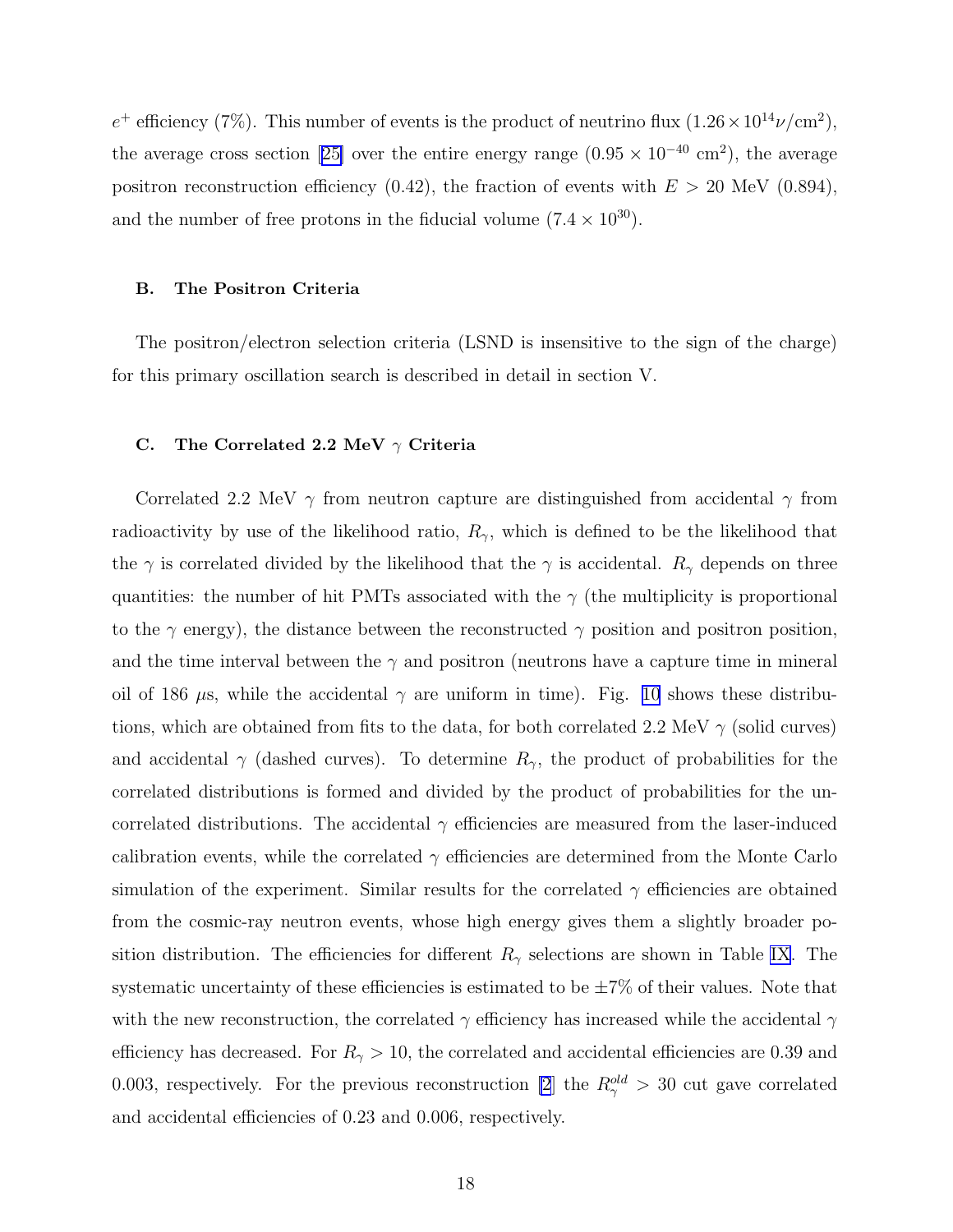$e^+$ efficiency (7%). This number of events is the product of neutrino flux ($1.26 \times 10^{14} \nu/\text{cm}^2$), the average cross section [25] over the entire energy range ($0.95 \times 10^{-40}$ cm$^2$), the average positron reconstruction efficiency (0.42), the fraction of events with $E > 20$ MeV (0.894), and the number of free protons in the fiducial volume ($7.4 \times 10^{30}$).

### B. The Positron Criteria

The positron/electron selection criteria (LSND is insensitive to the sign of the charge) for this primary oscillation search is described in detail in section V.

### C. The Correlated 2.2 MeV $\gamma$ Criteria

Correlated 2.2 MeV $\gamma$ from neutron capture are distinguished from accidental $\gamma$ from radioactivity by use of the likelihood ratio, $R_\gamma$, which is defined to be the likelihood that the $\gamma$ is correlated divided by the likelihood that the $\gamma$ is accidental. $R_\gamma$ depends on three quantities: the number of hit PMTs associated with the $\gamma$ (the multiplicity is proportional to the $\gamma$ energy), the distance between the reconstructed $\gamma$ position and positron position, and the time interval between the $\gamma$ and positron (neutrons have a capture time in mineral oil of 186 $\mu$s, while the accidental $\gamma$ are uniform in time). Fig. 10 shows these distributions, which are obtained from fits to the data, for both correlated 2.2 MeV $\gamma$ (solid curves) and accidental $\gamma$ (dashed curves). To determine $R_\gamma$, the product of probabilities for the correlated distributions is formed and divided by the product of probabilities for the uncorrelated distributions. The accidental $\gamma$ efficiencies are measured from the laser-induced calibration events, while the correlated $\gamma$ efficiencies are determined from the Monte Carlo simulation of the experiment. Similar results for the correlated $\gamma$ efficiencies are obtained from the cosmic-ray neutron events, whose high energy gives them a slightly broader position distribution. The efficiencies for different $R_\gamma$ selections are shown in Table IX. The systematic uncertainty of these efficiencies is estimated to be $\pm 7\%$ of their values. Note that with the new reconstruction, the correlated $\gamma$ efficiency has increased while the accidental $\gamma$ efficiency has decreased. For $R_\gamma > 10$, the correlated and accidental efficiencies are 0.39 and 0.003, respectively. For the previous reconstruction [2] the $R_\gamma^{old} > 30$ cut gave correlated and accidental efficiencies of 0.23 and 0.006, respectively.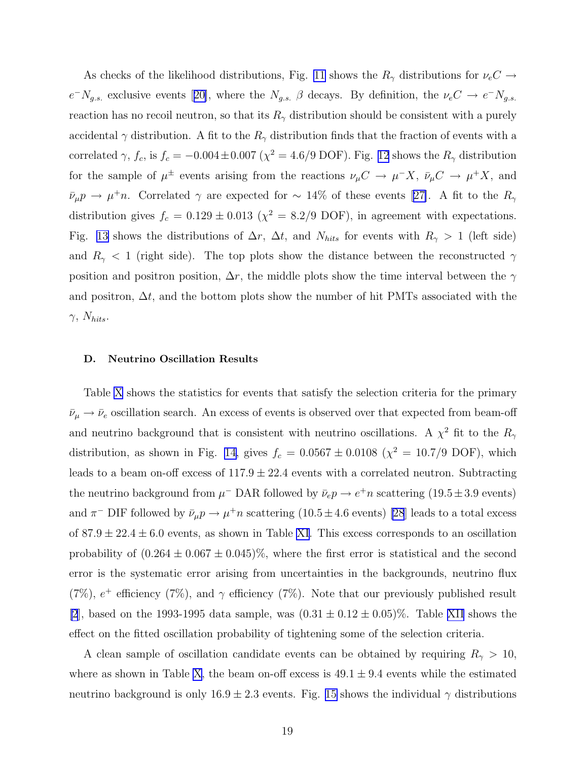As checks of the likelihood distributions, Fig. 11 shows the $R_\gamma$ distributions for $\nu_e C \rightarrow e^- N_{g.s.}$ exclusive events [20], where the $N_{g.s.}$ $\beta$ decays. By definition, the $\nu_e C \rightarrow e^- N_{g.s.}$ reaction has no recoil neutron, so that its $R_\gamma$ distribution should be consistent with a purely accidental $\gamma$ distribution. A fit to the $R_\gamma$ distribution finds that the fraction of events with a correlated $\gamma$, $f_c$, is $f_c = -0.004 \pm 0.007$ ($\chi^2 = 4.6/9$ DOF). Fig. 12 shows the $R_\gamma$ distribution for the sample of $\mu^\pm$ events arising from the reactions $\nu_\mu C \rightarrow \mu^- X$, $\bar{\nu}_\mu C \rightarrow \mu^+ X$, and $\bar{\nu}_\mu p \rightarrow \mu^+ n$. Correlated $\gamma$ are expected for $\sim 14\%$ of these events [27]. A fit to the $R_\gamma$ distribution gives $f_c = 0.129 \pm 0.013$ ($\chi^2 = 8.2/9$ DOF), in agreement with expectations. Fig. 13 shows the distributions of $\Delta r$, $\Delta t$, and $N_{hits}$ for events with $R_\gamma > 1$ (left side) and $R_\gamma < 1$ (right side). The top plots show the distance between the reconstructed $\gamma$ position and positron position, $\Delta r$, the middle plots show the time interval between the $\gamma$ and positron, $\Delta t$, and the bottom plots show the number of hit PMTs associated with the $\gamma$, $N_{hits}$.

### D. Neutrino Oscillation Results

Table X shows the statistics for events that satisfy the selection criteria for the primary $\bar{\nu}_\mu \rightarrow \bar{\nu}_e$ oscillation search. An excess of events is observed over that expected from beam-off and neutrino background that is consistent with neutrino oscillations. A $\chi^2$ fit to the $R_\gamma$ distribution, as shown in Fig. 14, gives $f_c = 0.0567 \pm 0.0108$ ($\chi^2 = 10.7/9$ DOF), which leads to a beam on-off excess of $117.9 \pm 22.4$ events with a correlated neutron. Subtracting the neutrino background from $\mu^-$ DAR followed by $\bar{\nu}_e p \rightarrow e^+ n$ scattering ($19.5 \pm 3.9$ events) and $\pi^-$ DIF followed by $\bar{\nu}_\mu p \rightarrow \mu^+ n$ scattering ($10.5 \pm 4.6$ events) [28] leads to a total excess of $87.9 \pm 22.4 \pm 6.0$ events, as shown in Table XI. This excess corresponds to an oscillation probability of $(0.264 \pm 0.067 \pm 0.045)\%$, where the first error is statistical and the second error is the systematic error arising from uncertainties in the backgrounds, neutrino flux (7%), $e^+$ efficiency (7%), and $\gamma$ efficiency (7%). Note that our previously published result [2], based on the 1993-1995 data sample, was $(0.31 \pm 0.12 \pm 0.05)\%$. Table XII shows the effect on the fitted oscillation probability of tightening some of the selection criteria.

A clean sample of oscillation candidate events can be obtained by requiring $R_\gamma > 10$, where as shown in Table X, the beam on-off excess is $49.1 \pm 9.4$ events while the estimated neutrino background is only $16.9 \pm 2.3$ events. Fig. 15 shows the individual $\gamma$ distributions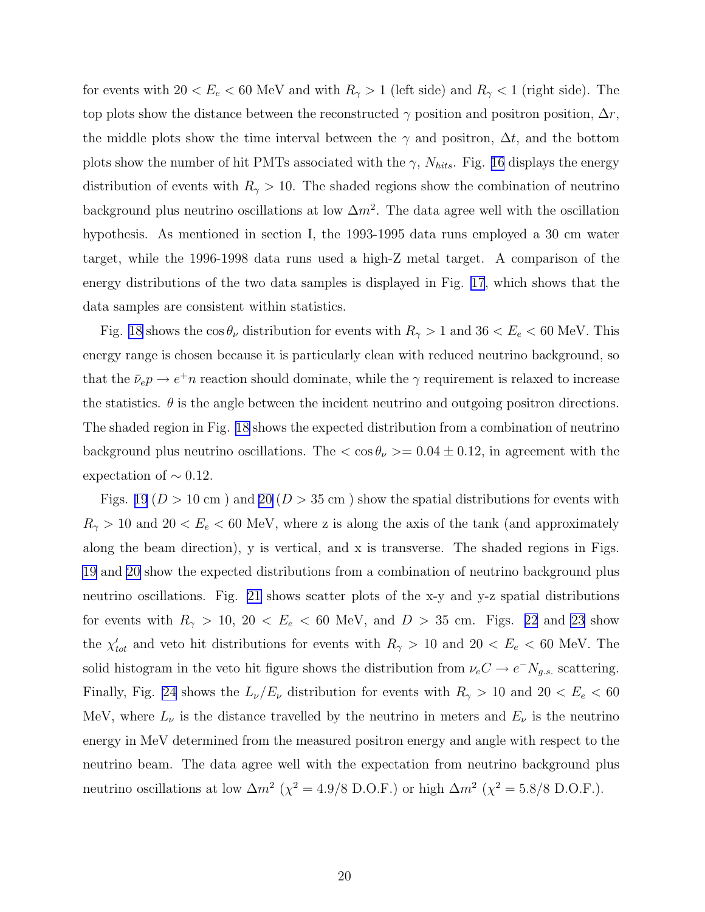for events with $20 < E_e < 60$ MeV and with $R_\gamma > 1$ (left side) and $R_\gamma < 1$ (right side). The top plots show the distance between the reconstructed $\gamma$ position and positron position, $\Delta r$, the middle plots show the time interval between the $\gamma$ and positron, $\Delta t$, and the bottom plots show the number of hit PMTs associated with the $\gamma$, $N_{hits}$. Fig. 16 displays the energy distribution of events with $R_\gamma > 10$. The shaded regions show the combination of neutrino background plus neutrino oscillations at low $\Delta m^2$. The data agree well with the oscillation hypothesis. As mentioned in section I, the 1993-1995 data runs employed a 30 cm water target, while the 1996-1998 data runs used a high-Z metal target. A comparison of the energy distributions of the two data samples is displayed in Fig. 17, which shows that the data samples are consistent within statistics.

Fig. 18 shows the $\cos\theta_\nu$ distribution for events with $R_\gamma > 1$ and $36 < E_e < 60$ MeV. This energy range is chosen because it is particularly clean with reduced neutrino background, so that the $\bar{\nu}_e p \rightarrow e^+ n$ reaction should dominate, while the $\gamma$ requirement is relaxed to increase the statistics. $\theta$ is the angle between the incident neutrino and outgoing positron directions. The shaded region in Fig. 18 shows the expected distribution from a combination of neutrino background plus neutrino oscillations. The $< \cos\theta_\nu >= 0.04 \pm 0.12$, in agreement with the expectation of $\sim 0.12$.

Figs. 19 ($D > 10$ cm ) and 20 ($D > 35$ cm ) show the spatial distributions for events with $R_\gamma > 10$ and $20 < E_e < 60$ MeV, where z is along the axis of the tank (and approximately along the beam direction), y is vertical, and x is transverse. The shaded regions in Figs. 19 and 20 show the expected distributions from a combination of neutrino background plus neutrino oscillations. Fig. 21 shows scatter plots of the x-y and y-z spatial distributions for events with $R_\gamma > 10$, $20 < E_e < 60$ MeV, and $D > 35$ cm. Figs. 22 and 23 show the $\chi'_{tot}$ and veto hit distributions for events with $R_\gamma > 10$ and $20 < E_e < 60$ MeV. The solid histogram in the veto hit figure shows the distribution from $\nu_e C \rightarrow e^- N_{g.s.}$ scattering. Finally, Fig. 24 shows the $L_\nu/E_\nu$ distribution for events with $R_\gamma > 10$ and $20 < E_e < 60$ MeV, where $L_\nu$ is the distance travelled by the neutrino in meters and $E_\nu$ is the neutrino energy in MeV determined from the measured positron energy and angle with respect to the neutrino beam. The data agree well with the expectation from neutrino background plus neutrino oscillations at low $\Delta m^2$ ($\chi^2 = 4.9/8$ D.O.F.) or high $\Delta m^2$ ($\chi^2 = 5.8/8$ D.O.F.).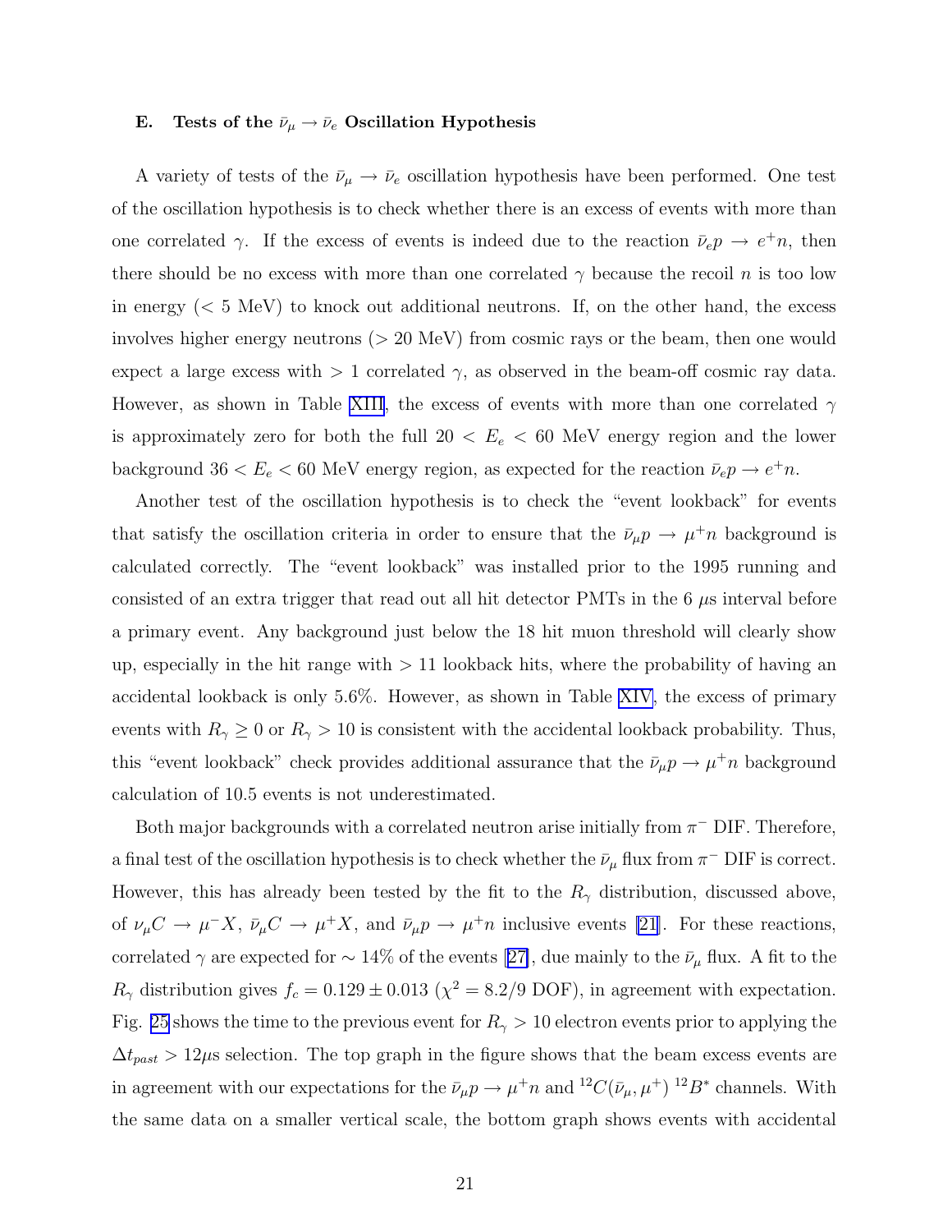### E. Tests of the $\bar{\nu}_\mu \to \bar{\nu}_e$ Oscillation Hypothesis

A variety of tests of the $\bar{\nu}_\mu \to \bar{\nu}_e$ oscillation hypothesis have been performed. One test of the oscillation hypothesis is to check whether there is an excess of events with more than one correlated $\gamma$. If the excess of events is indeed due to the reaction $\bar{\nu}_e p \to e^+ n$, then there should be no excess with more than one correlated $\gamma$ because the recoil $n$ is too low in energy (< 5 MeV) to knock out additional neutrons. If, on the other hand, the excess involves higher energy neutrons (> 20 MeV) from cosmic rays or the beam, then one would expect a large excess with > 1 correlated $\gamma$, as observed in the beam-off cosmic ray data. However, as shown in Table XIII, the excess of events with more than one correlated $\gamma$ is approximately zero for both the full $20 < E_e < 60$ MeV energy region and the lower background $36 < E_e < 60$ MeV energy region, as expected for the reaction $\bar{\nu}_e p \to e^+ n$.

Another test of the oscillation hypothesis is to check the "event lookback" for events that satisfy the oscillation criteria in order to ensure that the $\bar{\nu}_\mu p \to \mu^+ n$ background is calculated correctly. The "event lookback" was installed prior to the 1995 running and consisted of an extra trigger that read out all hit detector PMTs in the 6 $\mu$s interval before a primary event. Any background just below the 18 hit muon threshold will clearly show up, especially in the hit range with > 11 lookback hits, where the probability of having an accidental lookback is only 5.6%. However, as shown in Table XIV, the excess of primary events with $R_\gamma \geq 0$ or $R_\gamma > 10$ is consistent with the accidental lookback probability. Thus, this "event lookback" check provides additional assurance that the $\bar{\nu}_\mu p \to \mu^+ n$ background calculation of 10.5 events is not underestimated.

Both major backgrounds with a correlated neutron arise initially from $\pi^-$ DIF. Therefore, a final test of the oscillation hypothesis is to check whether the $\bar{\nu}_\mu$ flux from $\pi^-$ DIF is correct. However, this has already been tested by the fit to the $R_\gamma$ distribution, discussed above, of $\nu_\mu C \to \mu^- X$, $\bar{\nu}_\mu C \to \mu^+ X$, and $\bar{\nu}_\mu p \to \mu^+ n$ inclusive events [21]. For these reactions, correlated $\gamma$ are expected for $\sim 14\%$ of the events [27], due mainly to the $\bar{\nu}_\mu$ flux. A fit to the $R_\gamma$ distribution gives $f_c = 0.129 \pm 0.013$ ($\chi^2 = 8.2/9$ DOF), in agreement with expectation. Fig. 25 shows the time to the previous event for $R_\gamma > 10$ electron events prior to applying the $\Delta t_{past} > 12\mu$s selection. The top graph in the figure shows that the beam excess events are in agreement with our expectations for the $\bar{\nu}_\mu p \to \mu^+ n$ and ${}^{12}C(\bar{\nu}_\mu, \mu^+)\,{}^{12}B^*$ channels. With the same data on a smaller vertical scale, the bottom graph shows events with accidental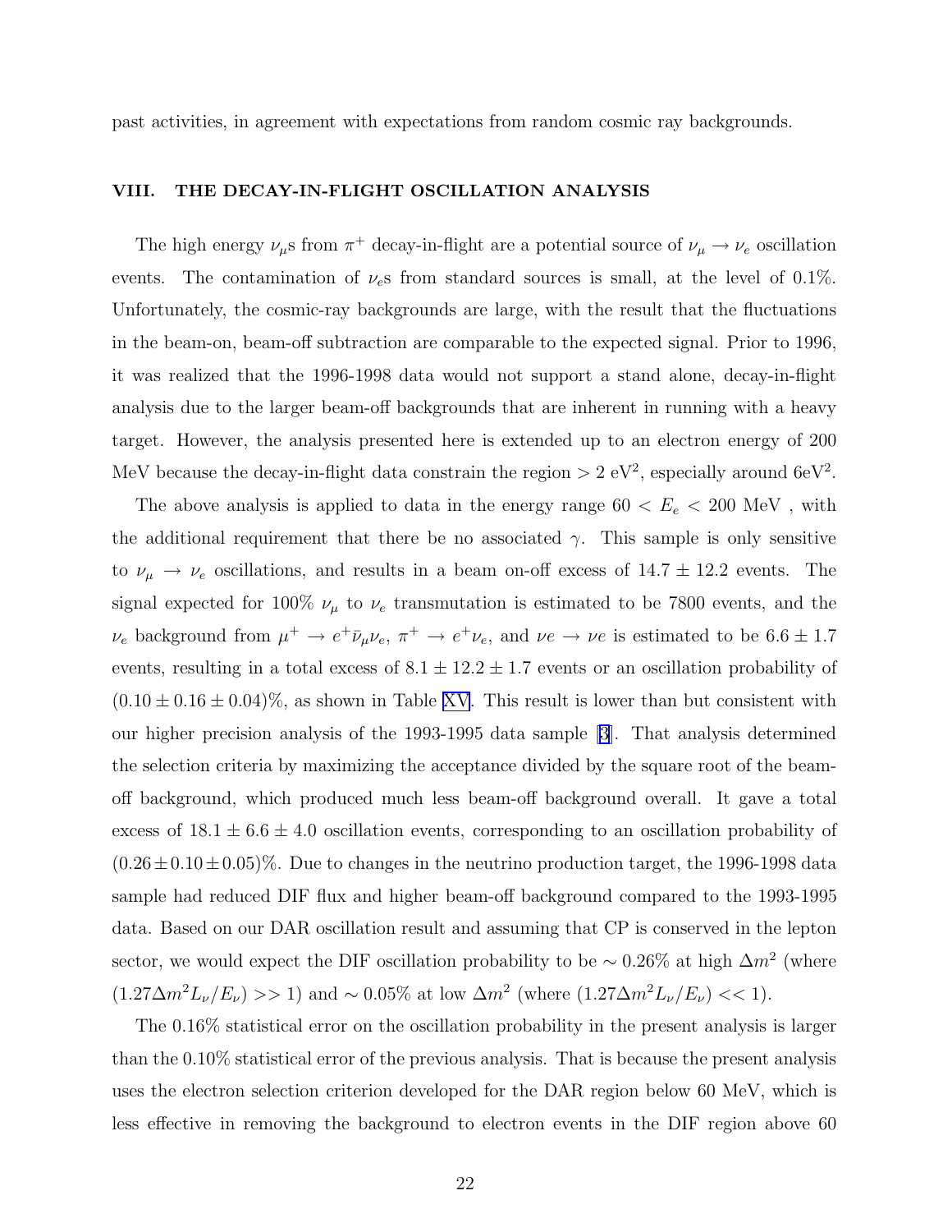past activities, in agreement with expectations from random cosmic ray backgrounds.

## VIII. THE DECAY-IN-FLIGHT OSCILLATION ANALYSIS

The high energy $\nu_\mu$s from $\pi^+$ decay-in-flight are a potential source of $\nu_\mu \rightarrow \nu_e$ oscillation events. The contamination of $\nu_e$s from standard sources is small, at the level of 0.1%. Unfortunately, the cosmic-ray backgrounds are large, with the result that the fluctuations in the beam-on, beam-off subtraction are comparable to the expected signal. Prior to 1996, it was realized that the 1996-1998 data would not support a stand alone, decay-in-flight analysis due to the larger beam-off backgrounds that are inherent in running with a heavy target. However, the analysis presented here is extended up to an electron energy of 200 MeV because the decay-in-flight data constrain the region $> 2$ eV$^2$, especially around 6eV$^2$.

The above analysis is applied to data in the energy range $60 < E_e < 200$ MeV , with the additional requirement that there be no associated $\gamma$. This sample is only sensitive to $\nu_\mu \rightarrow \nu_e$ oscillations, and results in a beam on-off excess of $14.7 \pm 12.2$ events. The signal expected for 100% $\nu_\mu$ to $\nu_e$ transmutation is estimated to be 7800 events, and the $\nu_e$ background from $\mu^+ \rightarrow e^+ \bar{\nu}_\mu \nu_e$, $\pi^+ \rightarrow e^+ \nu_e$, and $\nu e \rightarrow \nu e$ is estimated to be $6.6 \pm 1.7$ events, resulting in a total excess of $8.1 \pm 12.2 \pm 1.7$ events or an oscillation probability of $(0.10 \pm 0.16 \pm 0.04)$%, as shown in Table XV. This result is lower than but consistent with our higher precision analysis of the 1993-1995 data sample [3]. That analysis determined the selection criteria by maximizing the acceptance divided by the square root of the beam-off background, which produced much less beam-off background overall. It gave a total excess of $18.1 \pm 6.6 \pm 4.0$ oscillation events, corresponding to an oscillation probability of $(0.26 \pm 0.10 \pm 0.05)$%. Due to changes in the neutrino production target, the 1996-1998 data sample had reduced DIF flux and higher beam-off background compared to the 1993-1995 data. Based on our DAR oscillation result and assuming that CP is conserved in the lepton sector, we would expect the DIF oscillation probability to be $\sim 0.26$% at high $\Delta m^2$ (where $(1.27 \Delta m^2 L_\nu / E_\nu) >> 1$) and $\sim 0.05$% at low $\Delta m^2$ (where $(1.27 \Delta m^2 L_\nu / E_\nu) << 1$).

The 0.16% statistical error on the oscillation probability in the present analysis is larger than the 0.10% statistical error of the previous analysis. That is because the present analysis uses the electron selection criterion developed for the DAR region below 60 MeV, which is less effective in removing the background to electron events in the DIF region above 60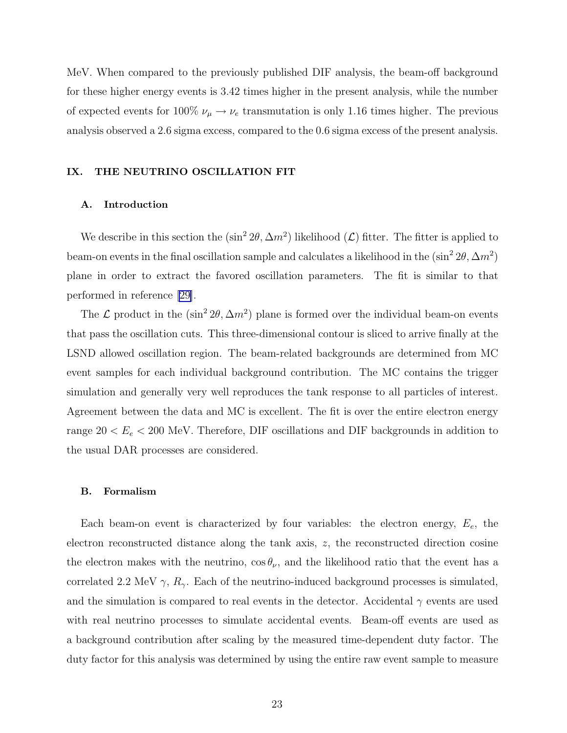MeV. When compared to the previously published DIF analysis, the beam-off background for these higher energy events is 3.42 times higher in the present analysis, while the number of expected events for 100% $\nu_\mu \rightarrow \nu_e$ transmutation is only 1.16 times higher. The previous analysis observed a 2.6 sigma excess, compared to the 0.6 sigma excess of the present analysis.

## IX. THE NEUTRINO OSCILLATION FIT

### A. Introduction

We describe in this section the $(\sin^2 2\theta, \Delta m^2)$ likelihood ($\mathcal{L}$) fitter. The fitter is applied to beam-on events in the final oscillation sample and calculates a likelihood in the $(\sin^2 2\theta, \Delta m^2)$ plane in order to extract the favored oscillation parameters. The fit is similar to that performed in reference [29].

The $\mathcal{L}$ product in the $(\sin^2 2\theta, \Delta m^2)$ plane is formed over the individual beam-on events that pass the oscillation cuts. This three-dimensional contour is sliced to arrive finally at the LSND allowed oscillation region. The beam-related backgrounds are determined from MC event samples for each individual background contribution. The MC contains the trigger simulation and generally very well reproduces the tank response to all particles of interest. Agreement between the data and MC is excellent. The fit is over the entire electron energy range $20 < E_e < 200$ MeV. Therefore, DIF oscillations and DIF backgrounds in addition to the usual DAR processes are considered.

### B. Formalism

Each beam-on event is characterized by four variables: the electron energy, $E_e$, the electron reconstructed distance along the tank axis, $z$, the reconstructed direction cosine the electron makes with the neutrino, $\cos\theta_\nu$, and the likelihood ratio that the event has a correlated 2.2 MeV $\gamma$, $R_\gamma$. Each of the neutrino-induced background processes is simulated, and the simulation is compared to real events in the detector. Accidental $\gamma$ events are used with real neutrino processes to simulate accidental events. Beam-off events are used as a background contribution after scaling by the measured time-dependent duty factor. The duty factor for this analysis was determined by using the entire raw event sample to measure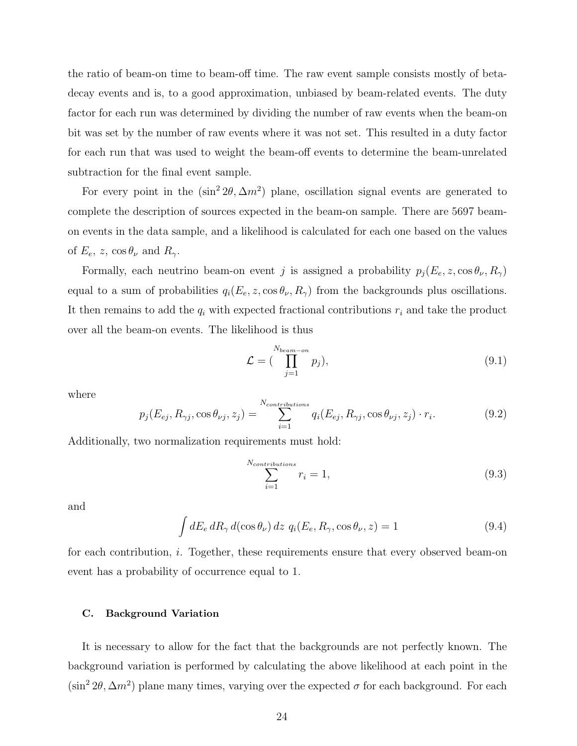the ratio of beam-on time to beam-off time. The raw event sample consists mostly of beta-decay events and is, to a good approximation, unbiased by beam-related events. The duty factor for each run was determined by dividing the number of raw events when the beam-on bit was set by the number of raw events where it was not set. This resulted in a duty factor for each run that was used to weight the beam-off events to determine the beam-unrelated subtraction for the final event sample.

For every point in the $(\sin^2 2\theta, \Delta m^2)$ plane, oscillation signal events are generated to complete the description of sources expected in the beam-on sample. There are 5697 beam-on events in the data sample, and a likelihood is calculated for each one based on the values of $E_e$, $z$, $\cos\theta_\nu$ and $R_\gamma$.

Formally, each neutrino beam-on event $j$ is assigned a probability $p_j(E_e, z, \cos\theta_\nu, R_\gamma)$ equal to a sum of probabilities $q_i(E_e, z, \cos\theta_\nu, R_\gamma)$ from the backgrounds plus oscillations. It then remains to add the $q_i$ with expected fractional contributions $r_i$ and take the product over all the beam-on events. The likelihood is thus

$$\mathcal{L} = (\prod_{j=1}^{N_{beam-on}} p_j), \tag{9.1}$$

where

$$p_j(E_{ej}, R_{\gamma j}, \cos\theta_{\nu j}, z_j) = \sum_{i=1}^{N_{contributions}} q_i(E_{ej}, R_{\gamma j}, \cos\theta_{\nu j}, z_j) \cdot r_i. \tag{9.2}$$

Additionally, two normalization requirements must hold:

$$\sum_{i=1}^{N_{contributions}} r_i = 1, \tag{9.3}$$

and

$$\int dE_e \, dR_\gamma \, d(\cos\theta_\nu) \, dz \; q_i(E_e, R_\gamma, \cos\theta_\nu, z) = 1 \tag{9.4}$$

for each contribution, $i$. Together, these requirements ensure that every observed beam-on event has a probability of occurrence equal to 1.

### C. Background Variation

It is necessary to allow for the fact that the backgrounds are not perfectly known. The background variation is performed by calculating the above likelihood at each point in the $(\sin^2 2\theta, \Delta m^2)$ plane many times, varying over the expected $\sigma$ for each background. For each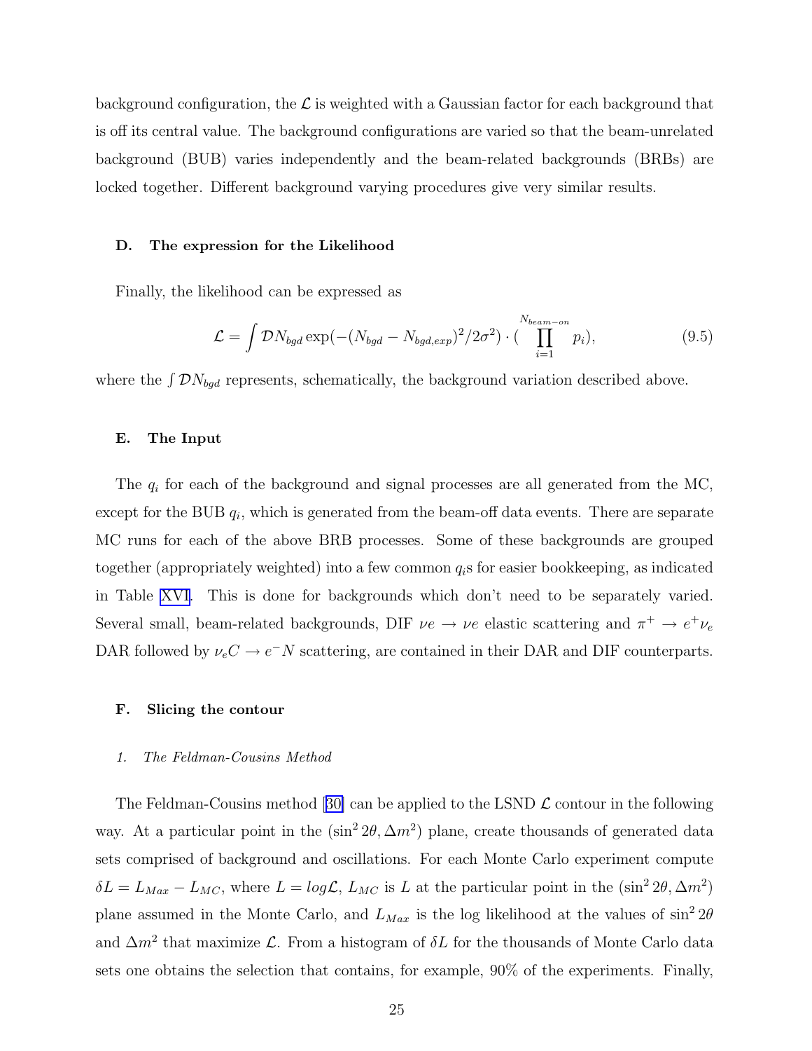background configuration, the $\mathcal{L}$ is weighted with a Gaussian factor for each background that is off its central value. The background configurations are varied so that the beam-unrelated background (BUB) varies independently and the beam-related backgrounds (BRBs) are locked together. Different background varying procedures give very similar results.

### D. The expression for the Likelihood

Finally, the likelihood can be expressed as

$$\mathcal{L} = \int \mathcal{D}N_{bgd} \exp(-(N_{bgd} - N_{bgd,exp})^2/2\sigma^2) \cdot (\prod_{i=1}^{N_{beam-on}} p_i), \tag{9.5}$$

where the $\int \mathcal{D}N_{bgd}$ represents, schematically, the background variation described above.

### E. The Input

The $q_i$ for each of the background and signal processes are all generated from the MC, except for the BUB $q_i$, which is generated from the beam-off data events. There are separate MC runs for each of the above BRB processes. Some of these backgrounds are grouped together (appropriately weighted) into a few common $q_i$s for easier bookkeeping, as indicated in Table XVI. This is done for backgrounds which don't need to be separately varied. Several small, beam-related backgrounds, DIF $\nu e \rightarrow \nu e$ elastic scattering and $\pi^+ \rightarrow e^+ \nu_e$ DAR followed by $\nu_e C \rightarrow e^- N$ scattering, are contained in their DAR and DIF counterparts.

### F. Slicing the contour

#### *1. The Feldman-Cousins Method*

The Feldman-Cousins method [30] can be applied to the LSND $\mathcal{L}$ contour in the following way. At a particular point in the $(\sin^2 2\theta, \Delta m^2)$ plane, create thousands of generated data sets comprised of background and oscillations. For each Monte Carlo experiment compute $\delta L = L_{Max} - L_{MC}$, where $L = log\mathcal{L}$, $L_{MC}$ is $L$ at the particular point in the $(\sin^2 2\theta, \Delta m^2)$ plane assumed in the Monte Carlo, and $L_{Max}$ is the log likelihood at the values of $\sin^2 2\theta$ and $\Delta m^2$ that maximize $\mathcal{L}$. From a histogram of $\delta L$ for the thousands of Monte Carlo data sets one obtains the selection that contains, for example, 90% of the experiments. Finally,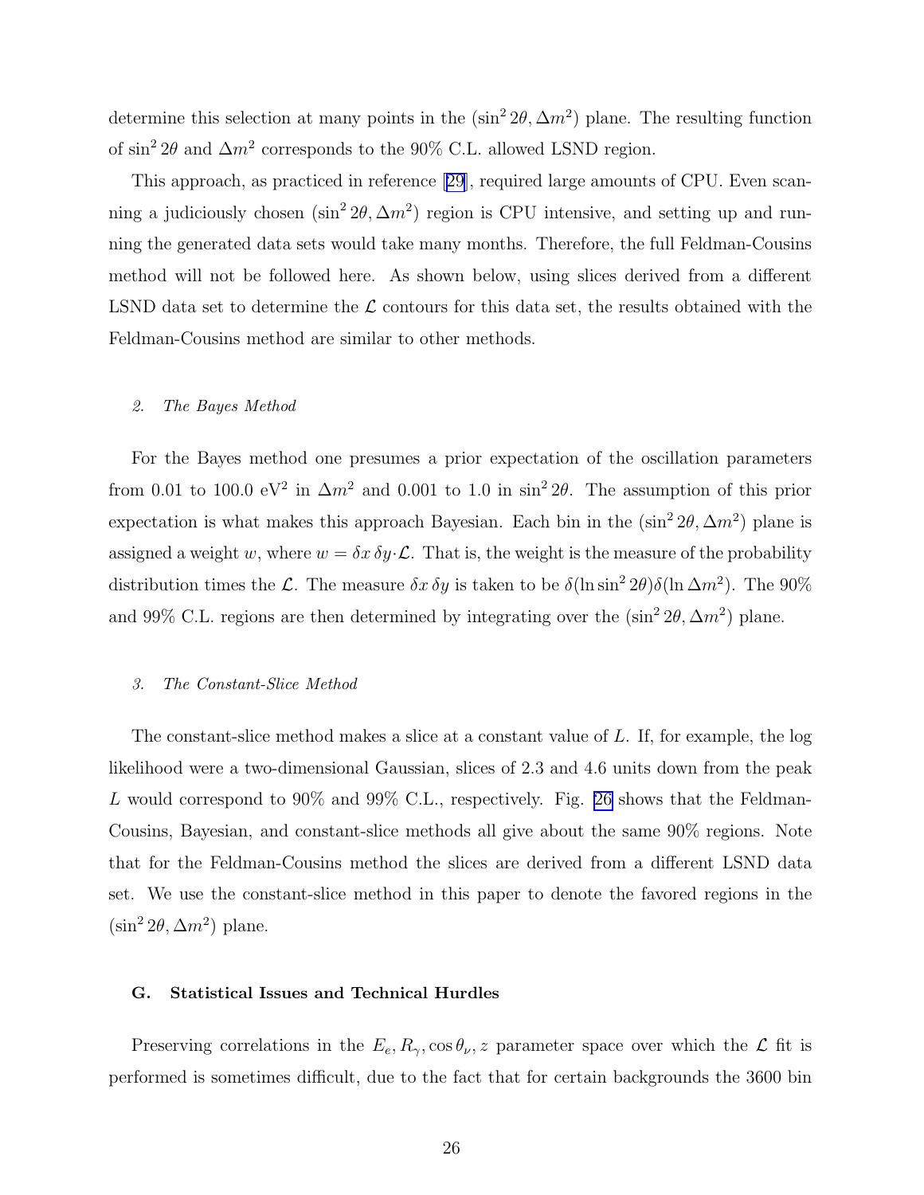determine this selection at many points in the $(\sin^2 2\theta, \Delta m^2)$ plane. The resulting function of $\sin^2 2\theta$ and $\Delta m^2$ corresponds to the 90% C.L. allowed LSND region.

This approach, as practiced in reference [29], required large amounts of CPU. Even scanning a judiciously chosen $(\sin^2 2\theta, \Delta m^2)$ region is CPU intensive, and setting up and running the generated data sets would take many months. Therefore, the full Feldman-Cousins method will not be followed here. As shown below, using slices derived from a different LSND data set to determine the $\mathcal{L}$ contours for this data set, the results obtained with the Feldman-Cousins method are similar to other methods.

#### *2. The Bayes Method*

For the Bayes method one presumes a prior expectation of the oscillation parameters from 0.01 to 100.0 eV$^2$ in $\Delta m^2$ and 0.001 to 1.0 in $\sin^2 2\theta$. The assumption of this prior expectation is what makes this approach Bayesian. Each bin in the $(\sin^2 2\theta, \Delta m^2)$ plane is assigned a weight $w$, where $w = \delta x\, \delta y{\cdot}\mathcal{L}$. That is, the weight is the measure of the probability distribution times the $\mathcal{L}$. The measure $\delta x\, \delta y$ is taken to be $\delta(\ln \sin^2 2\theta)\delta(\ln \Delta m^2)$. The 90% and 99% C.L. regions are then determined by integrating over the $(\sin^2 2\theta, \Delta m^2)$ plane.

#### *3. The Constant-Slice Method*

The constant-slice method makes a slice at a constant value of $L$. If, for example, the log likelihood were a two-dimensional Gaussian, slices of 2.3 and 4.6 units down from the peak $L$ would correspond to 90% and 99% C.L., respectively. Fig. 26 shows that the Feldman-Cousins, Bayesian, and constant-slice methods all give about the same 90% regions. Note that for the Feldman-Cousins method the slices are derived from a different LSND data set. We use the constant-slice method in this paper to denote the favored regions in the $(\sin^2 2\theta, \Delta m^2)$ plane.

### G. Statistical Issues and Technical Hurdles

Preserving correlations in the $E_e, R_\gamma, \cos\theta_\nu, z$ parameter space over which the $\mathcal{L}$ fit is performed is sometimes difficult, due to the fact that for certain backgrounds the 3600 bin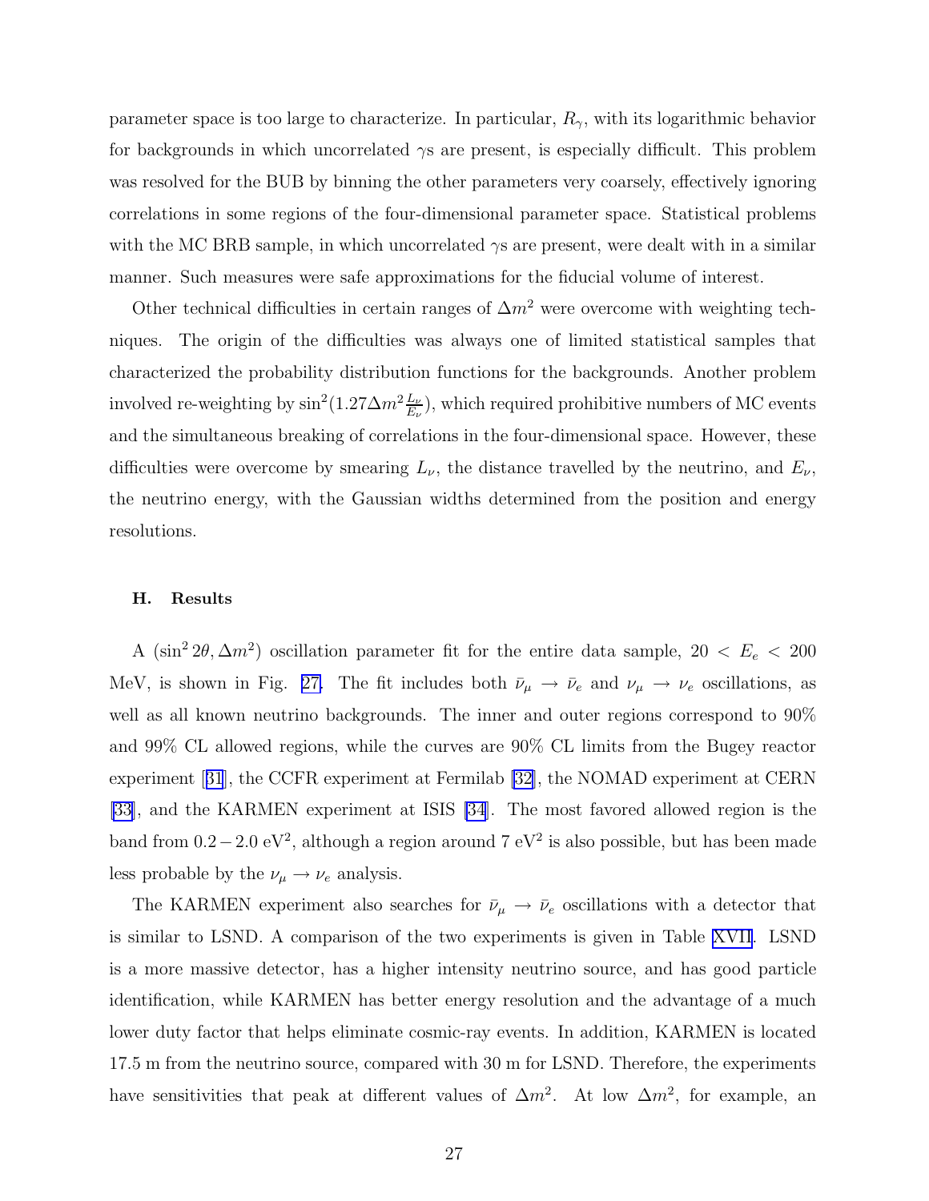parameter space is too large to characterize. In particular, $R_\gamma$, with its logarithmic behavior for backgrounds in which uncorrelated $\gamma$s are present, is especially difficult. This problem was resolved for the BUB by binning the other parameters very coarsely, effectively ignoring correlations in some regions of the four-dimensional parameter space. Statistical problems with the MC BRB sample, in which uncorrelated $\gamma$s are present, were dealt with in a similar manner. Such measures were safe approximations for the fiducial volume of interest.

Other technical difficulties in certain ranges of $\Delta m^2$ were overcome with weighting techniques. The origin of the difficulties was always one of limited statistical samples that characterized the probability distribution functions for the backgrounds. Another problem involved re-weighting by $\sin^2(1.27\Delta m^2 \frac{L_\nu}{E_\nu})$, which required prohibitive numbers of MC events and the simultaneous breaking of correlations in the four-dimensional space. However, these difficulties were overcome by smearing $L_\nu$, the distance travelled by the neutrino, and $E_\nu$, the neutrino energy, with the Gaussian widths determined from the position and energy resolutions.

### H. Results

A $(\sin^2 2\theta, \Delta m^2)$ oscillation parameter fit for the entire data sample, $20 < E_e < 200$ MeV, is shown in Fig. 27. The fit includes both $\bar{\nu}_\mu \rightarrow \bar{\nu}_e$ and $\nu_\mu \rightarrow \nu_e$ oscillations, as well as all known neutrino backgrounds. The inner and outer regions correspond to 90% and 99% CL allowed regions, while the curves are 90% CL limits from the Bugey reactor experiment [31], the CCFR experiment at Fermilab [32], the NOMAD experiment at CERN [33], and the KARMEN experiment at ISIS [34]. The most favored allowed region is the band from $0.2 - 2.0$ eV$^2$, although a region around 7 eV$^2$ is also possible, but has been made less probable by the $\nu_\mu \rightarrow \nu_e$ analysis.

The KARMEN experiment also searches for $\bar{\nu}_\mu \rightarrow \bar{\nu}_e$ oscillations with a detector that is similar to LSND. A comparison of the two experiments is given in Table XVII. LSND is a more massive detector, has a higher intensity neutrino source, and has good particle identification, while KARMEN has better energy resolution and the advantage of a much lower duty factor that helps eliminate cosmic-ray events. In addition, KARMEN is located 17.5 m from the neutrino source, compared with 30 m for LSND. Therefore, the experiments have sensitivities that peak at different values of $\Delta m^2$. At low $\Delta m^2$, for example, an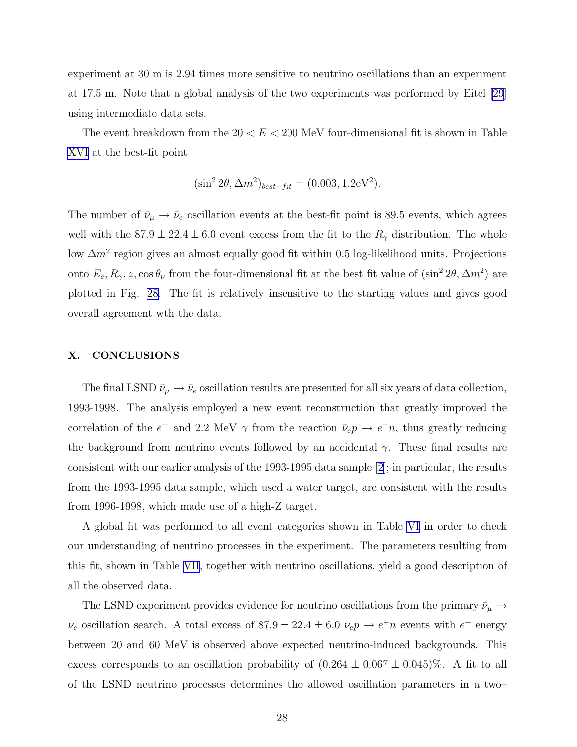experiment at 30 m is 2.94 times more sensitive to neutrino oscillations than an experiment at 17.5 m. Note that a global analysis of the two experiments was performed by Eitel [29] using intermediate data sets.

The event breakdown from the $20 < E < 200$ MeV four-dimensional fit is shown in Table XVI at the best-fit point

$$(\sin^2 2\theta, \Delta m^2)_{best-fit} = (0.003, 1.2\text{eV}^2).$$

The number of $\bar{\nu}_\mu \rightarrow \bar{\nu}_e$ oscillation events at the best-fit point is 89.5 events, which agrees well with the $87.9 \pm 22.4 \pm 6.0$ event excess from the fit to the $R_\gamma$ distribution. The whole low $\Delta m^2$ region gives an almost equally good fit within 0.5 log-likelihood units. Projections onto $E_e, R_\gamma, z, \cos\theta_\nu$ from the four-dimensional fit at the best fit value of $(\sin^2 2\theta, \Delta m^2)$ are plotted in Fig. 28. The fit is relatively insensitive to the starting values and gives good overall agreement wth the data.

## X. CONCLUSIONS

The final LSND $\bar{\nu}_\mu \rightarrow \bar{\nu}_e$ oscillation results are presented for all six years of data collection, 1993-1998. The analysis employed a new event reconstruction that greatly improved the correlation of the $e^+$ and 2.2 MeV $\gamma$ from the reaction $\bar{\nu}_e p \rightarrow e^+ n$, thus greatly reducing the background from neutrino events followed by an accidental $\gamma$. These final results are consistent with our earlier analysis of the 1993-1995 data sample [2]; in particular, the results from the 1993-1995 data sample, which used a water target, are consistent with the results from 1996-1998, which made use of a high-Z target.

A global fit was performed to all event categories shown in Table VI in order to check our understanding of neutrino processes in the experiment. The parameters resulting from this fit, shown in Table VII, together with neutrino oscillations, yield a good description of all the observed data.

The LSND experiment provides evidence for neutrino oscillations from the primary $\bar{\nu}_\mu \rightarrow \bar{\nu}_e$ oscillation search. A total excess of $87.9 \pm 22.4 \pm 6.0$ $\bar{\nu}_e p \rightarrow e^+ n$ events with $e^+$ energy between 20 and 60 MeV is observed above expected neutrino-induced backgrounds. This excess corresponds to an oscillation probability of $(0.264 \pm 0.067 \pm 0.045)\%$. A fit to all of the LSND neutrino processes determines the allowed oscillation parameters in a two–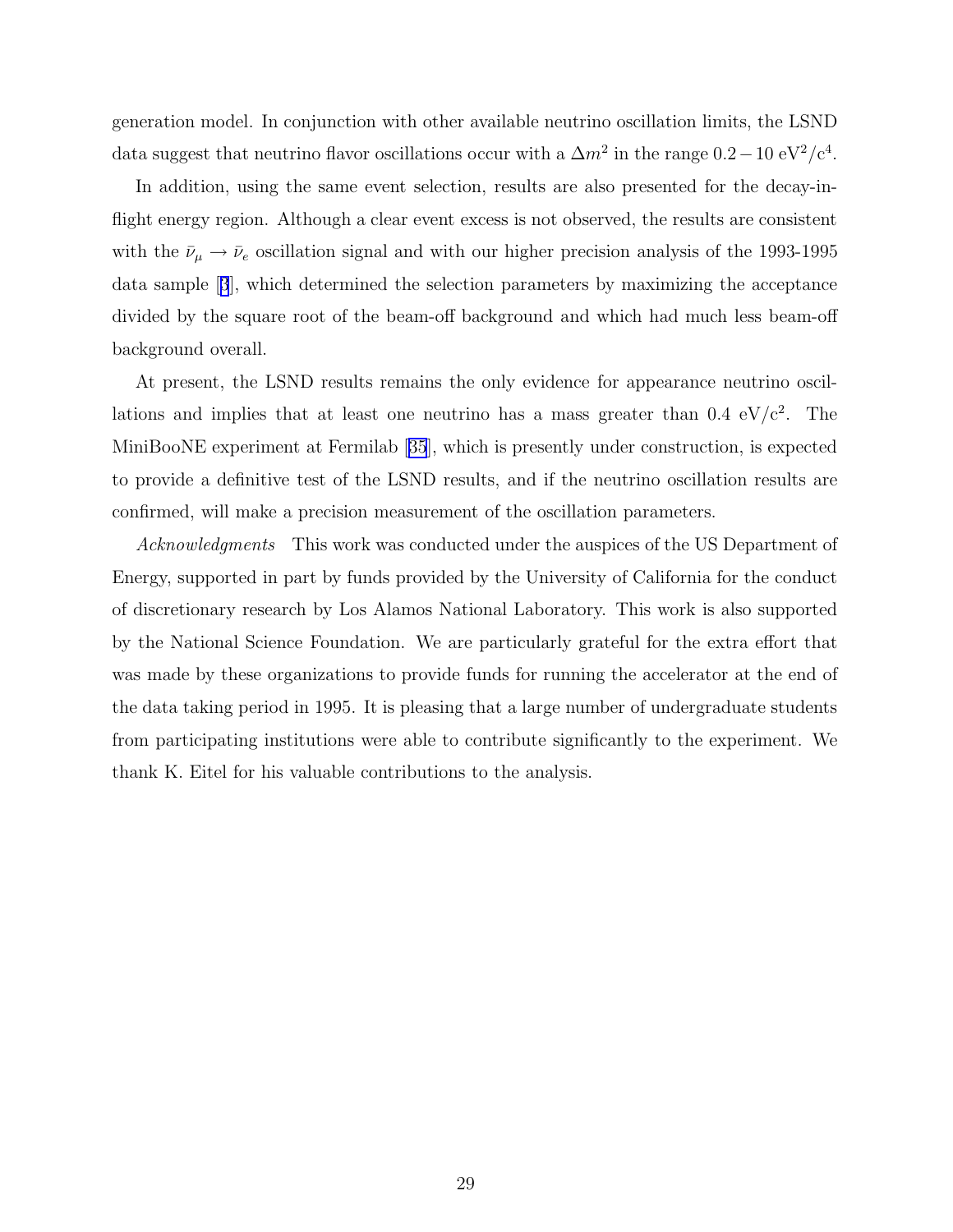generation model. In conjunction with other available neutrino oscillation limits, the LSND data suggest that neutrino flavor oscillations occur with a $\Delta m^2$ in the range $0.2 - 10$ eV$^2$/c$^4$.

In addition, using the same event selection, results are also presented for the decay-in-flight energy region. Although a clear event excess is not observed, the results are consistent with the $\bar{\nu}_\mu \rightarrow \bar{\nu}_e$ oscillation signal and with our higher precision analysis of the 1993-1995 data sample [3], which determined the selection parameters by maximizing the acceptance divided by the square root of the beam-off background and which had much less beam-off background overall.

At present, the LSND results remains the only evidence for appearance neutrino oscillations and implies that at least one neutrino has a mass greater than 0.4 eV/c$^2$. The MiniBooNE experiment at Fermilab [35], which is presently under construction, is expected to provide a definitive test of the LSND results, and if the neutrino oscillation results are confirmed, will make a precision measurement of the oscillation parameters.

*Acknowledgments* This work was conducted under the auspices of the US Department of Energy, supported in part by funds provided by the University of California for the conduct of discretionary research by Los Alamos National Laboratory. This work is also supported by the National Science Foundation. We are particularly grateful for the extra effort that was made by these organizations to provide funds for running the accelerator at the end of the data taking period in 1995. It is pleasing that a large number of undergraduate students from participating institutions were able to contribute significantly to the experiment. We thank K. Eitel for his valuable contributions to the analysis.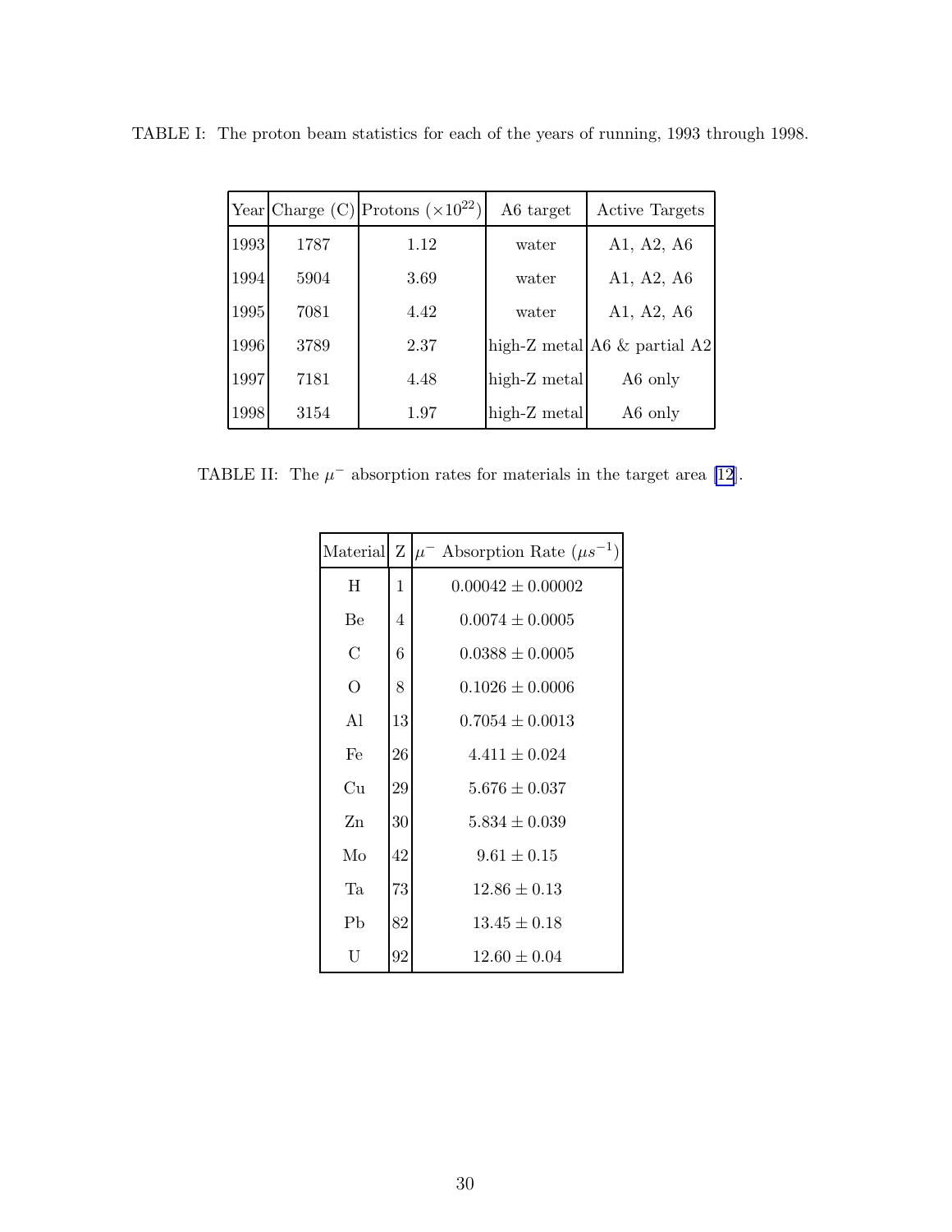TABLE I: The proton beam statistics for each of the years of running, 1993 through 1998.

| Year | Charge (C) | Protons ($\times 10^{22}$) | A6 target | Active Targets |
|---|---|---|---|---|
| 1993 | 1787 | 1.12 | water | A1, A2, A6 |
| 1994 | 5904 | 3.69 | water | A1, A2, A6 |
| 1995 | 7081 | 4.42 | water | A1, A2, A6 |
| 1996 | 3789 | 2.37 | high-Z metal | A6 & partial A2 |
| 1997 | 7181 | 4.48 | high-Z metal | A6 only |
| 1998 | 3154 | 1.97 | high-Z metal | A6 only |

TABLE II: The $\mu^-$ absorption rates for materials in the target area [12].

| Material | Z | $\mu^-$ Absorption Rate ($\mu s^{-1}$) |
|---|---|---|
| H | 1 | $0.00042 \pm 0.00002$ |
| Be | 4 | $0.0074 \pm 0.0005$ |
| C | 6 | $0.0388 \pm 0.0005$ |
| O | 8 | $0.1026 \pm 0.0006$ |
| Al | 13 | $0.7054 \pm 0.0013$ |
| Fe | 26 | $4.411 \pm 0.024$ |
| Cu | 29 | $5.676 \pm 0.037$ |
| Zn | 30 | $5.834 \pm 0.039$ |
| Mo | 42 | $9.61 \pm 0.15$ |
| Ta | 73 | $12.86 \pm 0.13$ |
| Pb | 82 | $13.45 \pm 0.18$ |
| U | 92 | $12.60 \pm 0.04$ |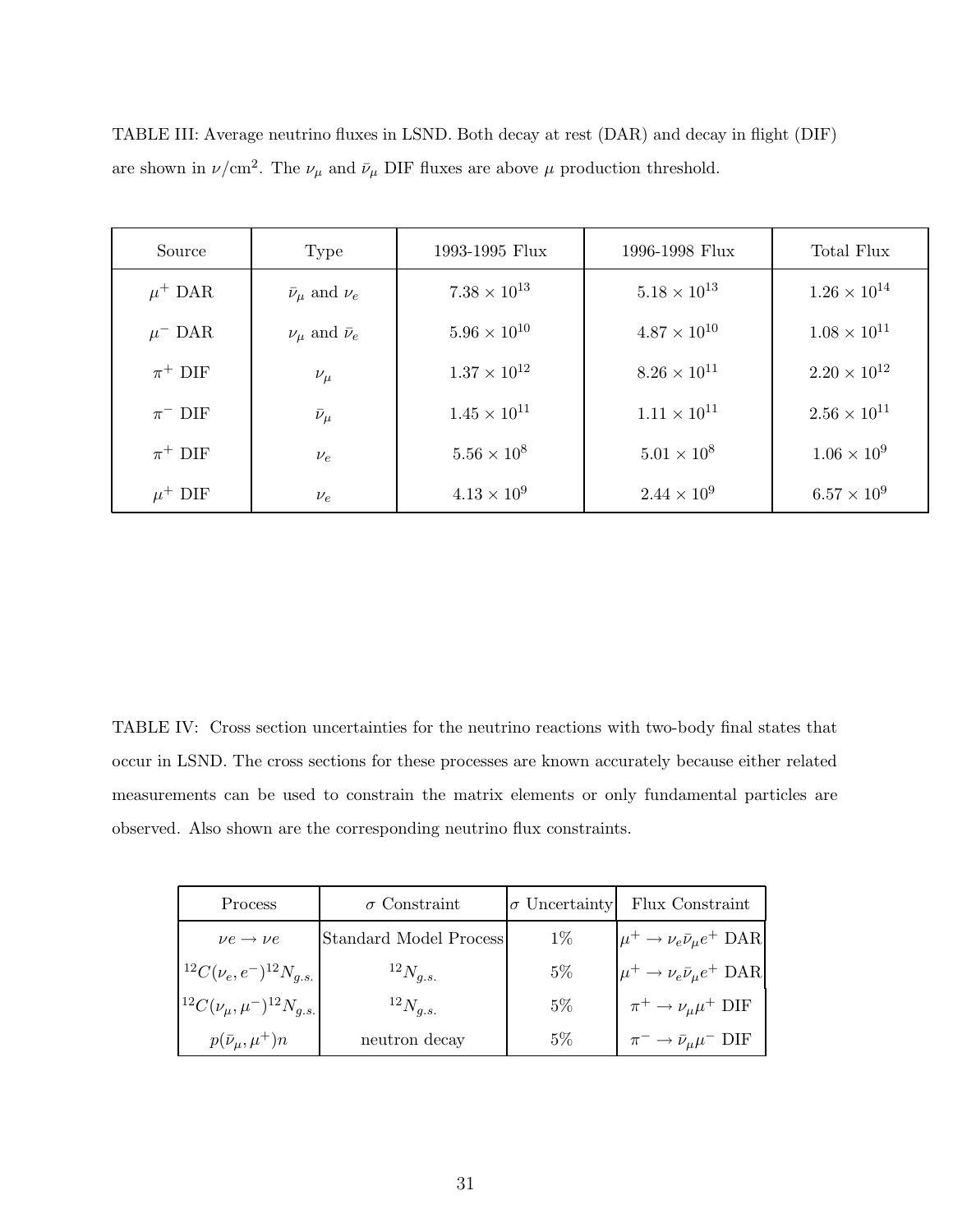TABLE III: Average neutrino fluxes in LSND. Both decay at rest (DAR) and decay in flight (DIF) are shown in $\nu/\text{cm}^2$. The $\nu_\mu$ and $\bar{\nu}_\mu$ DIF fluxes are above $\mu$ production threshold.

| Source | Type | 1993-1995 Flux | 1996-1998 Flux | Total Flux |
|---|---|---|---|---|
| $\mu^+$ DAR | $\bar{\nu}_\mu$ and $\nu_e$ | $7.38 \times 10^{13}$ | $5.18 \times 10^{13}$ | $1.26 \times 10^{14}$ |
| $\mu^-$ DAR | $\nu_\mu$ and $\bar{\nu}_e$ | $5.96 \times 10^{10}$ | $4.87 \times 10^{10}$ | $1.08 \times 10^{11}$ |
| $\pi^+$ DIF | $\nu_\mu$ | $1.37 \times 10^{12}$ | $8.26 \times 10^{11}$ | $2.20 \times 10^{12}$ |
| $\pi^-$ DIF | $\bar{\nu}_\mu$ | $1.45 \times 10^{11}$ | $1.11 \times 10^{11}$ | $2.56 \times 10^{11}$ |
| $\pi^+$ DIF | $\nu_e$ | $5.56 \times 10^{8}$ | $5.01 \times 10^{8}$ | $1.06 \times 10^{9}$ |
| $\mu^+$ DIF | $\nu_e$ | $4.13 \times 10^{9}$ | $2.44 \times 10^{9}$ | $6.57 \times 10^{9}$ |

TABLE IV: Cross section uncertainties for the neutrino reactions with two-body final states that occur in LSND. The cross sections for these processes are known accurately because either related measurements can be used to constrain the matrix elements or only fundamental particles are observed. Also shown are the corresponding neutrino flux constraints.

| Process | $\sigma$ Constraint | $\sigma$ Uncertainty | Flux Constraint |
|---|---|---|---|
| $\nu e \rightarrow \nu e$ | Standard Model Process | 1% | $\mu^+ \rightarrow \nu_e \bar{\nu}_\mu e^+$ DAR |
| $^{12}C(\nu_e, e^-)^{12}N_{g.s.}$ | $^{12}N_{g.s.}$ | 5% | $\mu^+ \rightarrow \nu_e \bar{\nu}_\mu e^+$ DAR |
| $^{12}C(\nu_\mu, \mu^-)^{12}N_{g.s.}$ | $^{12}N_{g.s.}$ | 5% | $\pi^+ \rightarrow \nu_\mu \mu^+$ DIF |
| $p(\bar{\nu}_\mu, \mu^+)n$ | neutron decay | 5% | $\pi^- \rightarrow \bar{\nu}_\mu \mu^-$ DIF |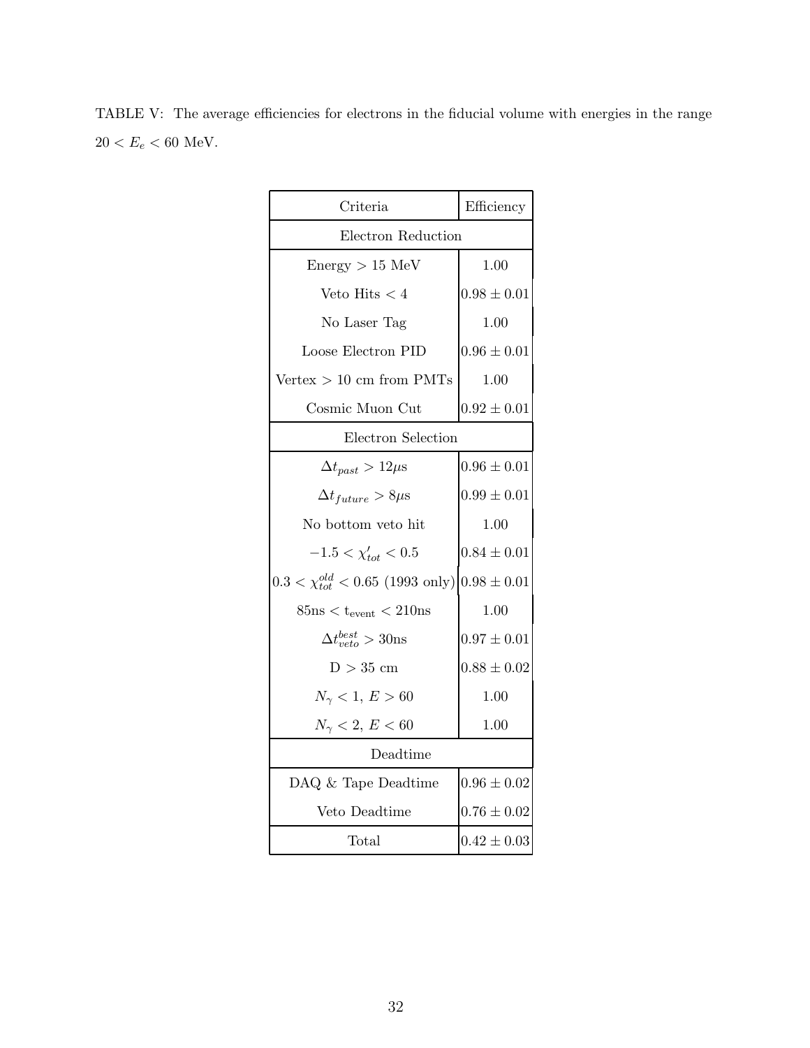TABLE V: The average efficiencies for electrons in the fiducial volume with energies in the range $20 < E_e < 60$ MeV.

| Criteria | Efficiency |
| --- | --- |
| Electron Reduction | |
| Energy $> 15$ MeV | 1.00 |
| Veto Hits $< 4$ | $0.98 \pm 0.01$ |
| No Laser Tag | 1.00 |
| Loose Electron PID | $0.96 \pm 0.01$ |
| Vertex $> 10$ cm from PMTs | 1.00 |
| Cosmic Muon Cut | $0.92 \pm 0.01$ |
| Electron Selection | |
| $\Delta t_{past} > 12\mu$s | $0.96 \pm 0.01$ |
| $\Delta t_{future} > 8\mu$s | $0.99 \pm 0.01$ |
| No bottom veto hit | 1.00 |
| $-1.5 < \chi'_{tot} < 0.5$ | $0.84 \pm 0.01$ |
| $0.3 < \chi^{old}_{tot} < 0.65$ (1993 only) | $0.98 \pm 0.01$ |
| $85\text{ns} < \text{t}_{\text{event}} < 210\text{ns}$ | 1.00 |
| $\Delta t^{best}_{veto} > 30$ns | $0.97 \pm 0.01$ |
| D $> 35$ cm | $0.88 \pm 0.02$ |
| $N_\gamma < 1$, $E > 60$ | 1.00 |
| $N_\gamma < 2$, $E < 60$ | 1.00 |
| Deadtime | |
| DAQ & Tape Deadtime | $0.96 \pm 0.02$ |
| Veto Deadtime | $0.76 \pm 0.02$ |
| Total | $0.42 \pm 0.03$ |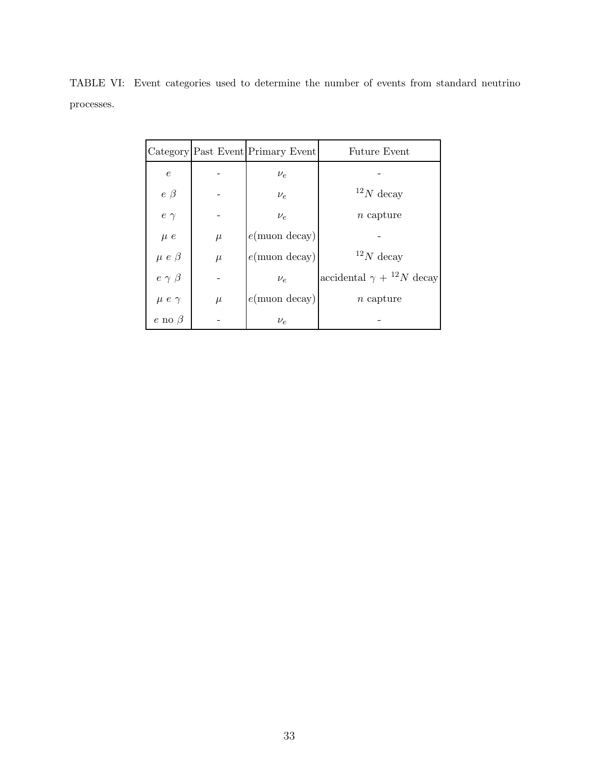TABLE VI: Event categories used to determine the number of events from standard neutrino processes.

| Category | Past Event | Primary Event | Future Event |
| --- | --- | --- | --- |
| $e$ | - | $\nu_e$ | - |
| $e\ \beta$ | - | $\nu_e$ | $^{12}N$ decay |
| $e\ \gamma$ | - | $\nu_e$ | $n$ capture |
| $\mu\ e$ | $\mu$ | $e$(muon decay) | - |
| $\mu\ e\ \beta$ | $\mu$ | $e$(muon decay) | $^{12}N$ decay |
| $e\ \gamma\ \beta$ | - | $\nu_e$ | accidental $\gamma$ + $^{12}N$ decay |
| $\mu\ e\ \gamma$ | $\mu$ | $e$(muon decay) | $n$ capture |
| $e$ no $\beta$ | - | $\nu_e$ | - |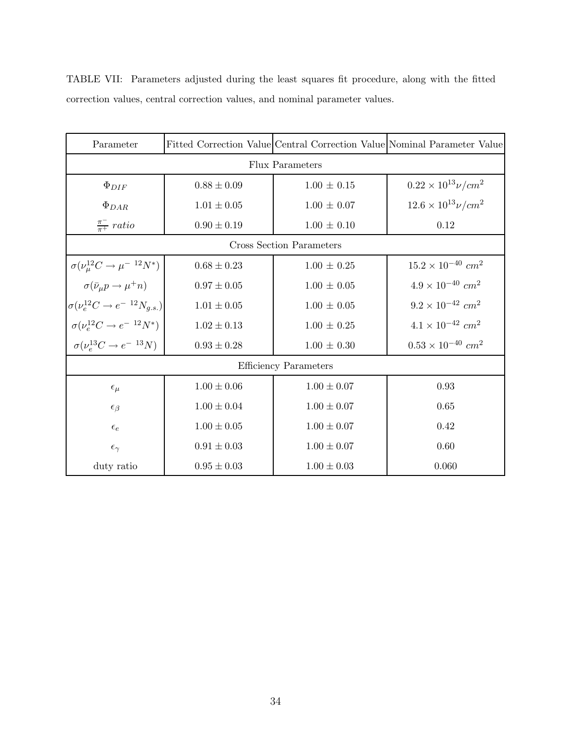TABLE VII: Parameters adjusted during the least squares fit procedure, along with the fitted correction values, central correction values, and nominal parameter values.

| Parameter | Fitted Correction Value | Central Correction Value | Nominal Parameter Value |
|---|---|---|---|
| Flux Parameters | | | |
| $\Phi_{DIF}$ | $0.88 \pm 0.09$ | $1.00 \pm 0.15$ | $0.22 \times 10^{13} \nu/cm^2$ |
| $\Phi_{DAR}$ | $1.01 \pm 0.05$ | $1.00 \pm 0.07$ | $12.6 \times 10^{13} \nu/cm^2$ |
| $\frac{\pi^-}{\pi^+}$ *ratio* | $0.90 \pm 0.19$ | $1.00 \pm 0.10$ | $0.12$ |
| Cross Section Parameters | | | |
| $\sigma(\nu_\mu^{12}C \rightarrow \mu^- \ ^{12}N^*)$ | $0.68 \pm 0.23$ | $1.00 \pm 0.25$ | $15.2 \times 10^{-40}\ cm^2$ |
| $\sigma(\bar{\nu}_\mu p \rightarrow \mu^+ n)$ | $0.97 \pm 0.05$ | $1.00 \pm 0.05$ | $4.9 \times 10^{-40}\ cm^2$ |
| $\sigma(\nu_e^{12}C \rightarrow e^- \ ^{12}N_{g.s.})$ | $1.01 \pm 0.05$ | $1.00 \pm 0.05$ | $9.2 \times 10^{-42}\ cm^2$ |
| $\sigma(\nu_e^{12}C \rightarrow e^- \ ^{12}N^*)$ | $1.02 \pm 0.13$ | $1.00 \pm 0.25$ | $4.1 \times 10^{-42}\ cm^2$ |
| $\sigma(\nu_e^{13}C \rightarrow e^- \ ^{13}N)$ | $0.93 \pm 0.28$ | $1.00 \pm 0.30$ | $0.53 \times 10^{-40}\ cm^2$ |
| Efficiency Parameters | | | |
| $\epsilon_\mu$ | $1.00 \pm 0.06$ | $1.00 \pm 0.07$ | $0.93$ |
| $\epsilon_\beta$ | $1.00 \pm 0.04$ | $1.00 \pm 0.07$ | $0.65$ |
| $\epsilon_e$ | $1.00 \pm 0.05$ | $1.00 \pm 0.07$ | $0.42$ |
| $\epsilon_\gamma$ | $0.91 \pm 0.03$ | $1.00 \pm 0.07$ | $0.60$ |
| duty ratio | $0.95 \pm 0.03$ | $1.00 \pm 0.03$ | $0.060$ |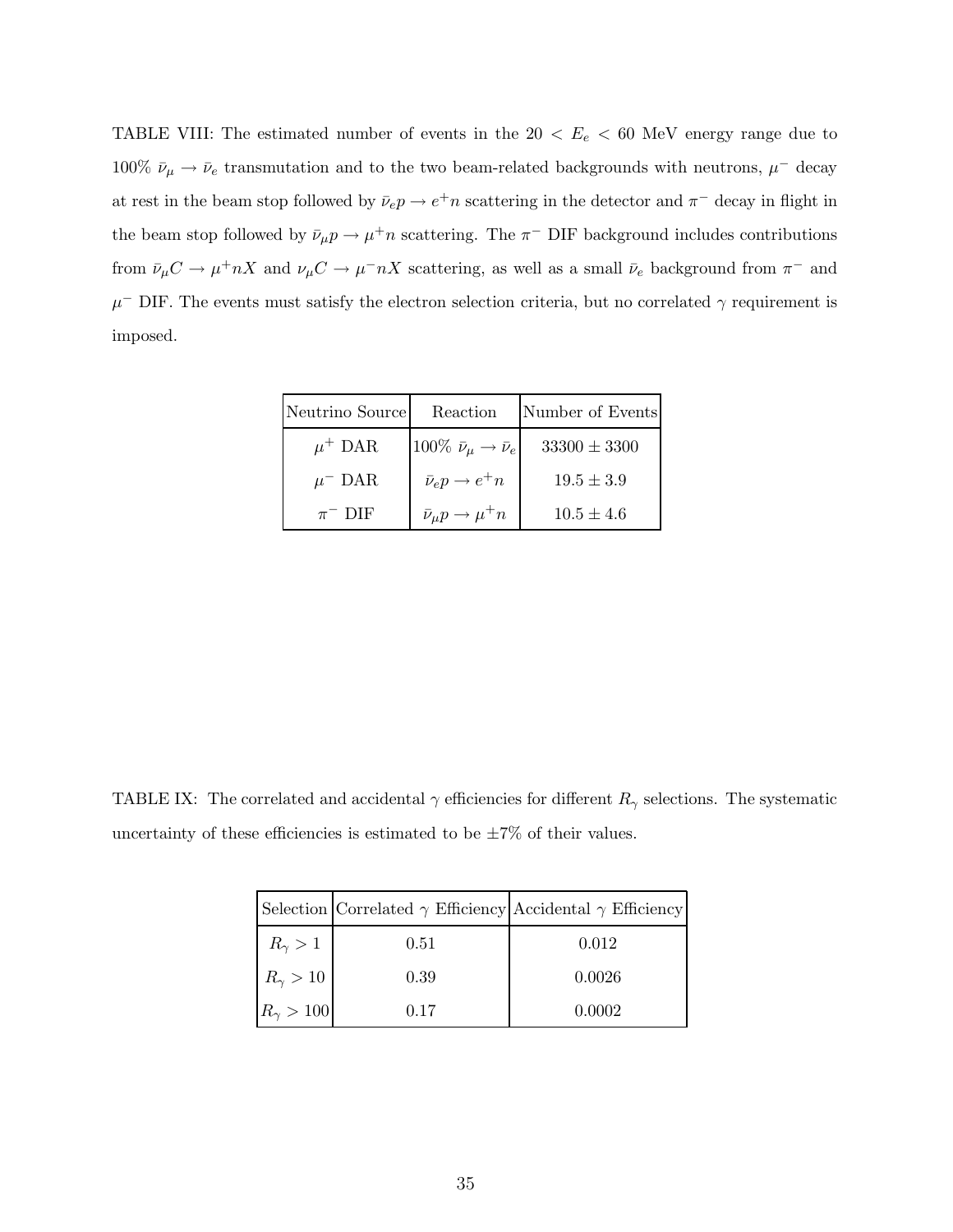TABLE VIII: The estimated number of events in the $20 < E_e < 60$ MeV energy range due to 100% $\bar{\nu}_\mu \to \bar{\nu}_e$ transmutation and to the two beam-related backgrounds with neutrons, $\mu^-$ decay at rest in the beam stop followed by $\bar{\nu}_e p \to e^+ n$ scattering in the detector and $\pi^-$ decay in flight in the beam stop followed by $\bar{\nu}_\mu p \to \mu^+ n$ scattering. The $\pi^-$ DIF background includes contributions from $\bar{\nu}_\mu C \to \mu^+ n X$ and $\nu_\mu C \to \mu^- n X$ scattering, as well as a small $\bar{\nu}_e$ background from $\pi^-$ and $\mu^-$ DIF. The events must satisfy the electron selection criteria, but no correlated $\gamma$ requirement is imposed.

| Neutrino Source | Reaction | Number of Events |
|---|---|---|
| $\mu^+$ DAR | 100% $\bar{\nu}_\mu \to \bar{\nu}_e$ | $33300 \pm 3300$ |
| $\mu^-$ DAR | $\bar{\nu}_e p \to e^+ n$ | $19.5 \pm 3.9$ |
| $\pi^-$ DIF | $\bar{\nu}_\mu p \to \mu^+ n$ | $10.5 \pm 4.6$ |

TABLE IX: The correlated and accidental $\gamma$ efficiencies for different $R_\gamma$ selections. The systematic uncertainty of these efficiencies is estimated to be $\pm 7\%$ of their values.

| Selection | Correlated $\gamma$ Efficiency | Accidental $\gamma$ Efficiency |
|---|---|---|
| $R_\gamma > 1$ | 0.51 | 0.012 |
| $R_\gamma > 10$ | 0.39 | 0.0026 |
| $R_\gamma > 100$ | 0.17 | 0.0002 |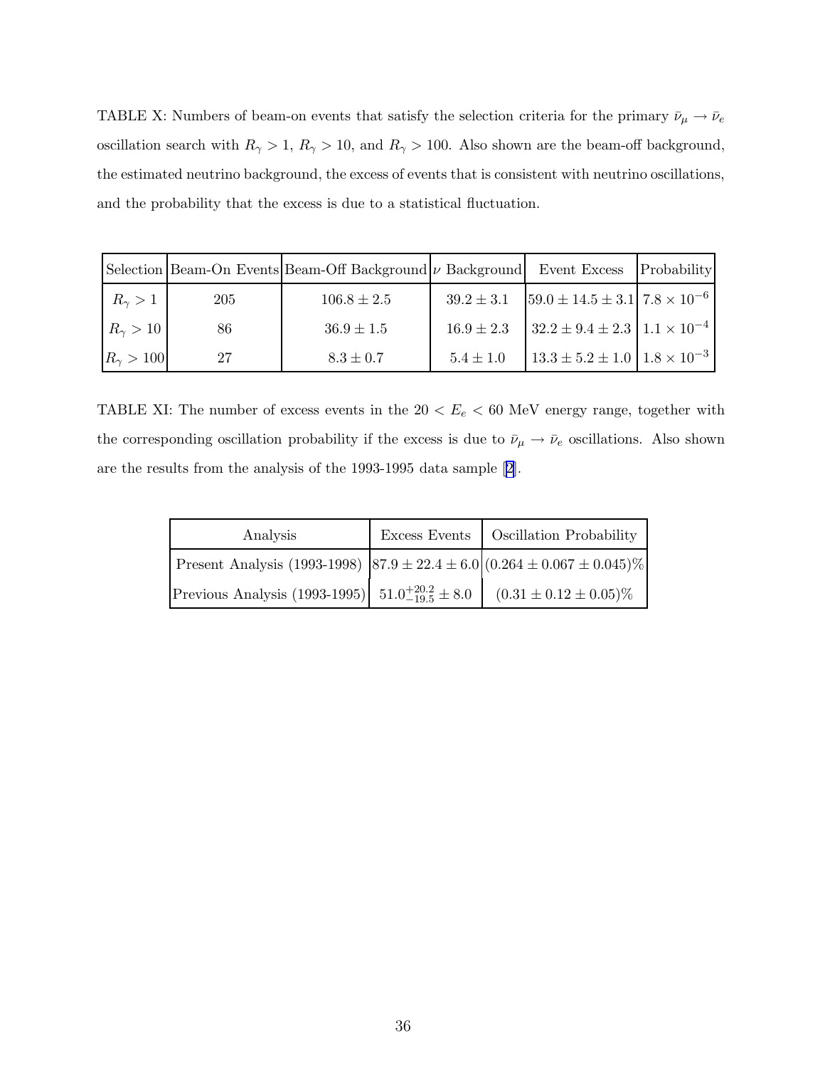TABLE X: Numbers of beam-on events that satisfy the selection criteria for the primary $\bar{\nu}_\mu \to \bar{\nu}_e$ oscillation search with $R_\gamma > 1$, $R_\gamma > 10$, and $R_\gamma > 100$. Also shown are the beam-off background, the estimated neutrino background, the excess of events that is consistent with neutrino oscillations, and the probability that the excess is due to a statistical fluctuation.

| Selection | Beam-On Events | Beam-Off Background | $\nu$ Background | Event Excess | Probability |
|---|---|---|---|---|---|
| $R_\gamma > 1$ | 205 | $106.8 \pm 2.5$ | $39.2 \pm 3.1$ | $59.0 \pm 14.5 \pm 3.1$ | $7.8 \times 10^{-6}$ |
| $R_\gamma > 10$ | 86 | $36.9 \pm 1.5$ | $16.9 \pm 2.3$ | $32.2 \pm 9.4 \pm 2.3$ | $1.1 \times 10^{-4}$ |
| $R_\gamma > 100$ | 27 | $8.3 \pm 0.7$ | $5.4 \pm 1.0$ | $13.3 \pm 5.2 \pm 1.0$ | $1.8 \times 10^{-3}$ |

TABLE XI: The number of excess events in the $20 < E_e < 60$ MeV energy range, together with the corresponding oscillation probability if the excess is due to $\bar{\nu}_\mu \to \bar{\nu}_e$ oscillations. Also shown are the results from the analysis of the 1993-1995 data sample [2].

| Analysis | Excess Events | Oscillation Probability |
|---|---|---|
| Present Analysis (1993-1998) | $87.9 \pm 22.4 \pm 6.0$ | $(0.264 \pm 0.067 \pm 0.045)\%$ |
| Previous Analysis (1993-1995) | $51.0^{+20.2}_{-19.5} \pm 8.0$ | $(0.31 \pm 0.12 \pm 0.05)\%$ |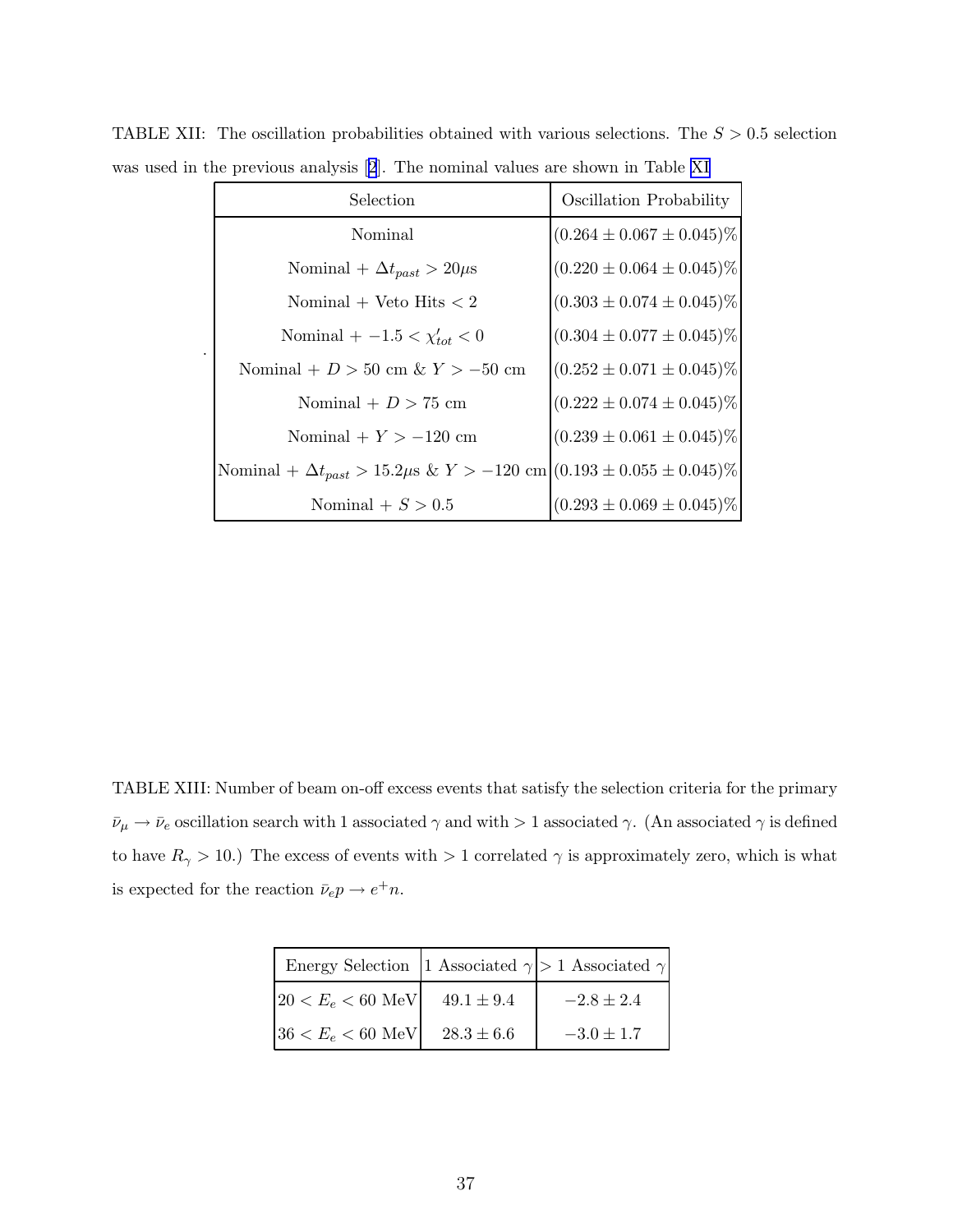TABLE XII: The oscillation probabilities obtained with various selections. The $S > 0.5$ selection was used in the previous analysis [2]. The nominal values are shown in Table XI

| Selection | Oscillation Probability |
|---|---|
| Nominal | $(0.264 \pm 0.067 \pm 0.045)\%$ |
| Nominal + $\Delta t_{past} > 20\mu$s | $(0.220 \pm 0.064 \pm 0.045)\%$ |
| Nominal + Veto Hits $< 2$ | $(0.303 \pm 0.074 \pm 0.045)\%$ |
| Nominal + $-1.5 < \chi'_{tot} < 0$ | $(0.304 \pm 0.077 \pm 0.045)\%$ |
| Nominal + $D > 50$ cm & $Y > -50$ cm | $(0.252 \pm 0.071 \pm 0.045)\%$ |
| Nominal + $D > 75$ cm | $(0.222 \pm 0.074 \pm 0.045)\%$ |
| Nominal + $Y > -120$ cm | $(0.239 \pm 0.061 \pm 0.045)\%$ |
| Nominal + $\Delta t_{past} > 15.2\mu$s & $Y > -120$ cm | $(0.193 \pm 0.055 \pm 0.045)\%$ |
| Nominal + $S > 0.5$ | $(0.293 \pm 0.069 \pm 0.045)\%$ |

TABLE XIII: Number of beam on-off excess events that satisfy the selection criteria for the primary $\bar{\nu}_\mu \to \bar{\nu}_e$ oscillation search with 1 associated $\gamma$ and with $> 1$ associated $\gamma$. (An associated $\gamma$ is defined to have $R_\gamma > 10$.) The excess of events with $> 1$ correlated $\gamma$ is approximately zero, which is what is expected for the reaction $\bar{\nu}_e p \to e^+ n$.

| Energy Selection | 1 Associated $\gamma$ | $> 1$ Associated $\gamma$ |
|---|---|---|
| $20 < E_e < 60$ MeV | $49.1 \pm 9.4$ | $-2.8 \pm 2.4$ |
| $36 < E_e < 60$ MeV | $28.3 \pm 6.6$ | $-3.0 \pm 1.7$ |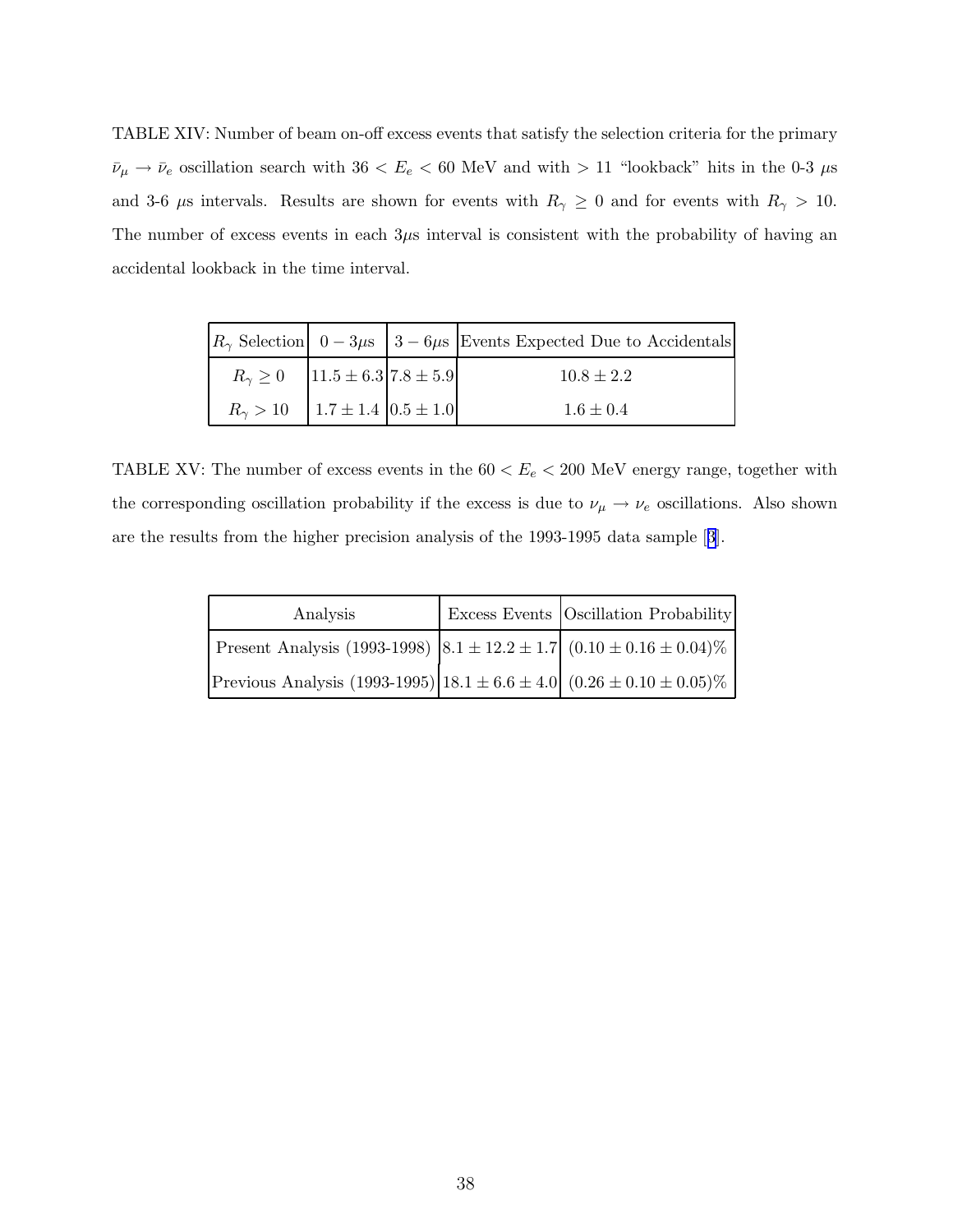TABLE XIV: Number of beam on-off excess events that satisfy the selection criteria for the primary $\bar{\nu}_\mu \rightarrow \bar{\nu}_e$ oscillation search with $36 < E_e < 60$ MeV and with $> 11$ "lookback" hits in the 0-3 $\mu$s and 3-6 $\mu$s intervals. Results are shown for events with $R_\gamma \geq 0$ and for events with $R_\gamma > 10$. The number of excess events in each 3$\mu$s interval is consistent with the probability of having an accidental lookback in the time interval.

| $R_\gamma$ Selection | $0-3\mu$s | $3-6\mu$s | Events Expected Due to Accidentals |
| --- | --- | --- | --- |
| $R_\gamma \geq 0$ | $11.5 \pm 6.3$ | $7.8 \pm 5.9$ | $10.8 \pm 2.2$ |
| $R_\gamma > 10$ | $1.7 \pm 1.4$ | $0.5 \pm 1.0$ | $1.6 \pm 0.4$ |

TABLE XV: The number of excess events in the $60 < E_e < 200$ MeV energy range, together with the corresponding oscillation probability if the excess is due to $\nu_\mu \rightarrow \nu_e$ oscillations. Also shown are the results from the higher precision analysis of the 1993-1995 data sample [3].

| Analysis | Excess Events | Oscillation Probability |
| --- | --- | --- |
| Present Analysis (1993-1998) | $8.1 \pm 12.2 \pm 1.7$ | $(0.10 \pm 0.16 \pm 0.04)\%$ |
| Previous Analysis (1993-1995) | $18.1 \pm 6.6 \pm 4.0$ | $(0.26 \pm 0.10 \pm 0.05)\%$ |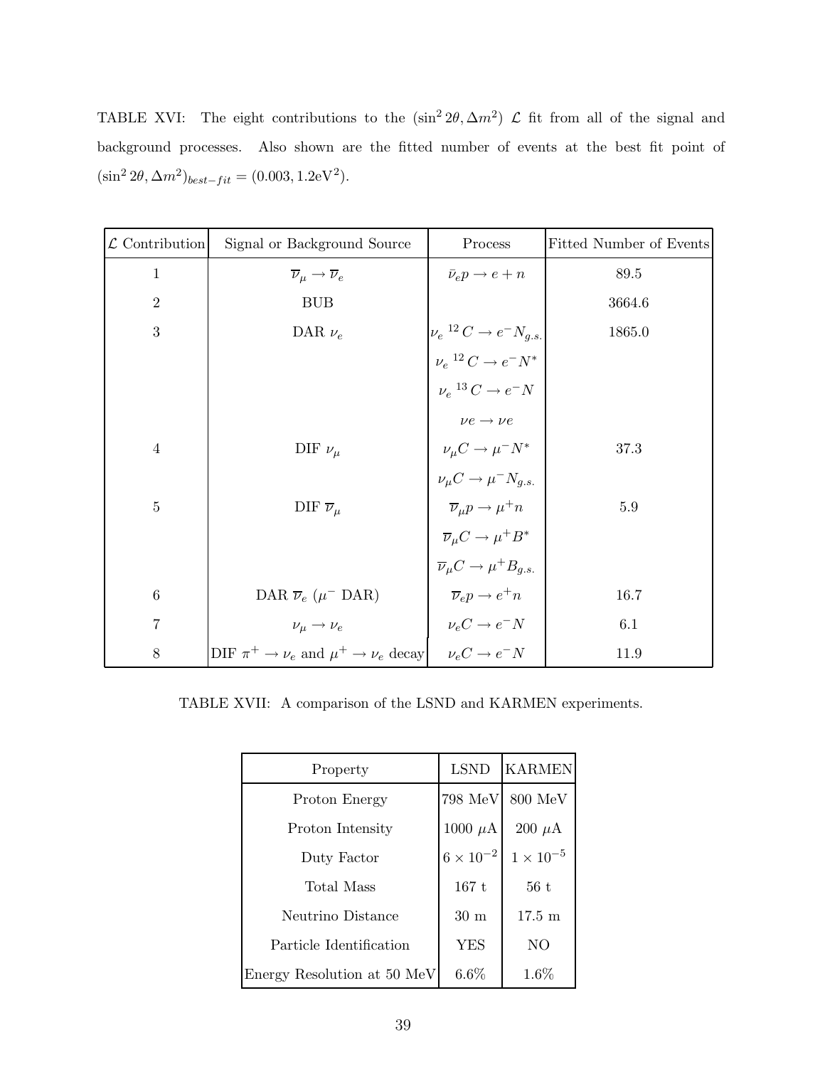TABLE XVI: The eight contributions to the $(\sin^2 2\theta, \Delta m^2)$ $\mathcal{L}$ fit from all of the signal and background processes. Also shown are the fitted number of events at the best fit point of $(\sin^2 2\theta, \Delta m^2)_{best-fit} = (0.003, 1.2\text{eV}^2)$.

| $\mathcal{L}$ Contribution | Signal or Background Source | Process | Fitted Number of Events |
|---|---|---|---|
| 1 | $\overline{\nu}_\mu \rightarrow \overline{\nu}_e$ | $\bar{\nu}_e p \rightarrow e + n$ | 89.5 |
| 2 | BUB | | 3664.6 |
| 3 | DAR $\nu_e$ | $\nu_e\, ^{12}C \rightarrow e^- N_{g.s.}$ | 1865.0 |
| | | $\nu_e\, ^{12}C \rightarrow e^- N^*$ | |
| | | $\nu_e\, ^{13}C \rightarrow e^- N$ | |
| | | $\nu e \rightarrow \nu e$ | |
| 4 | DIF $\nu_\mu$ | $\nu_\mu C \rightarrow \mu^- N^*$ | 37.3 |
| | | $\nu_\mu C \rightarrow \mu^- N_{g.s.}$ | |
| 5 | DIF $\overline{\nu}_\mu$ | $\overline{\nu}_\mu p \rightarrow \mu^+ n$ | 5.9 |
| | | $\overline{\nu}_\mu C \rightarrow \mu^+ B^*$ | |
| | | $\overline{\nu}_\mu C \rightarrow \mu^+ B_{g.s.}$ | |
| 6 | DAR $\overline{\nu}_e$ ($\mu^-$ DAR) | $\overline{\nu}_e p \rightarrow e^+ n$ | 16.7 |
| 7 | $\nu_\mu \rightarrow \nu_e$ | $\nu_e C \rightarrow e^- N$ | 6.1 |
| 8 | DIF $\pi^+ \rightarrow \nu_e$ and $\mu^+ \rightarrow \nu_e$ decay | $\nu_e C \rightarrow e^- N$ | 11.9 |

TABLE XVII: A comparison of the LSND and KARMEN experiments.

| Property | LSND | KARMEN |
|---|---|---|
| Proton Energy | 798 MeV | 800 MeV |
| Proton Intensity | 1000 $\mu$A | 200 $\mu$A |
| Duty Factor | $6 \times 10^{-2}$ | $1 \times 10^{-5}$ |
| Total Mass | 167 t | 56 t |
| Neutrino Distance | 30 m | 17.5 m |
| Particle Identification | YES | NO |
| Energy Resolution at 50 MeV | 6.6% | 1.6% |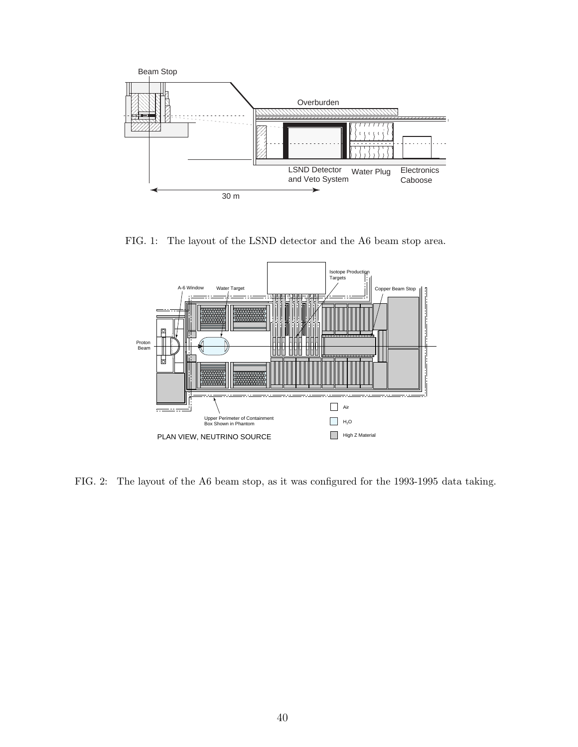FIG. 1: The layout of the LSND detector and the A6 beam stop area.

FIG. 2: The layout of the A6 beam stop, as it was configured for the 1993-1995 data taking.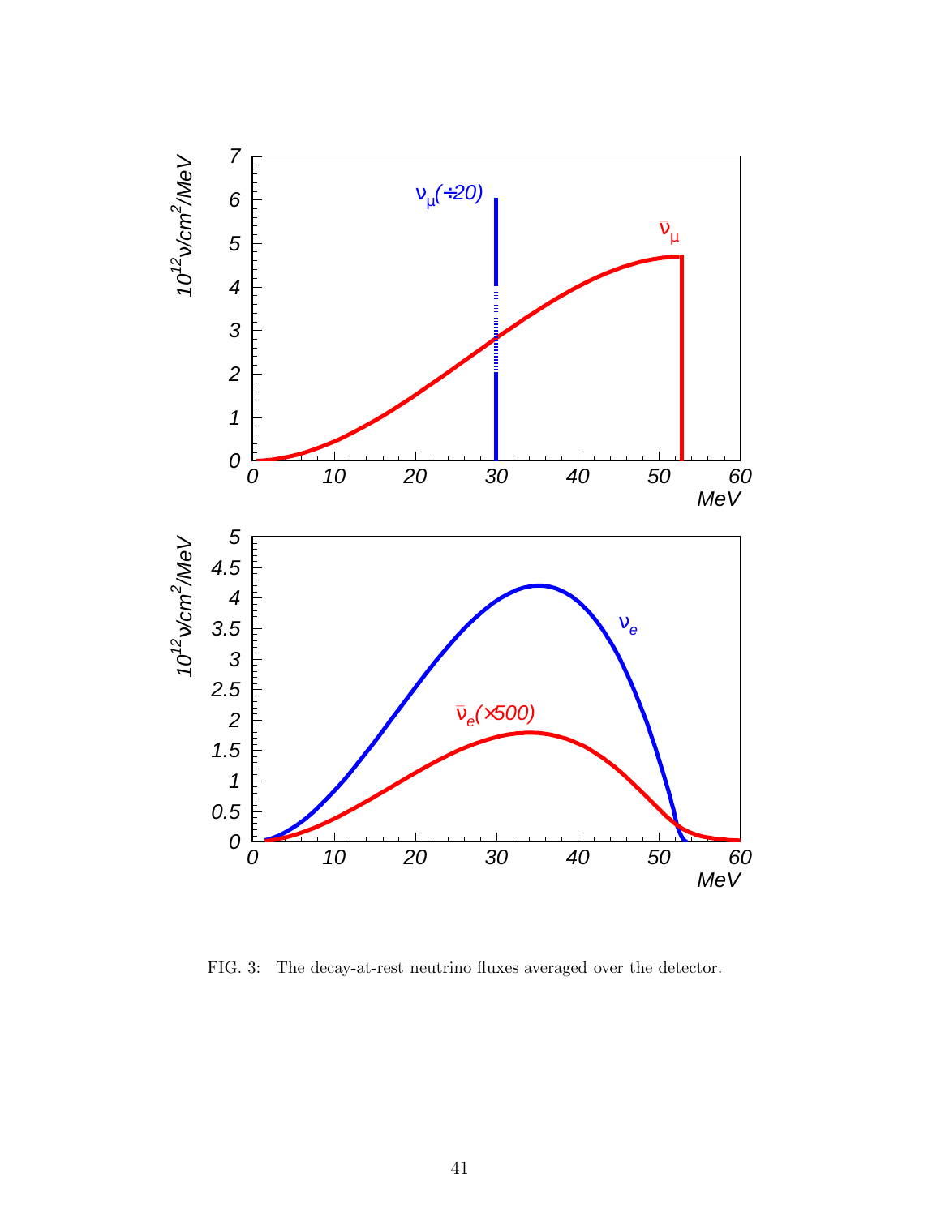FIG. 3: The decay-at-rest neutrino fluxes averaged over the detector.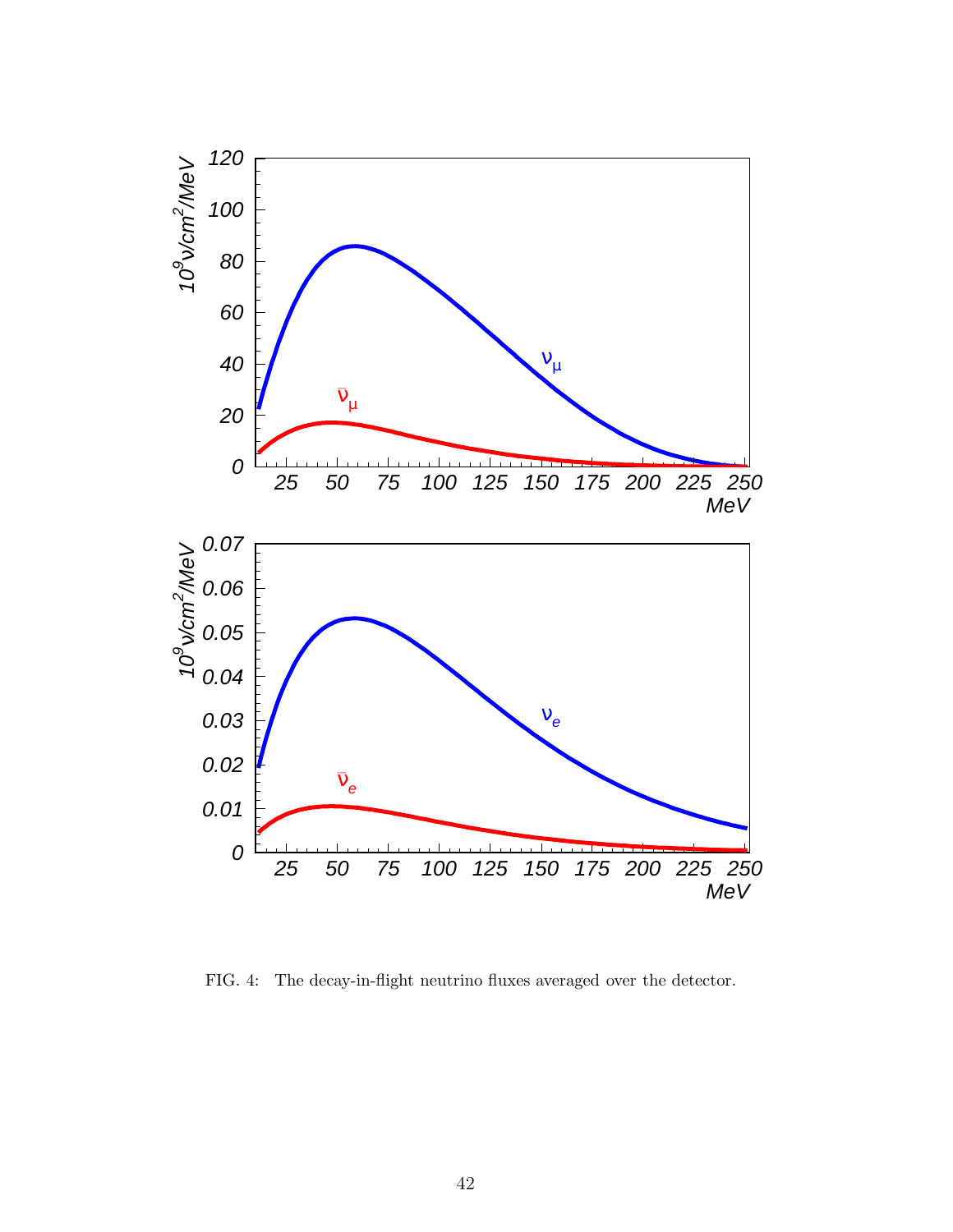FIG. 4: The decay-in-flight neutrino fluxes averaged over the detector.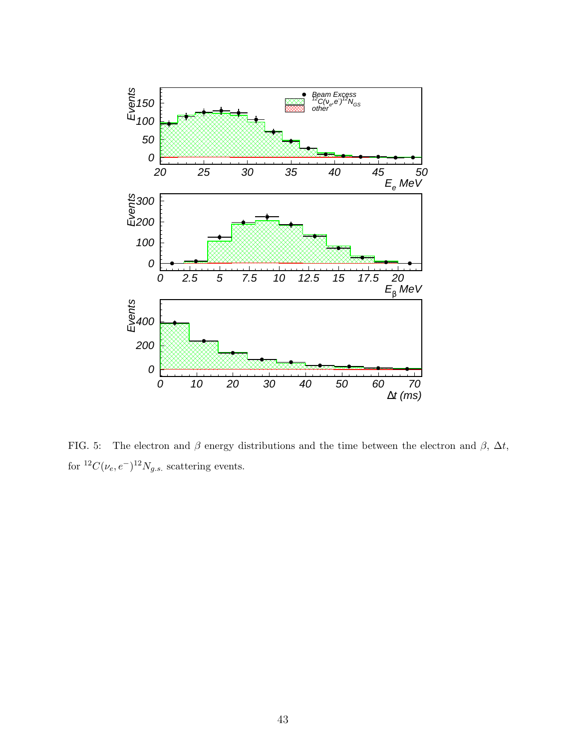FIG. 5: The electron and $\beta$ energy distributions and the time between the electron and $\beta$, $\Delta t$, for ${}^{12}C(\nu_e, e^-)^{12}N_{g.s.}$ scattering events.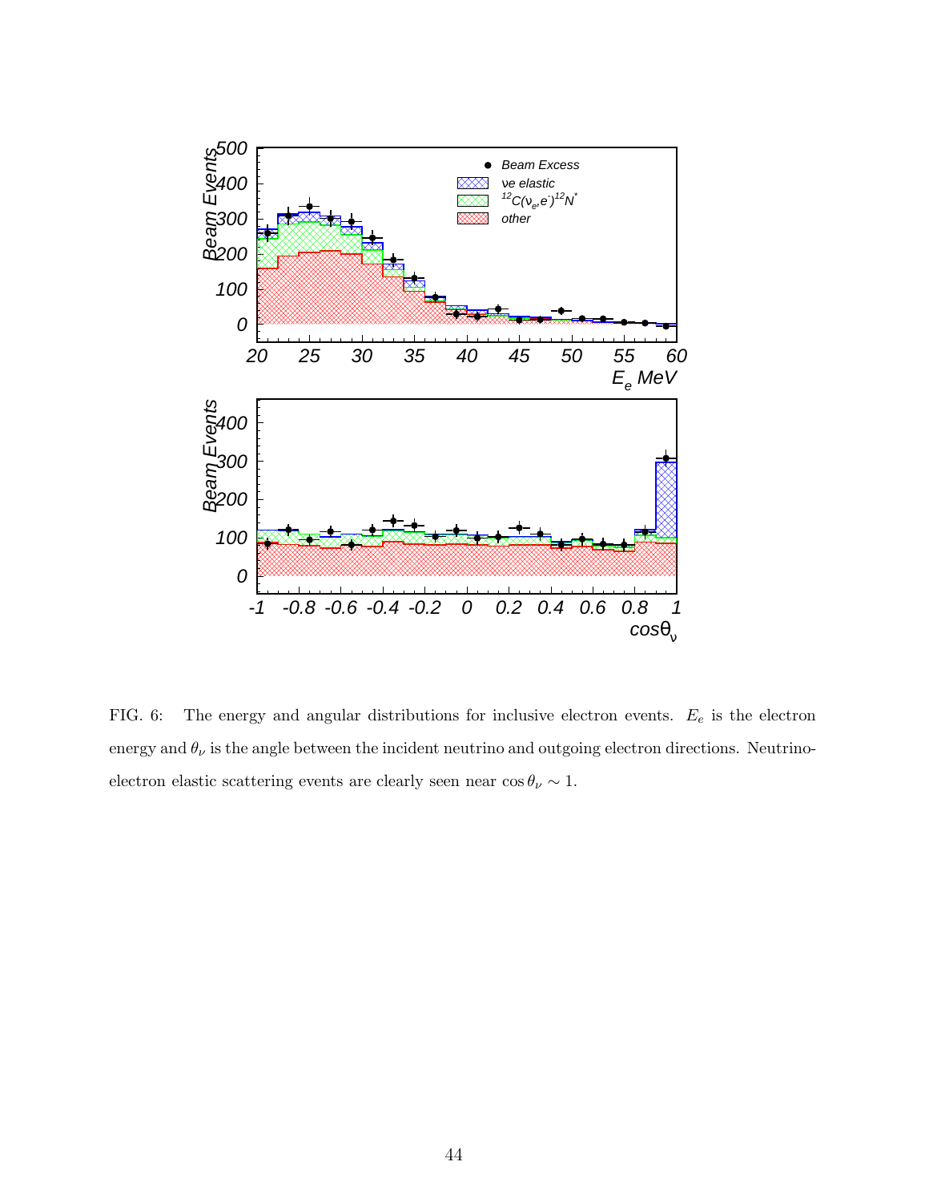FIG. 6: The energy and angular distributions for inclusive electron events. $E_e$ is the electron energy and $\theta_\nu$ is the angle between the incident neutrino and outgoing electron directions. Neutrino-electron elastic scattering events are clearly seen near $\cos\theta_\nu \sim 1$.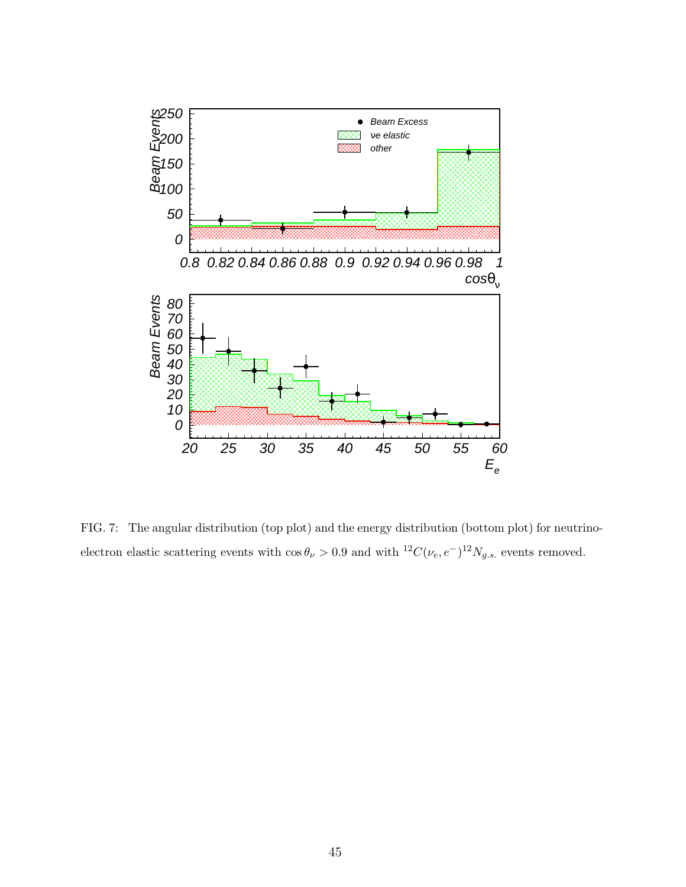FIG. 7: The angular distribution (top plot) and the energy distribution (bottom plot) for neutrino-electron elastic scattering events with $\cos\theta_\nu > 0.9$ and with ${}^{12}C(\nu_e, e^-){}^{12}N_{g.s.}$ events removed.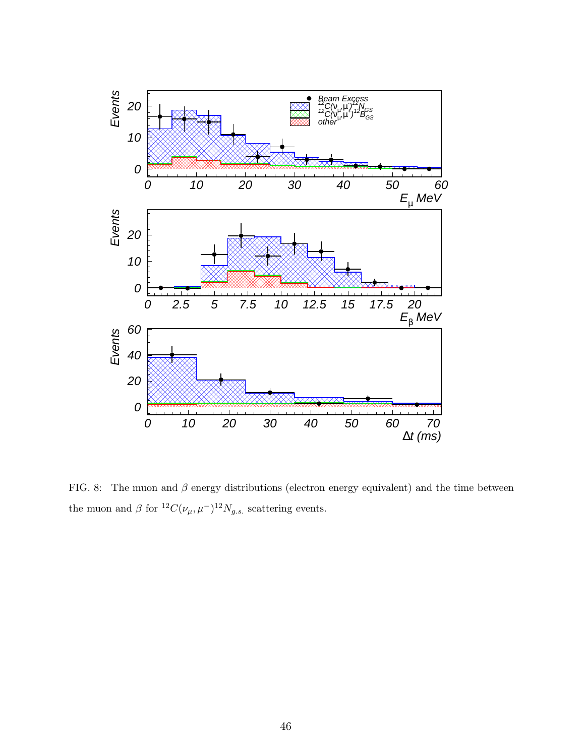FIG. 8: The muon and $\beta$ energy distributions (electron energy equivalent) and the time between the muon and $\beta$ for $^{12}C(\nu_\mu, \mu^-)^{12}N_{g.s.}$ scattering events.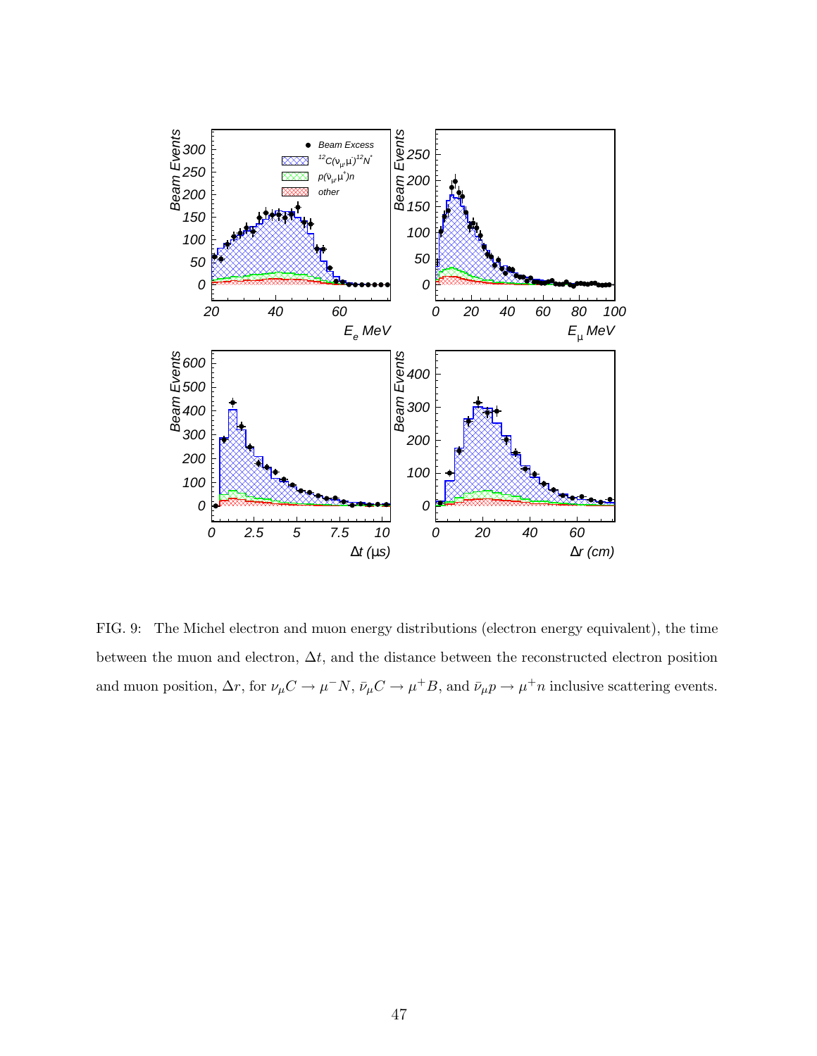FIG. 9: The Michel electron and muon energy distributions (electron energy equivalent), the time between the muon and electron, $\Delta t$, and the distance between the reconstructed electron position and muon position, $\Delta r$, for $\nu_\mu C \to \mu^- N$, $\bar{\nu}_\mu C \to \mu^+ B$, and $\bar{\nu}_\mu p \to \mu^+ n$ inclusive scattering events.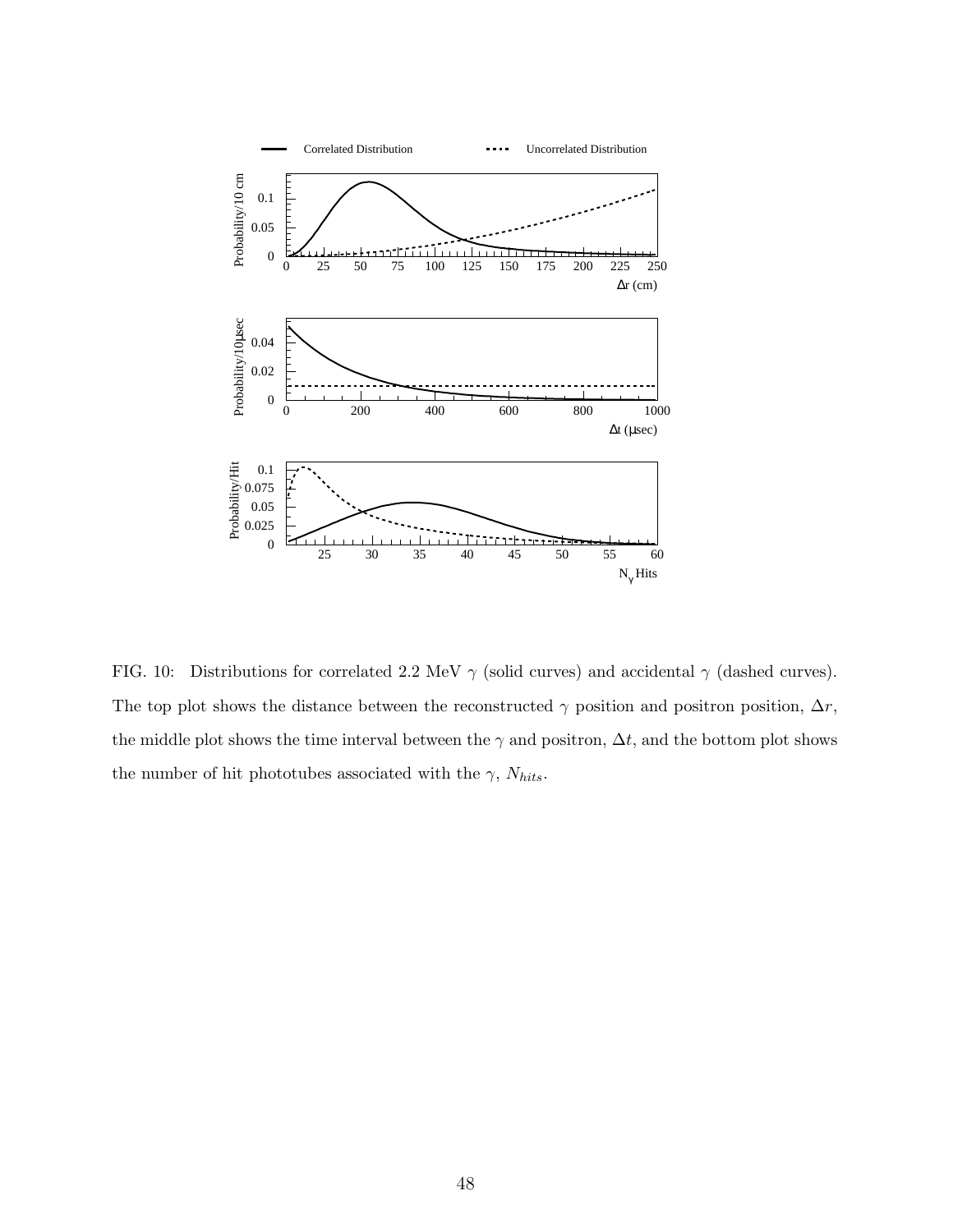FIG. 10: Distributions for correlated 2.2 MeV $\gamma$ (solid curves) and accidental $\gamma$ (dashed curves). The top plot shows the distance between the reconstructed $\gamma$ position and positron position, $\Delta r$, the middle plot shows the time interval between the $\gamma$ and positron, $\Delta t$, and the bottom plot shows the number of hit phototubes associated with the $\gamma$, $N_{hits}$.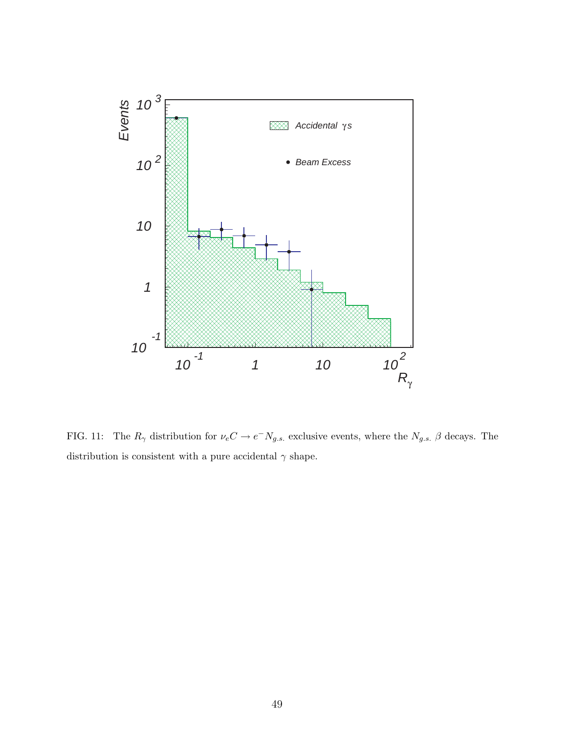FIG. 11: The $R_\gamma$ distribution for $\nu_e C \rightarrow e^- N_{g.s.}$ exclusive events, where the $N_{g.s.}$ $\beta$ decays. The distribution is consistent with a pure accidental $\gamma$ shape.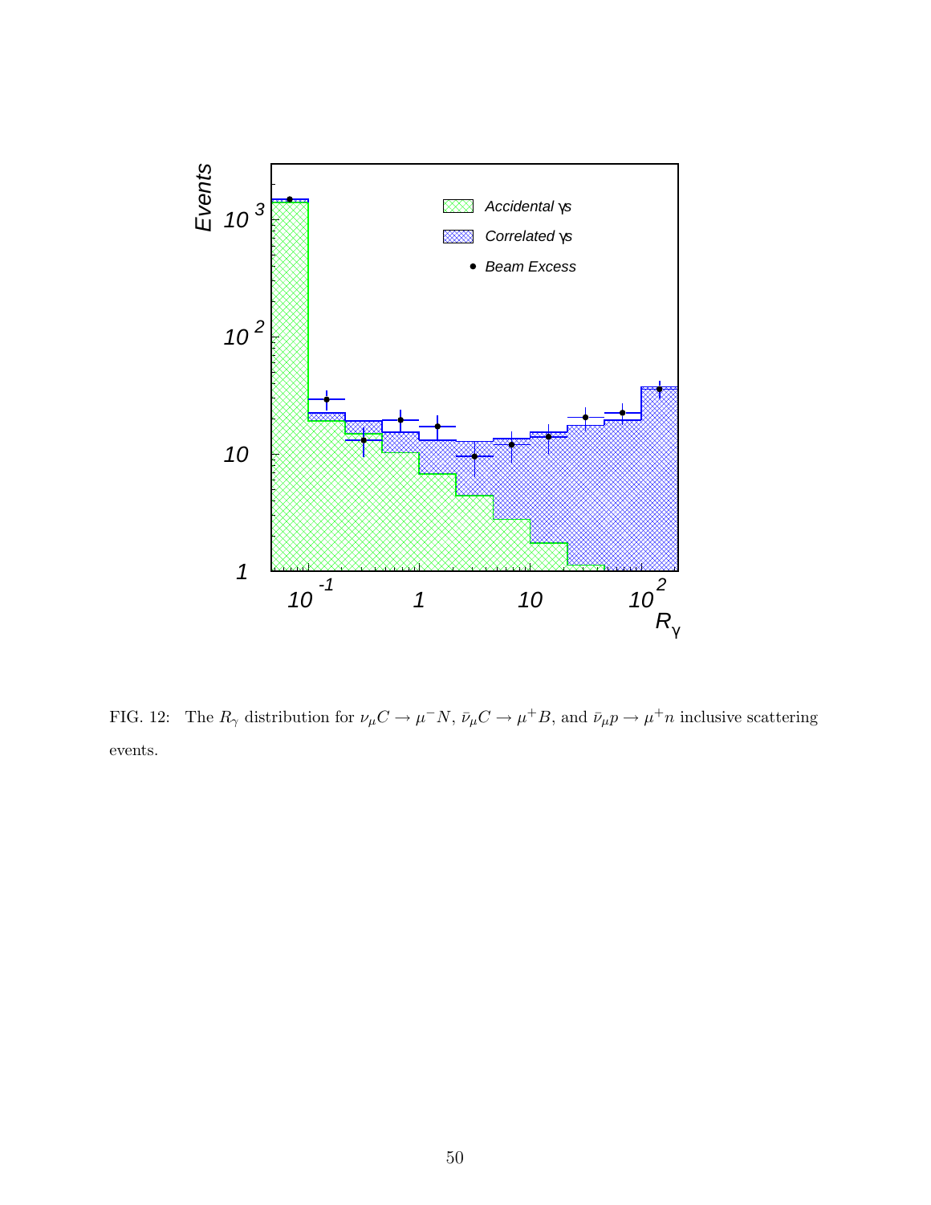FIG. 12: The $R_\gamma$ distribution for $\nu_\mu C \to \mu^- N$, $\bar{\nu}_\mu C \to \mu^+ B$, and $\bar{\nu}_\mu p \to \mu^+ n$ inclusive scattering events.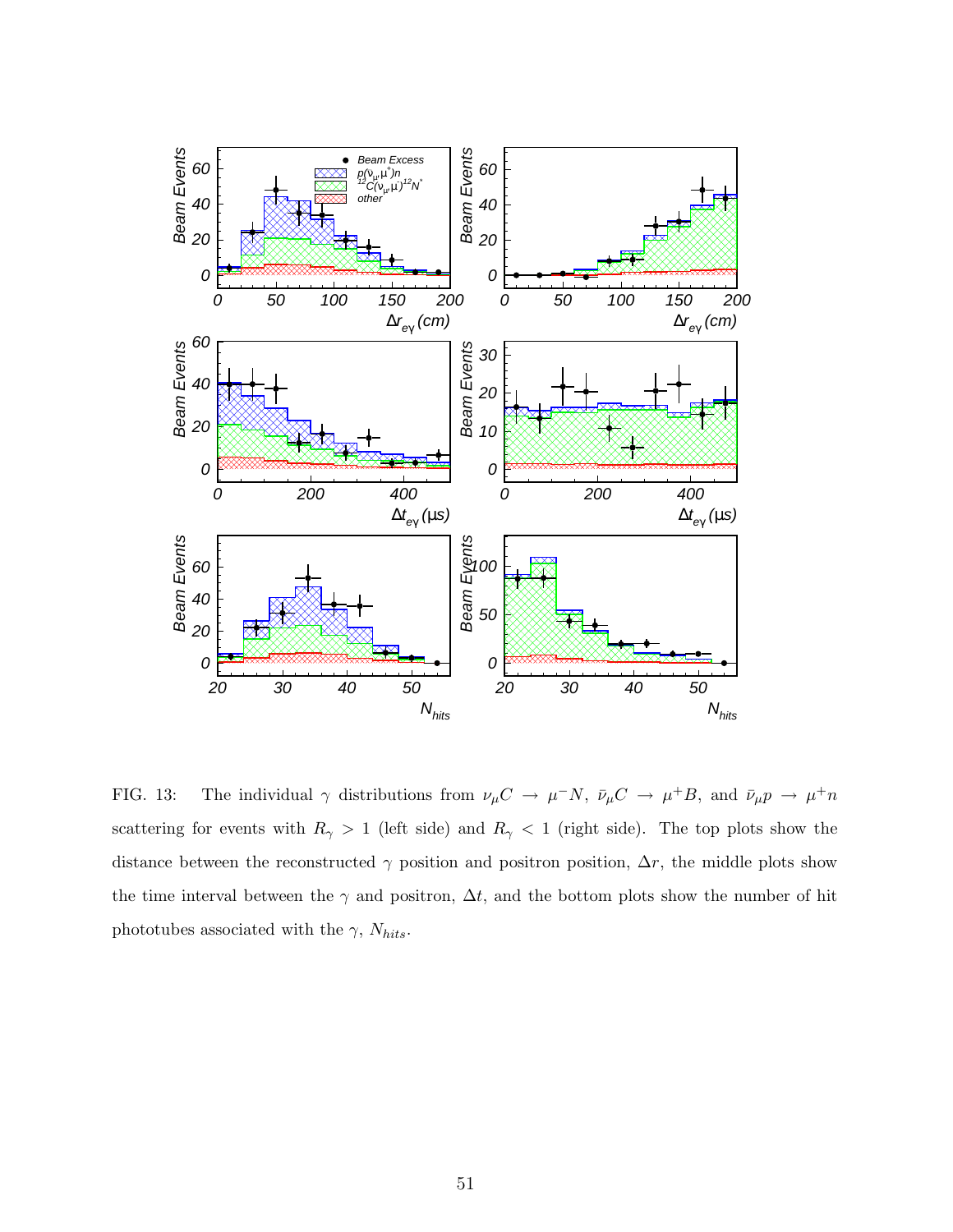FIG. 13: The individual $\gamma$ distributions from $\nu_\mu C \rightarrow \mu^- N$, $\bar{\nu}_\mu C \rightarrow \mu^+ B$, and $\bar{\nu}_\mu p \rightarrow \mu^+ n$ scattering for events with $R_\gamma > 1$ (left side) and $R_\gamma < 1$ (right side). The top plots show the distance between the reconstructed $\gamma$ position and positron position, $\Delta r$, the middle plots show the time interval between the $\gamma$ and positron, $\Delta t$, and the bottom plots show the number of hit phototubes associated with the $\gamma$, $N_{hits}$.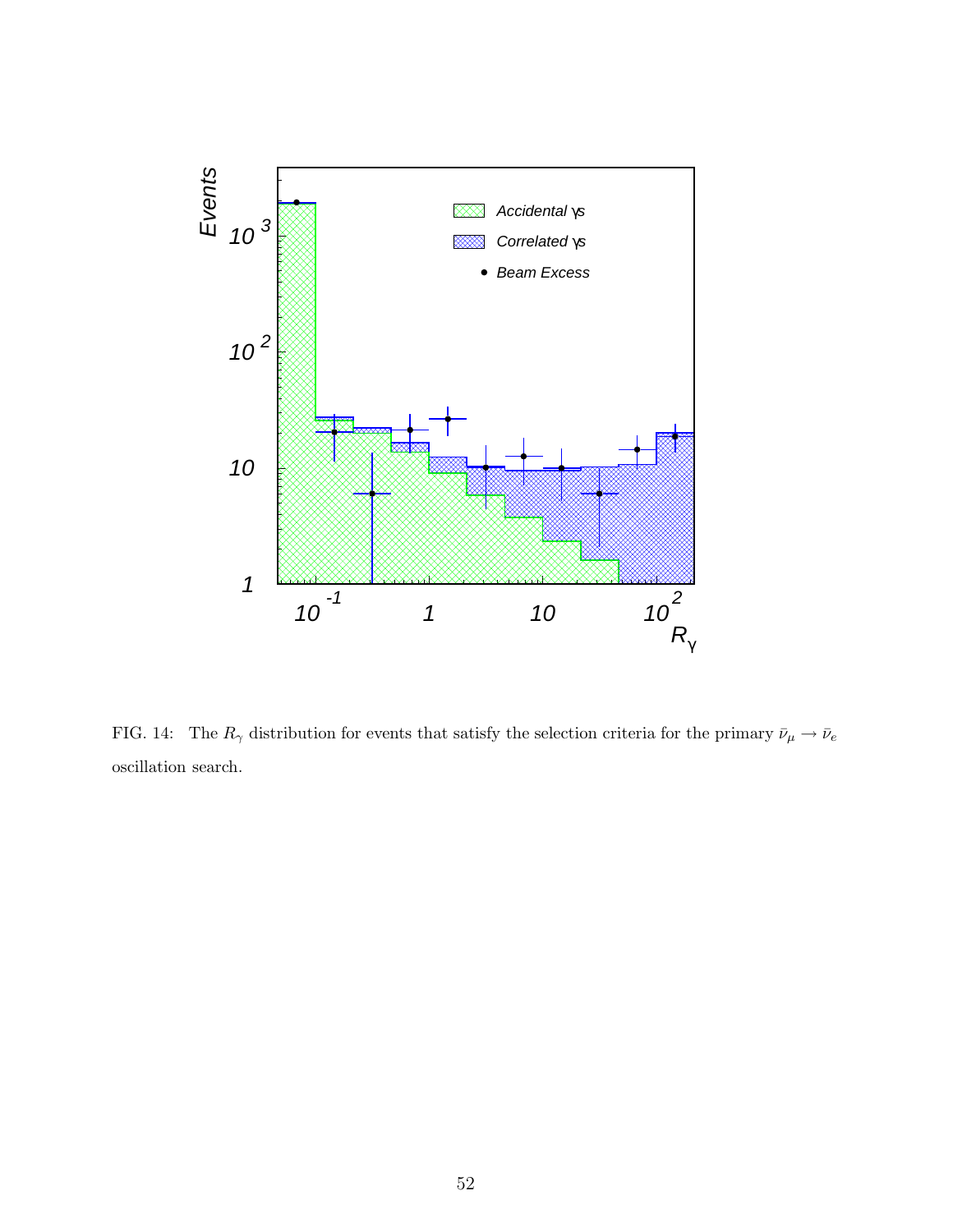FIG. 14: The $R_\gamma$ distribution for events that satisfy the selection criteria for the primary $\bar{\nu}_\mu \rightarrow \bar{\nu}_e$ oscillation search.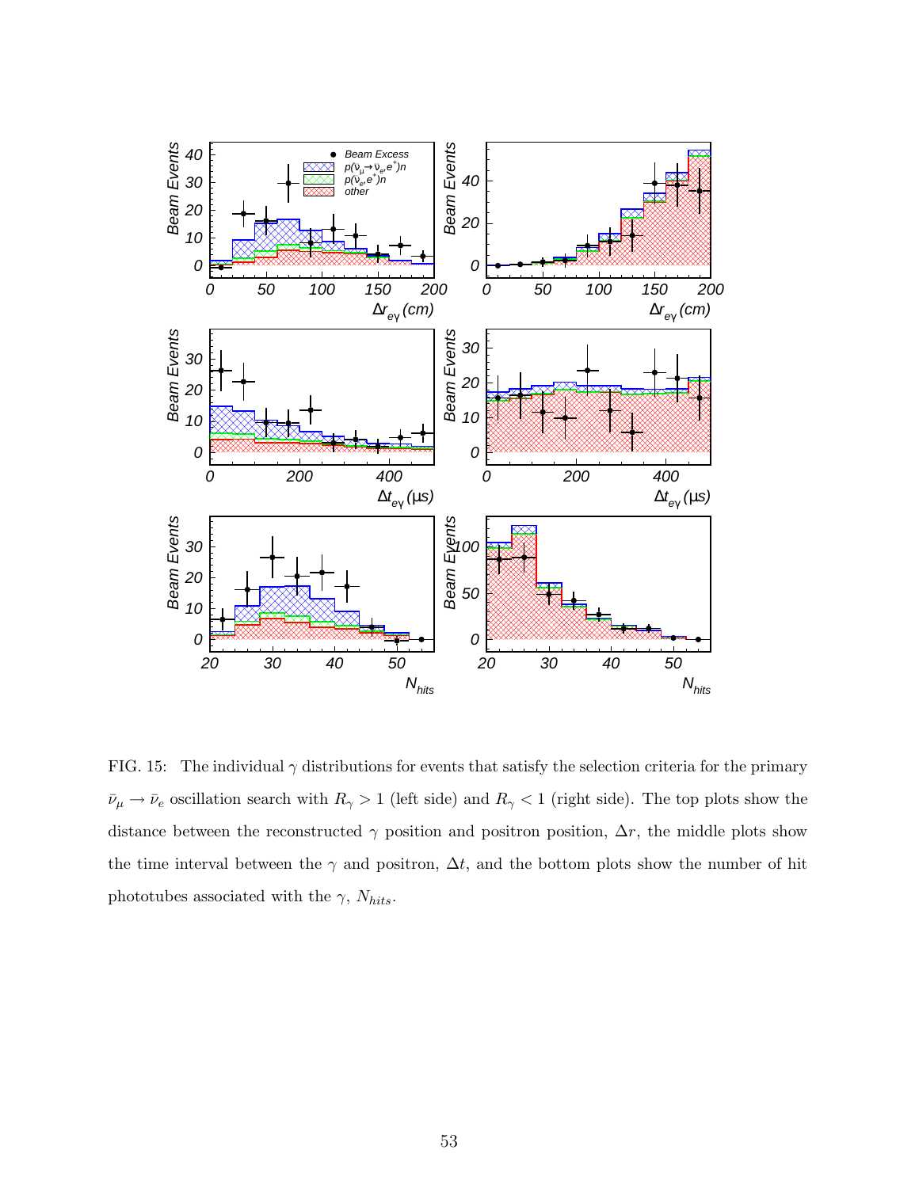FIG. 15: The individual $\gamma$ distributions for events that satisfy the selection criteria for the primary $\bar{\nu}_\mu \rightarrow \bar{\nu}_e$ oscillation search with $R_\gamma > 1$ (left side) and $R_\gamma < 1$ (right side). The top plots show the distance between the reconstructed $\gamma$ position and positron position, $\Delta r$, the middle plots show the time interval between the $\gamma$ and positron, $\Delta t$, and the bottom plots show the number of hit phototubes associated with the $\gamma$, $N_{hits}$.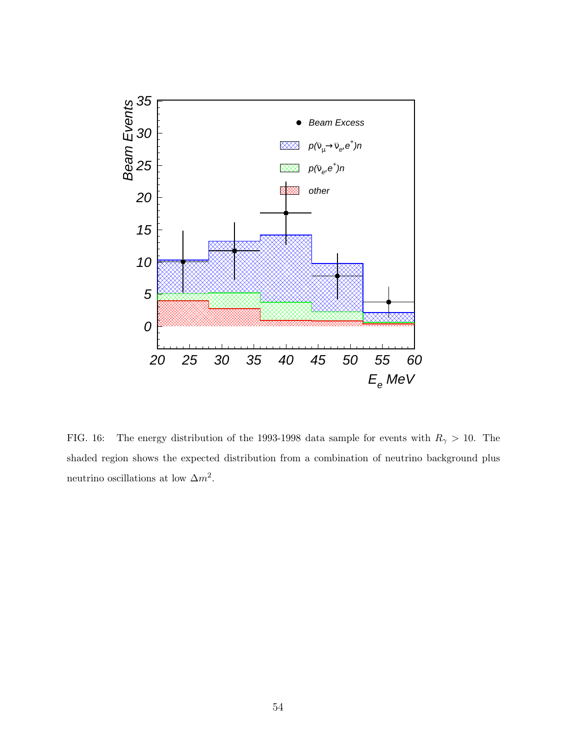FIG. 16: The energy distribution of the 1993-1998 data sample for events with $R_\gamma > 10$. The shaded region shows the expected distribution from a combination of neutrino background plus neutrino oscillations at low $\Delta m^2$.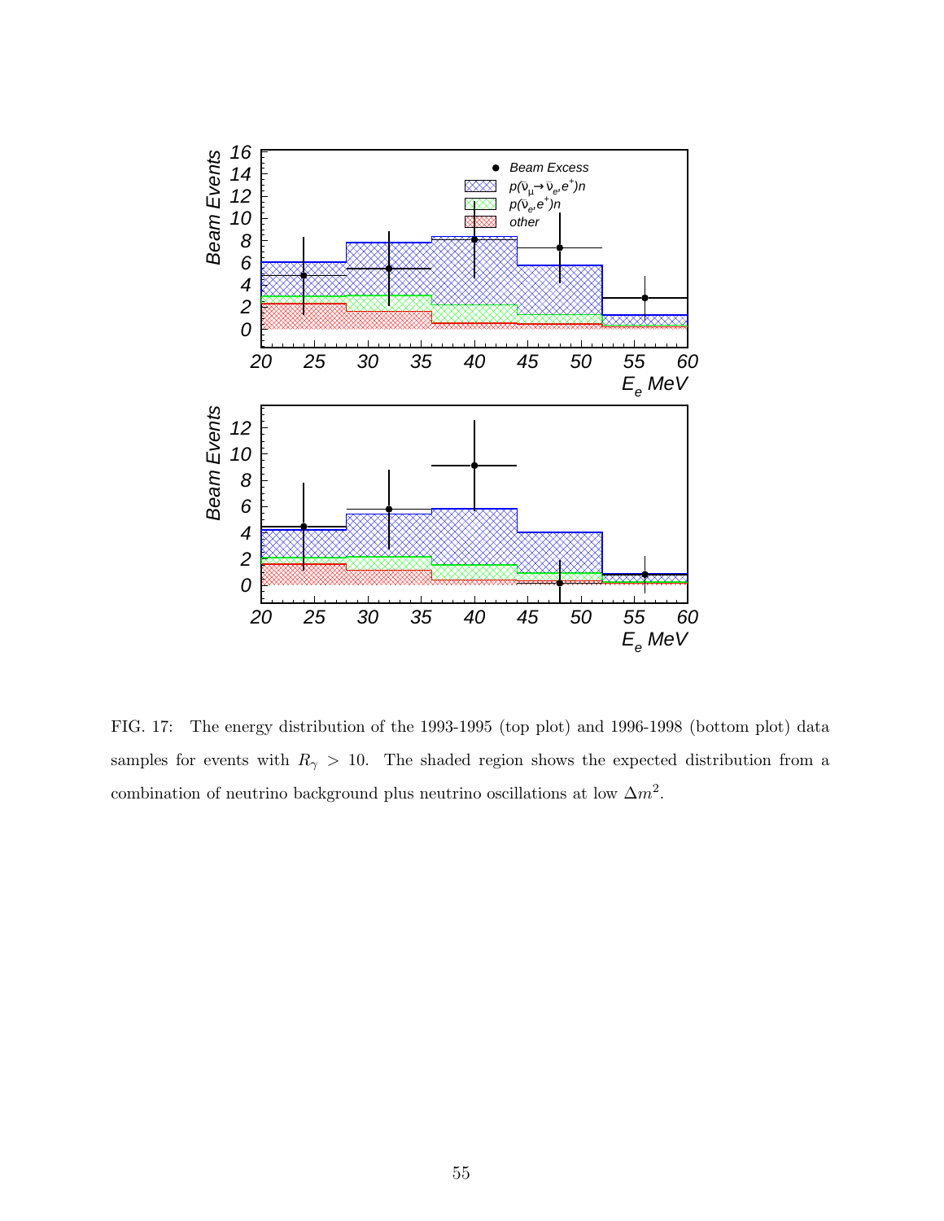FIG. 17: The energy distribution of the 1993-1995 (top plot) and 1996-1998 (bottom plot) data samples for events with $R_\gamma > 10$. The shaded region shows the expected distribution from a combination of neutrino background plus neutrino oscillations at low $\Delta m^2$.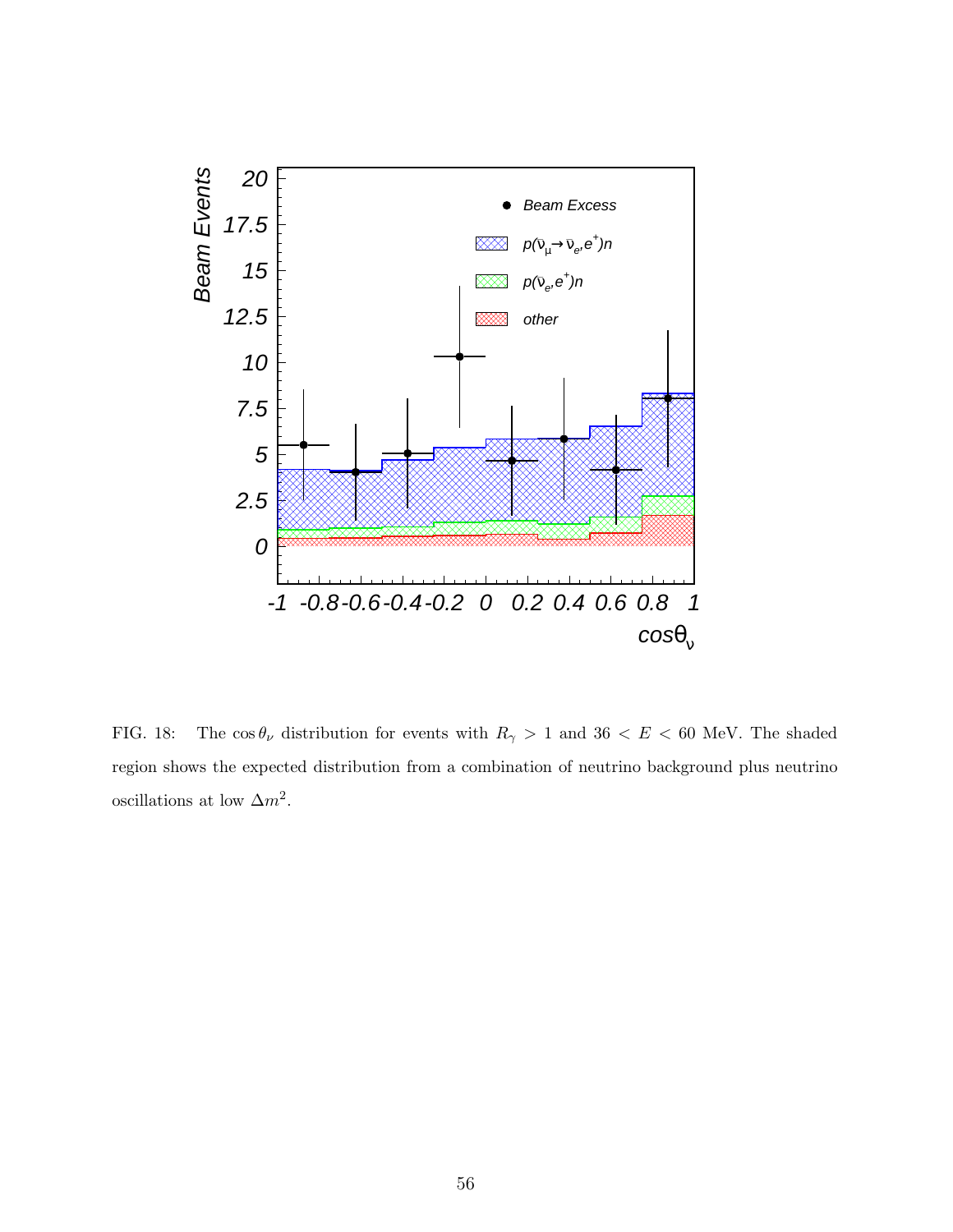FIG. 18: The $\cos\theta_\nu$ distribution for events with $R_\gamma > 1$ and $36 < E < 60$ MeV. The shaded region shows the expected distribution from a combination of neutrino background plus neutrino oscillations at low $\Delta m^2$.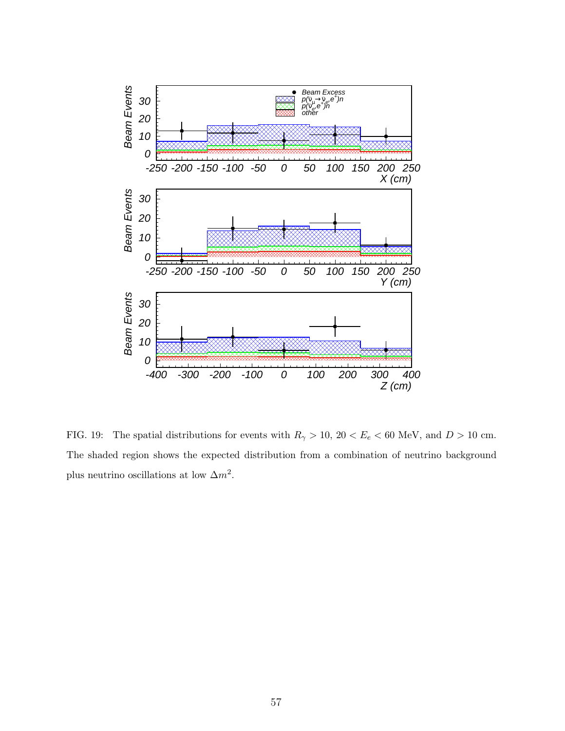FIG. 19: The spatial distributions for events with $R_\gamma > 10$, $20 < E_e < 60$ MeV, and $D > 10$ cm. The shaded region shows the expected distribution from a combination of neutrino background plus neutrino oscillations at low $\Delta m^2$.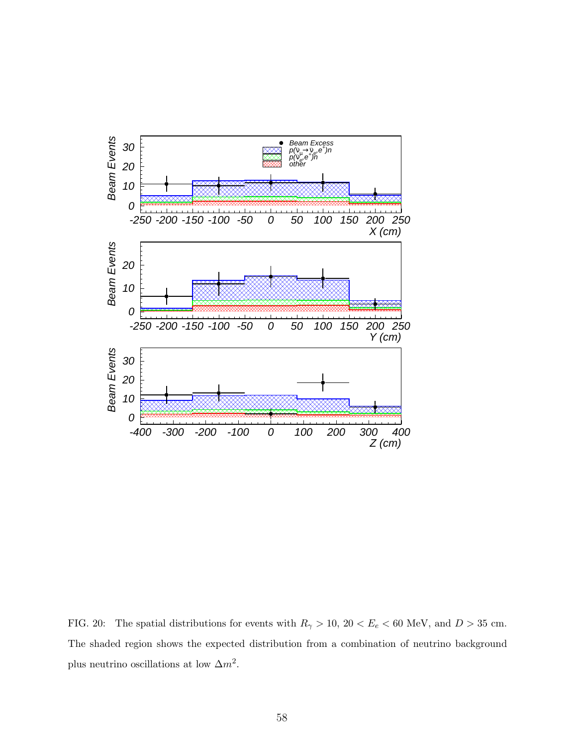FIG. 20: The spatial distributions for events with $R_\gamma > 10$, $20 < E_e < 60$ MeV, and $D > 35$ cm. The shaded region shows the expected distribution from a combination of neutrino background plus neutrino oscillations at low $\Delta m^2$.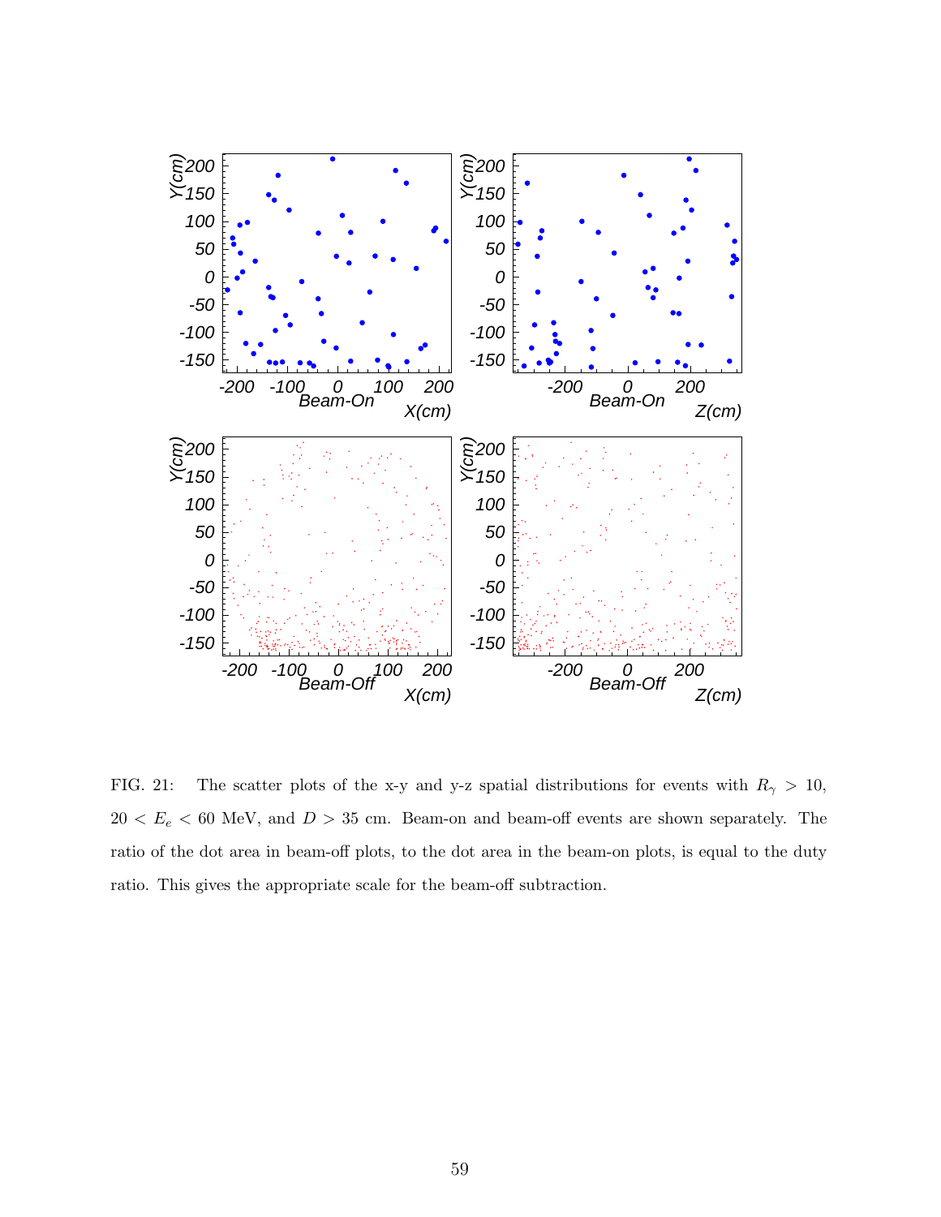FIG. 21: The scatter plots of the x-y and y-z spatial distributions for events with $R_\gamma > 10$, $20 < E_e < 60$ MeV, and $D > 35$ cm. Beam-on and beam-off events are shown separately. The ratio of the dot area in beam-off plots, to the dot area in the beam-on plots, is equal to the duty ratio. This gives the appropriate scale for the beam-off subtraction.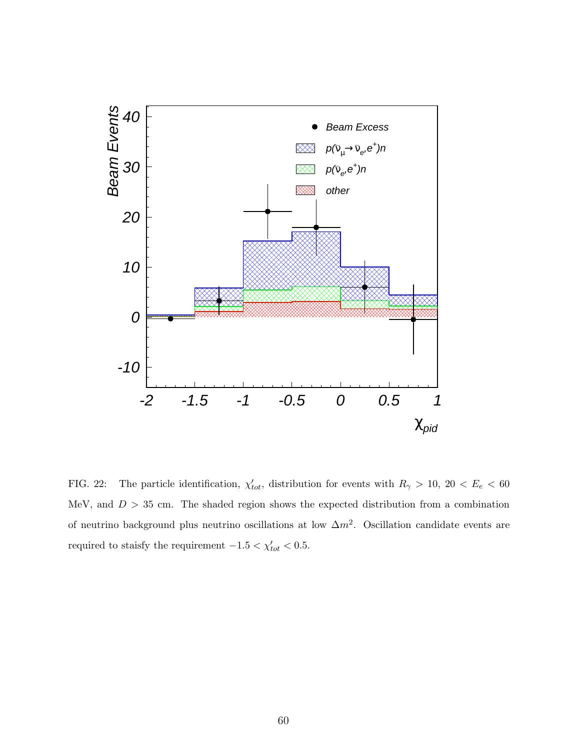FIG. 22: The particle identification, $\chi'_{tot}$, distribution for events with $R_\gamma > 10$, $20 < E_e < 60$ MeV, and $D > 35$ cm. The shaded region shows the expected distribution from a combination of neutrino background plus neutrino oscillations at low $\Delta m^2$. Oscillation candidate events are required to staisfy the requirement $-1.5 < \chi'_{tot} < 0.5$.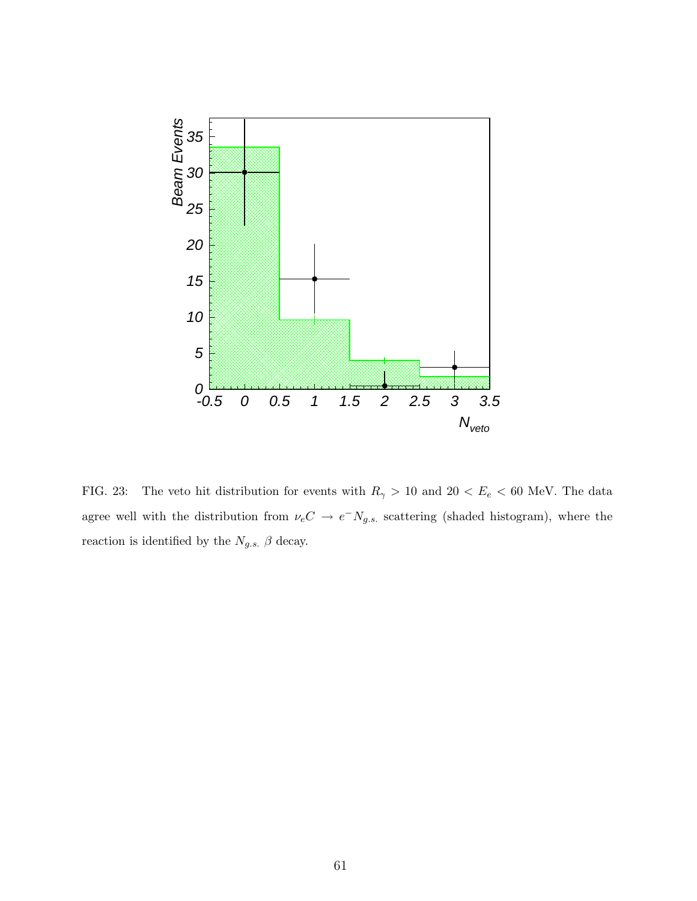FIG. 23: The veto hit distribution for events with $R_\gamma > 10$ and $20 < E_e < 60$ MeV. The data agree well with the distribution from $\nu_e C \rightarrow e^- N_{g.s.}$ scattering (shaded histogram), where the reaction is identified by the $N_{g.s.}$ $\beta$ decay.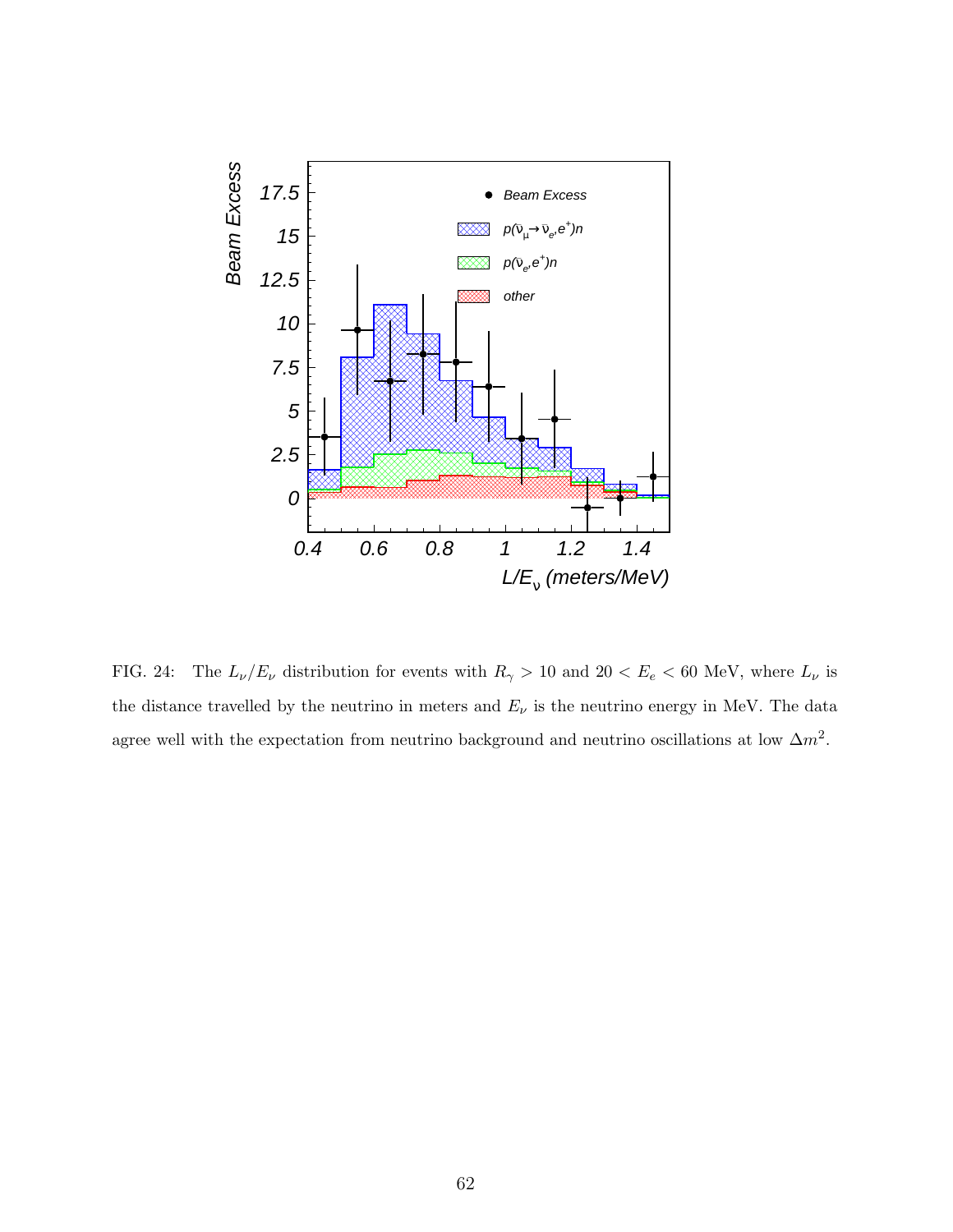FIG. 24: The $L_\nu/E_\nu$ distribution for events with $R_\gamma > 10$ and $20 < E_e < 60$ MeV, where $L_\nu$ is the distance travelled by the neutrino in meters and $E_\nu$ is the neutrino energy in MeV. The data agree well with the expectation from neutrino background and neutrino oscillations at low $\Delta m^2$.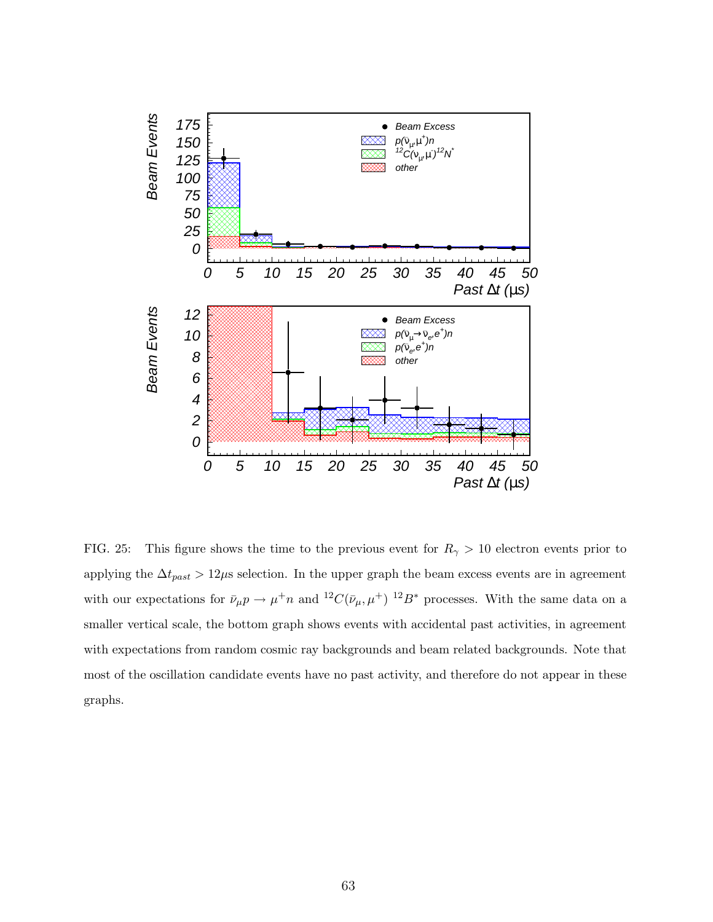FIG. 25: This figure shows the time to the previous event for $R_\gamma > 10$ electron events prior to applying the $\Delta t_{past} > 12\mu s$ selection. In the upper graph the beam excess events are in agreement with our expectations for $\bar{\nu}_\mu p \rightarrow \mu^+ n$ and $^{12}C(\bar{\nu}_\mu, \mu^+)\ ^{12}B^*$ processes. With the same data on a smaller vertical scale, the bottom graph shows events with accidental past activities, in agreement with expectations from random cosmic ray backgrounds and beam related backgrounds. Note that most of the oscillation candidate events have no past activity, and therefore do not appear in these graphs.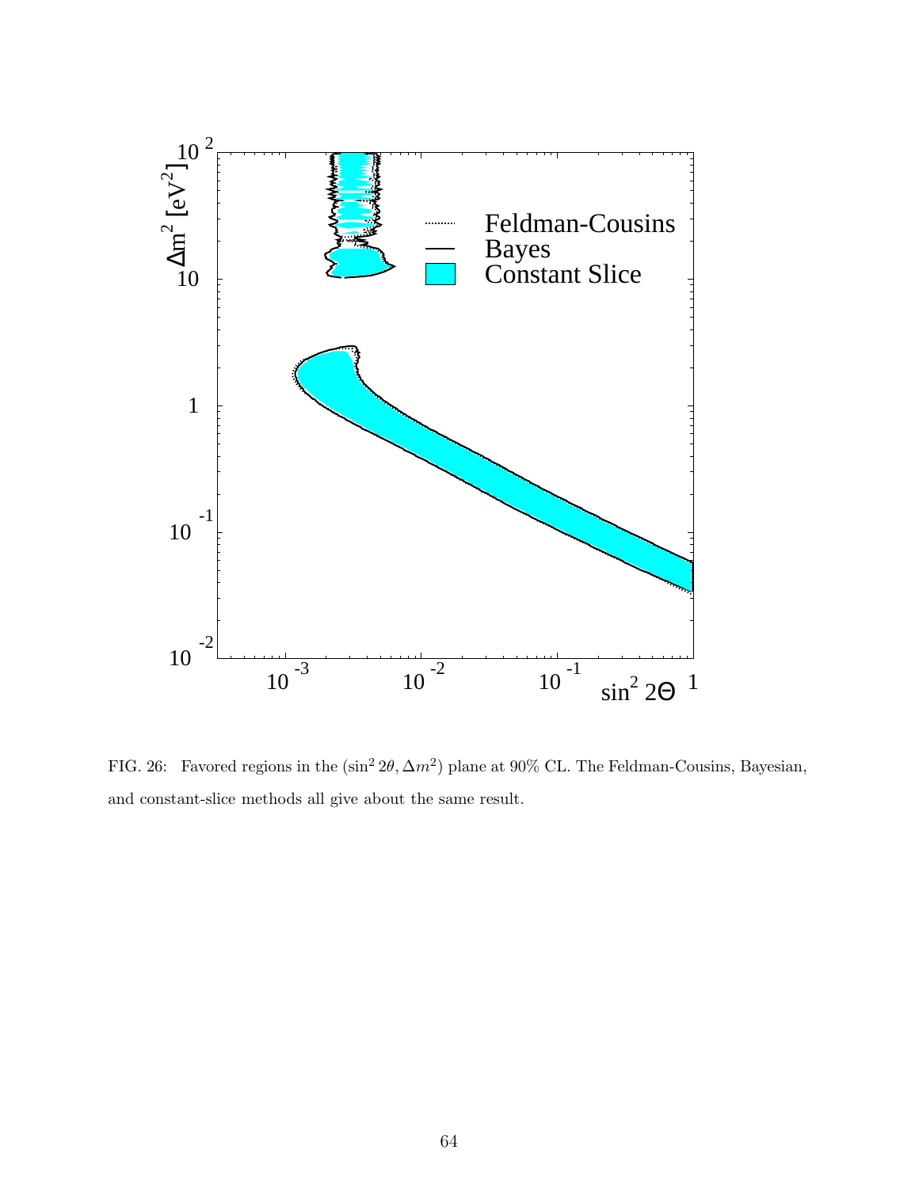FIG. 26: Favored regions in the $(\sin^2 2\theta, \Delta m^2)$ plane at 90% CL. The Feldman-Cousins, Bayesian, and constant-slice methods all give about the same result.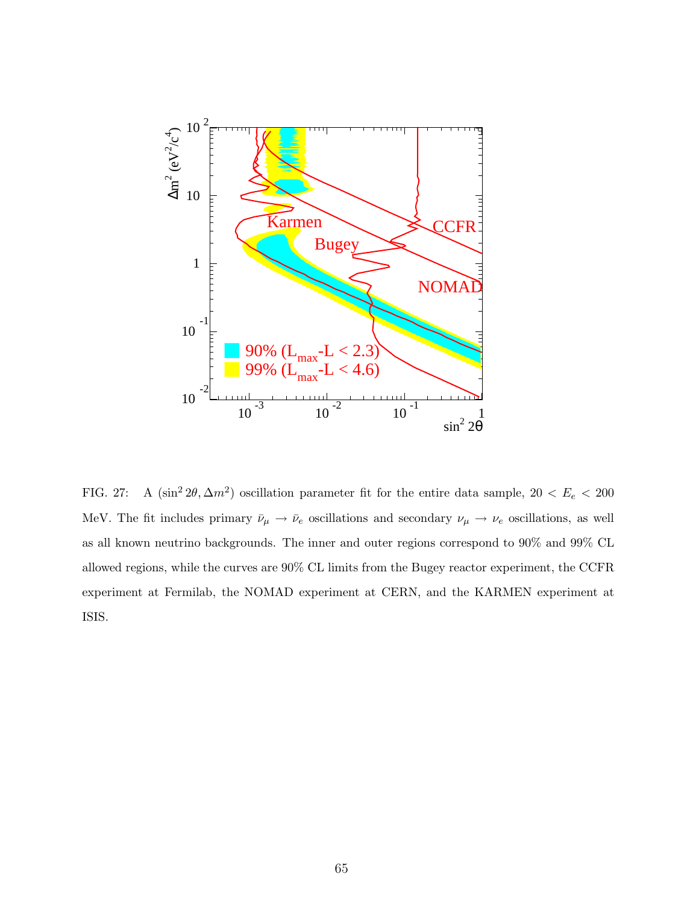FIG. 27: A $(\sin^2 2\theta, \Delta m^2)$ oscillation parameter fit for the entire data sample, $20 < E_e < 200$ MeV. The fit includes primary $\bar{\nu}_\mu \rightarrow \bar{\nu}_e$ oscillations and secondary $\nu_\mu \rightarrow \nu_e$ oscillations, as well as all known neutrino backgrounds. The inner and outer regions correspond to 90% and 99% CL allowed regions, while the curves are 90% CL limits from the Bugey reactor experiment, the CCFR experiment at Fermilab, the NOMAD experiment at CERN, and the KARMEN experiment at ISIS.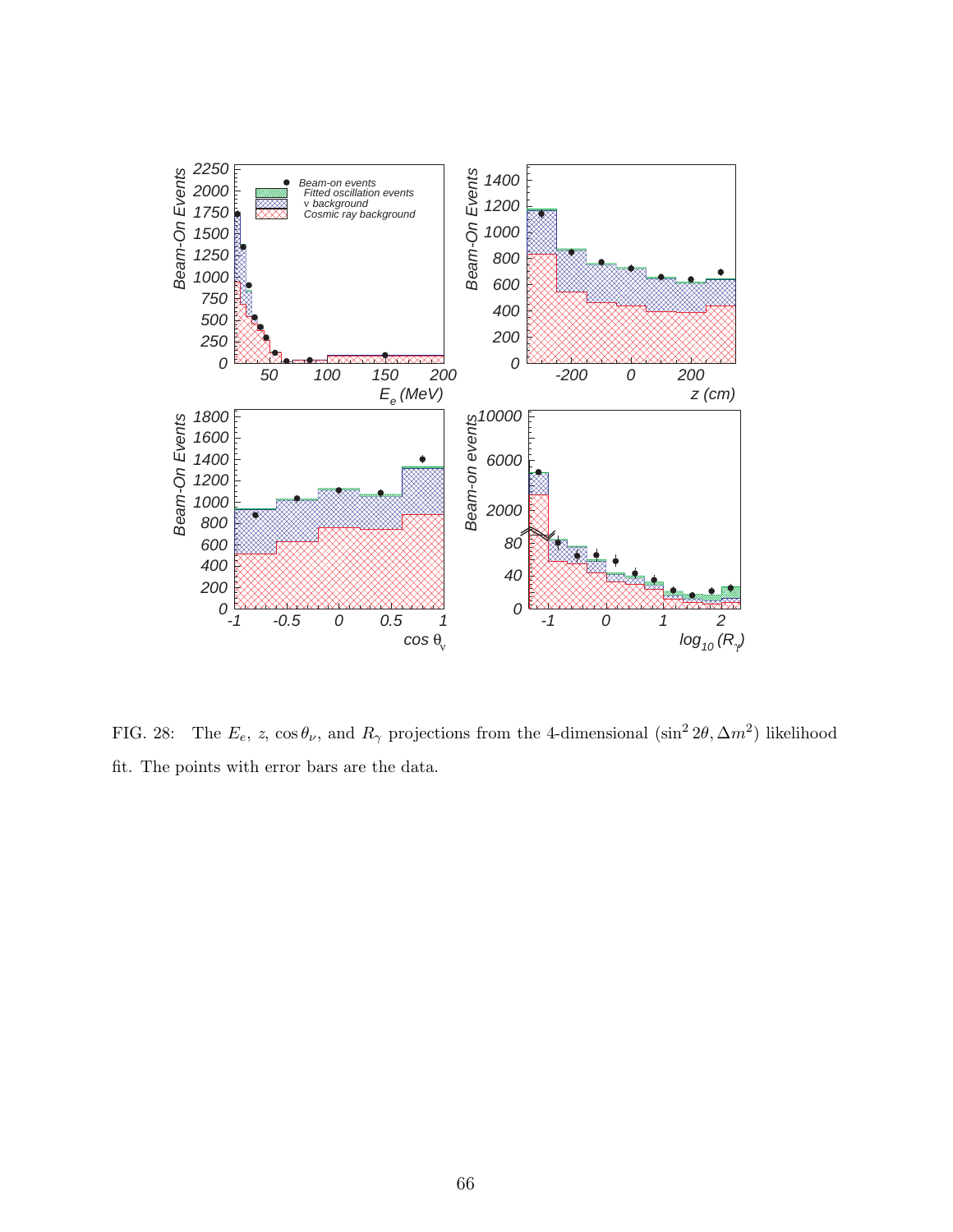FIG. 28: The $E_e$, $z$, $\cos\theta_\nu$, and $R_\gamma$ projections from the 4-dimensional $(\sin^2 2\theta, \Delta m^2)$ likelihood fit. The points with error bars are the data.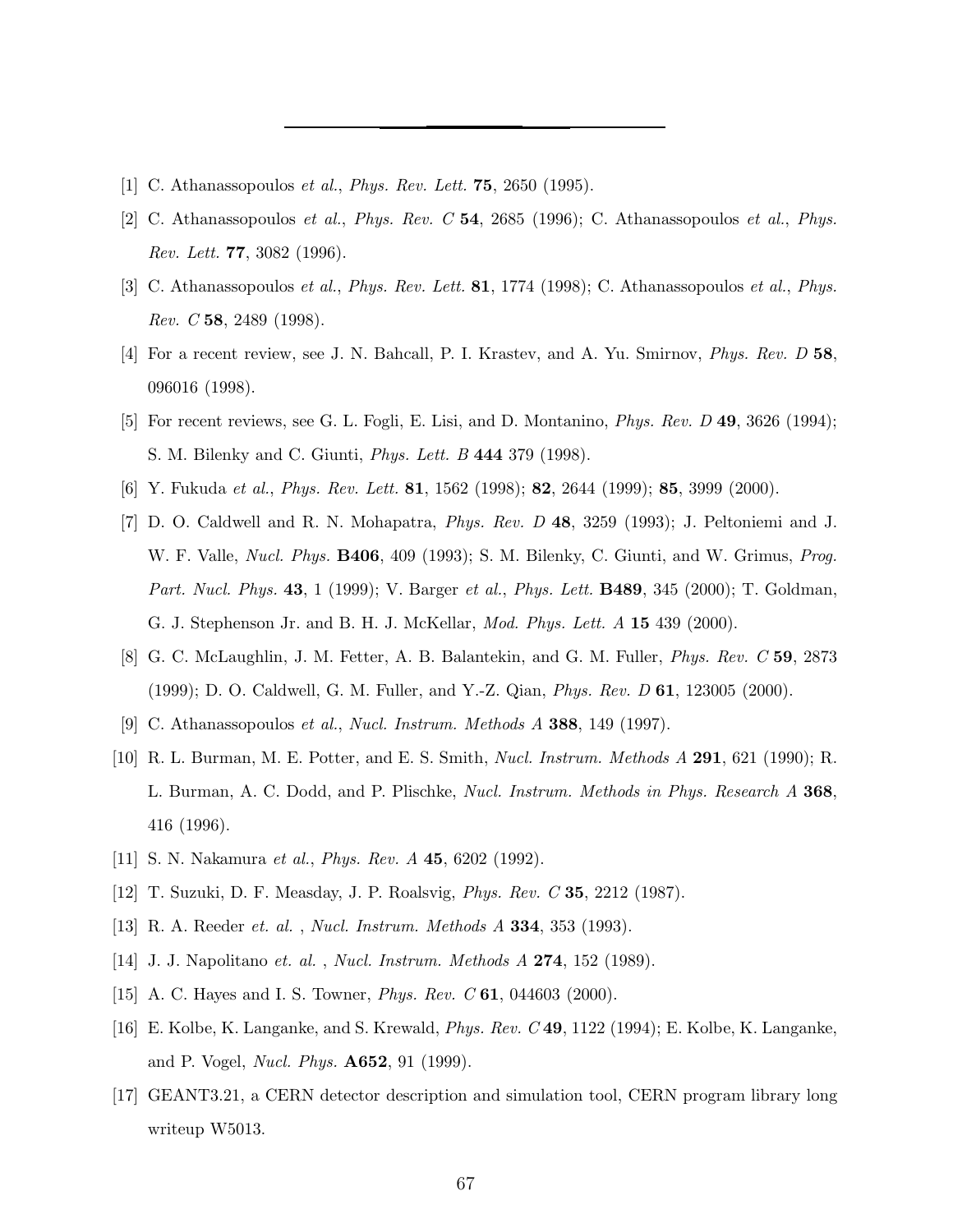---

[1] C. Athanassopoulos *et al.*, *Phys. Rev. Lett.* **75**, 2650 (1995).

[2] C. Athanassopoulos *et al.*, *Phys. Rev. C* **54**, 2685 (1996); C. Athanassopoulos *et al.*, *Phys. Rev. Lett.* **77**, 3082 (1996).

[3] C. Athanassopoulos *et al.*, *Phys. Rev. Lett.* **81**, 1774 (1998); C. Athanassopoulos *et al.*, *Phys. Rev. C* **58**, 2489 (1998).

[4] For a recent review, see J. N. Bahcall, P. I. Krastev, and A. Yu. Smirnov, *Phys. Rev. D* **58**, 096016 (1998).

[5] For recent reviews, see G. L. Fogli, E. Lisi, and D. Montanino, *Phys. Rev. D* **49**, 3626 (1994); S. M. Bilenky and C. Giunti, *Phys. Lett. B* **444** 379 (1998).

[6] Y. Fukuda *et al.*, *Phys. Rev. Lett.* **81**, 1562 (1998); **82**, 2644 (1999); **85**, 3999 (2000).

[7] D. O. Caldwell and R. N. Mohapatra, *Phys. Rev. D* **48**, 3259 (1993); J. Peltoniemi and J. W. F. Valle, *Nucl. Phys.* **B406**, 409 (1993); S. M. Bilenky, C. Giunti, and W. Grimus, *Prog. Part. Nucl. Phys.* **43**, 1 (1999); V. Barger *et al.*, *Phys. Lett.* **B489**, 345 (2000); T. Goldman, G. J. Stephenson Jr. and B. H. J. McKellar, *Mod. Phys. Lett. A* **15** 439 (2000).

[8] G. C. McLaughlin, J. M. Fetter, A. B. Balantekin, and G. M. Fuller, *Phys. Rev. C* **59**, 2873 (1999); D. O. Caldwell, G. M. Fuller, and Y.-Z. Qian, *Phys. Rev. D* **61**, 123005 (2000).

[9] C. Athanassopoulos *et al.*, *Nucl. Instrum. Methods A* **388**, 149 (1997).

[10] R. L. Burman, M. E. Potter, and E. S. Smith, *Nucl. Instrum. Methods A* **291**, 621 (1990); R. L. Burman, A. C. Dodd, and P. Plischke, *Nucl. Instrum. Methods in Phys. Research A* **368**, 416 (1996).

[11] S. N. Nakamura *et al.*, *Phys. Rev. A* **45**, 6202 (1992).

[12] T. Suzuki, D. F. Measday, J. P. Roalsvig, *Phys. Rev. C* **35**, 2212 (1987).

[13] R. A. Reeder *et. al.* , *Nucl. Instrum. Methods A* **334**, 353 (1993).

[14] J. J. Napolitano *et. al.* , *Nucl. Instrum. Methods A* **274**, 152 (1989).

[15] A. C. Hayes and I. S. Towner, *Phys. Rev. C* **61**, 044603 (2000).

[16] E. Kolbe, K. Langanke, and S. Krewald, *Phys. Rev. C* **49**, 1122 (1994); E. Kolbe, K. Langanke, and P. Vogel, *Nucl. Phys.* **A652**, 91 (1999).

[17] GEANT3.21, a CERN detector description and simulation tool, CERN program library long writeup W5013.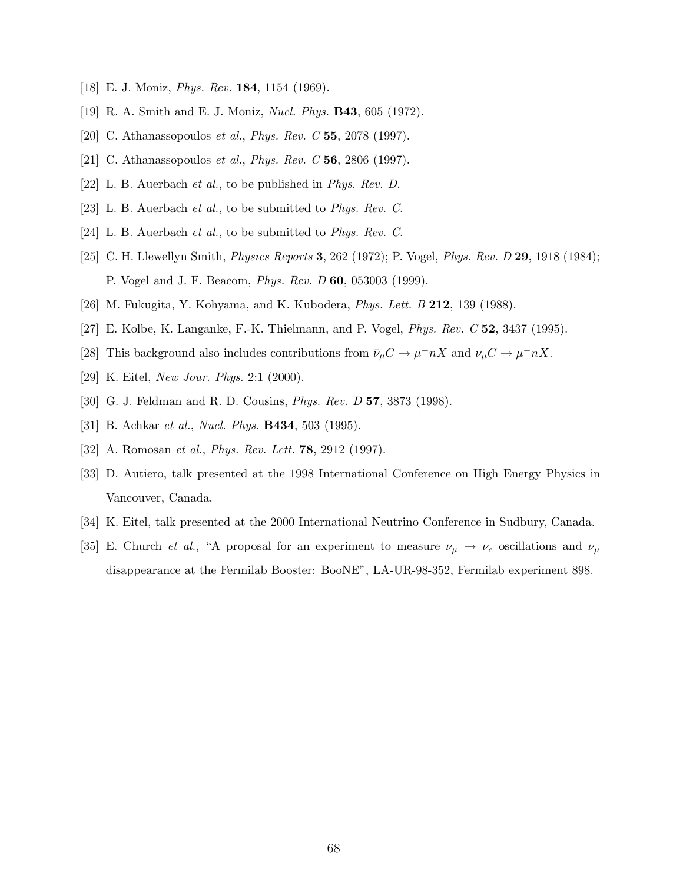[18] E. J. Moniz, *Phys. Rev.* **184**, 1154 (1969).

[19] R. A. Smith and E. J. Moniz, *Nucl. Phys.* **B43**, 605 (1972).

[20] C. Athanassopoulos *et al.*, *Phys. Rev. C* **55**, 2078 (1997).

[21] C. Athanassopoulos *et al.*, *Phys. Rev. C* **56**, 2806 (1997).

[22] L. B. Auerbach *et al.*, to be published in *Phys. Rev. D*.

[23] L. B. Auerbach *et al.*, to be submitted to *Phys. Rev. C*.

[24] L. B. Auerbach *et al.*, to be submitted to *Phys. Rev. C*.

[25] C. H. Llewellyn Smith, *Physics Reports* **3**, 262 (1972); P. Vogel, *Phys. Rev. D* **29**, 1918 (1984); P. Vogel and J. F. Beacom, *Phys. Rev. D* **60**, 053003 (1999).

[26] M. Fukugita, Y. Kohyama, and K. Kubodera, *Phys. Lett. B* **212**, 139 (1988).

[27] E. Kolbe, K. Langanke, F.-K. Thielmann, and P. Vogel, *Phys. Rev. C* **52**, 3437 (1995).

[28] This background also includes contributions from $\bar{\nu}_\mu C \rightarrow \mu^+ n X$ and $\nu_\mu C \rightarrow \mu^- n X$.

[29] K. Eitel, *New Jour. Phys.* 2:1 (2000).

[30] G. J. Feldman and R. D. Cousins, *Phys. Rev. D* **57**, 3873 (1998).

[31] B. Achkar *et al.*, *Nucl. Phys.* **B434**, 503 (1995).

[32] A. Romosan *et al.*, *Phys. Rev. Lett.* **78**, 2912 (1997).

[33] D. Autiero, talk presented at the 1998 International Conference on High Energy Physics in Vancouver, Canada.

[34] K. Eitel, talk presented at the 2000 International Neutrino Conference in Sudbury, Canada.

[35] E. Church *et al.*, "A proposal for an experiment to measure $\nu_\mu \rightarrow \nu_e$ oscillations and $\nu_\mu$ disappearance at the Fermilab Booster: BooNE", LA-UR-98-352, Fermilab experiment 898.